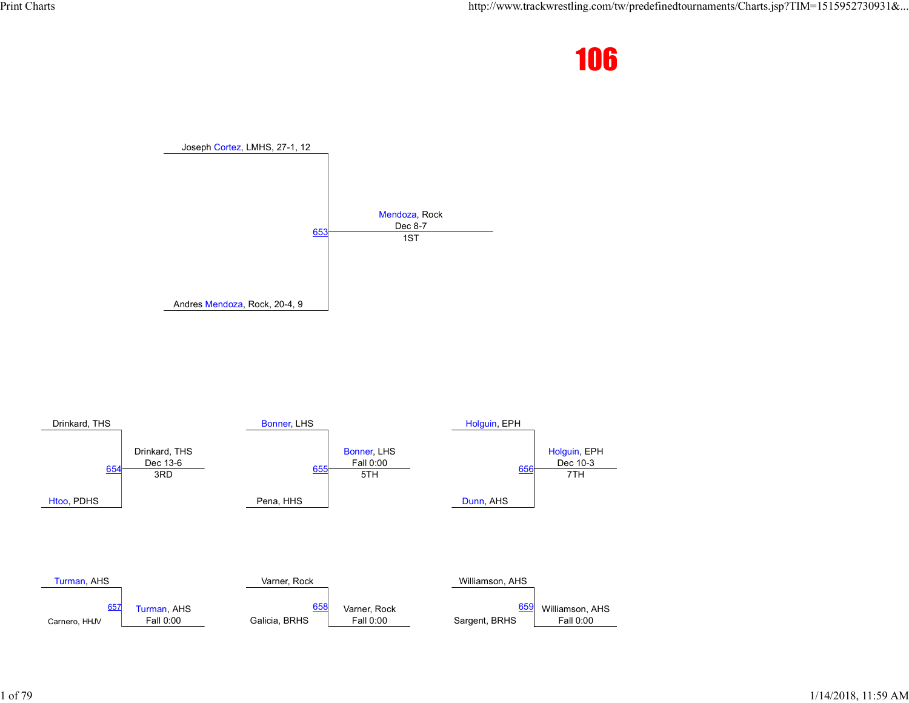# 106

## 1st Place Match (653)

| Wrestler | Result |
| --- | --- |
| Joseph Cortez, LMHS, 27-1, 12 | |
| Andres Mendoza, Rock, 20-4, 9 | |
| **Winner:** Mendoza, Rock | Dec 8-7 — 1ST |

## 3rd Place Match (654)

| Wrestler | Result |
| --- | --- |
| Drinkard, THS | |
| Htoo, PDHS | |
| **Winner:** Drinkard, THS | Dec 13-6 — 3RD |

## 5th Place Match (655)

| Wrestler | Result |
| --- | --- |
| Bonner, LHS | |
| Pena, HHS | |
| **Winner:** Bonner, LHS | Fall 0:00 — 5TH |

## 7th Place Match (656)

| Wrestler | Result |
| --- | --- |
| Holguin, EPH | |
| Dunn, AHS | |
| **Winner:** Holguin, EPH | Dec 10-3 — 7TH |

## Match 657

| Wrestler | Result |
| --- | --- |
| Turman, AHS | |
| Carnero, HHJV | |
| **Winner:** Turman, AHS | Fall 0:00 |

## Match 658

| Wrestler | Result |
| --- | --- |
| Varner, Rock | |
| Galicia, BRHS | |
| **Winner:** Varner, Rock | Fall 0:00 |

## Match 659

| Wrestler | Result |
| --- | --- |
| Williamson, AHS | |
| Sargent, BRHS | |
| **Winner:** Williamson, AHS | Fall 0:00 |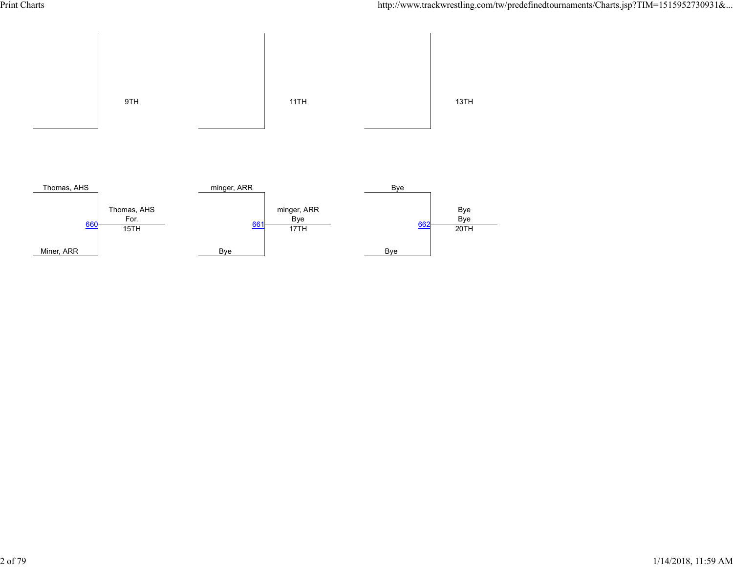9TH

11TH

13TH

| Wrestler 1 | Wrestler 2 | Bout | Winner | Result | Place |
|---|---|---|---|---|---|
| Thomas, AHS | Miner, ARR | 660 | Thomas, AHS | For. | 15TH |
| minger, ARR | Bye | 661 | minger, ARR | Bye | 17TH |
| Bye | Bye | 662 | Bye | Bye | 20TH |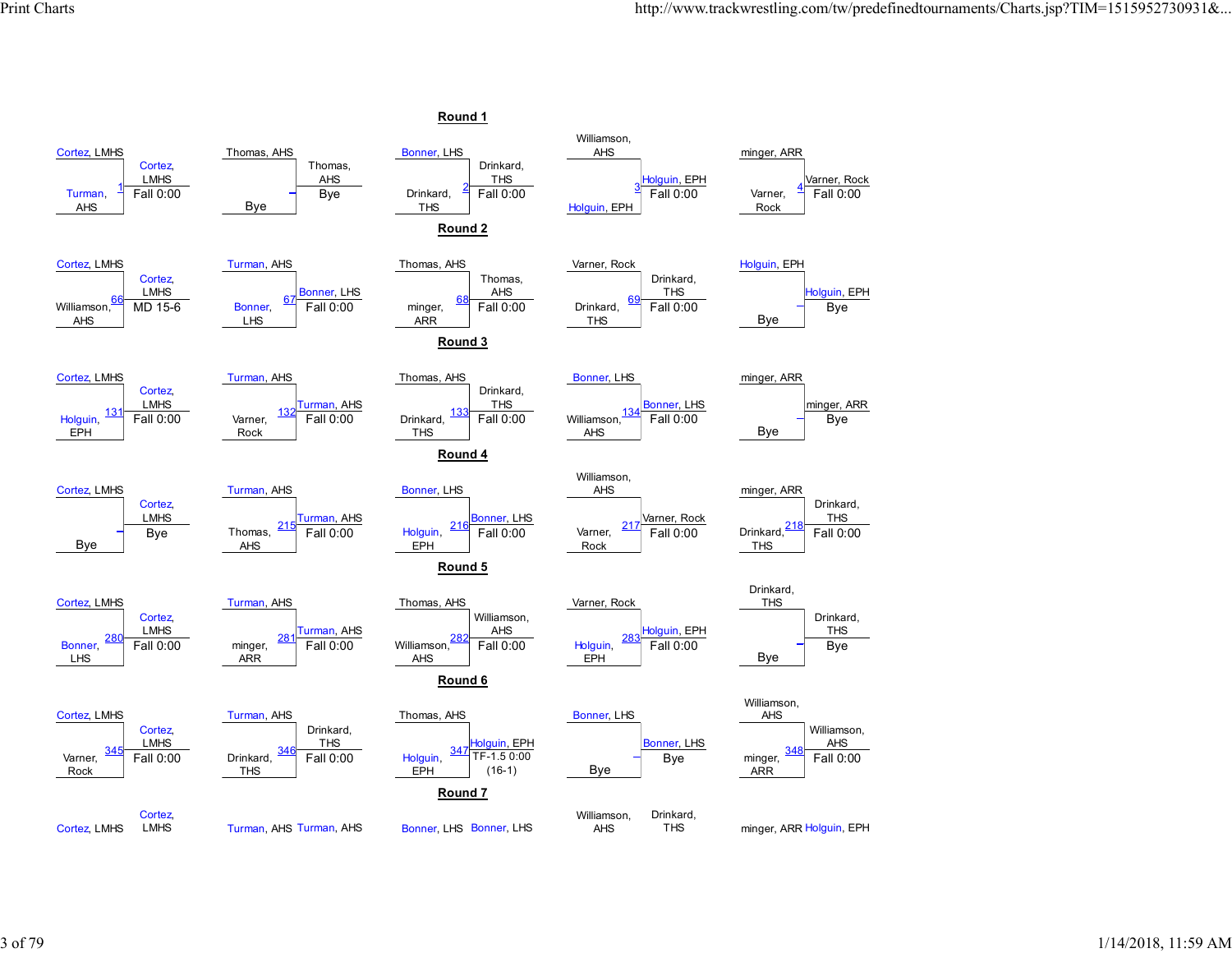## Round 1

| Bout | Wrestler 1 | Wrestler 2 | Winner | Result |
|---|---|---|---|---|
| 1 | Cortez, LMHS | Turman, AHS | Cortez, LMHS | Fall 0:00 |
| – | Thomas, AHS | Bye | Thomas, AHS | Bye |
| 2 | Bonner, LHS | Drinkard, THS | Drinkard, THS | Fall 0:00 |
| 3 | Williamson, AHS | Holguin, EPH | Holguin, EPH | Fall 0:00 |
| 4 | minger, ARR | Varner, Rock | Varner, Rock | Fall 0:00 |

## Round 2

| Bout | Wrestler 1 | Wrestler 2 | Winner | Result |
|---|---|---|---|---|
| 66 | Cortez, LMHS | Williamson, AHS | Cortez, LMHS | MD 15-6 |
| 67 | Turman, AHS | Bonner, LHS | Bonner, LHS | Fall 0:00 |
| 68 | Thomas, AHS | minger, ARR | Thomas, AHS | Fall 0:00 |
| 69 | Varner, Rock | Drinkard, THS | Drinkard, THS | Fall 0:00 |
| – | Holguin, EPH | Bye | Holguin, EPH | Bye |

## Round 3

| Bout | Wrestler 1 | Wrestler 2 | Winner | Result |
|---|---|---|---|---|
| 131 | Cortez, LMHS | Holguin, EPH | Cortez, LMHS | Fall 0:00 |
| 132 | Turman, AHS | Varner, Rock | Turman, AHS | Fall 0:00 |
| 133 | Thomas, AHS | Drinkard, THS | Drinkard, THS | Fall 0:00 |
| 134 | Bonner, LHS | Williamson, AHS | Bonner, LHS | Fall 0:00 |
| – | minger, ARR | Bye | minger, ARR | Bye |

## Round 4

| Bout | Wrestler 1 | Wrestler 2 | Winner | Result |
|---|---|---|---|---|
| – | Cortez, LMHS | Bye | Cortez, LMHS | Bye |
| 215 | Turman, AHS | Thomas, AHS | Turman, AHS | Fall 0:00 |
| 216 | Bonner, LHS | Holguin, EPH | Bonner, LHS | Fall 0:00 |
| 217 | Williamson, AHS | Varner, Rock | Varner, Rock | Fall 0:00 |
| 218 | minger, ARR | Drinkard, THS | Drinkard, THS | Fall 0:00 |

## Round 5

| Bout | Wrestler 1 | Wrestler 2 | Winner | Result |
|---|---|---|---|---|
| 280 | Cortez, LMHS | Bonner, LHS | Cortez, LMHS | Fall 0:00 |
| 281 | Turman, AHS | minger, ARR | Turman, AHS | Fall 0:00 |
| 282 | Thomas, AHS | Williamson, AHS | Williamson, AHS | Fall 0:00 |
| 283 | Varner, Rock | Holguin, EPH | Holguin, EPH | Fall 0:00 |
| – | Drinkard, THS | Bye | Drinkard, THS | Bye |

## Round 6

| Bout | Wrestler 1 | Wrestler 2 | Winner | Result |
|---|---|---|---|---|
| 345 | Cortez, LMHS | Varner, Rock | Cortez, LMHS | Fall 0:00 |
| 346 | Turman, AHS | Drinkard, THS | Drinkard, THS | Fall 0:00 |
| 347 | Thomas, AHS | Holguin, EPH | Holguin, EPH | TF-1.5 0:00 (16-1) |
| – | Bonner, LHS | Bye | Bonner, LHS | Bye |
| 348 | Williamson, AHS | minger, ARR | Williamson, AHS | Fall 0:00 |

## Round 7

| Wrestler 1 | Wrestler 2 |
|---|---|
| Cortez, LMHS | Cortez, LMHS |
| Turman, AHS | Turman, AHS |
| Bonner, LHS | Bonner, LHS |
| Williamson, AHS | Drinkard, THS |
| minger, ARR | Holguin, EPH |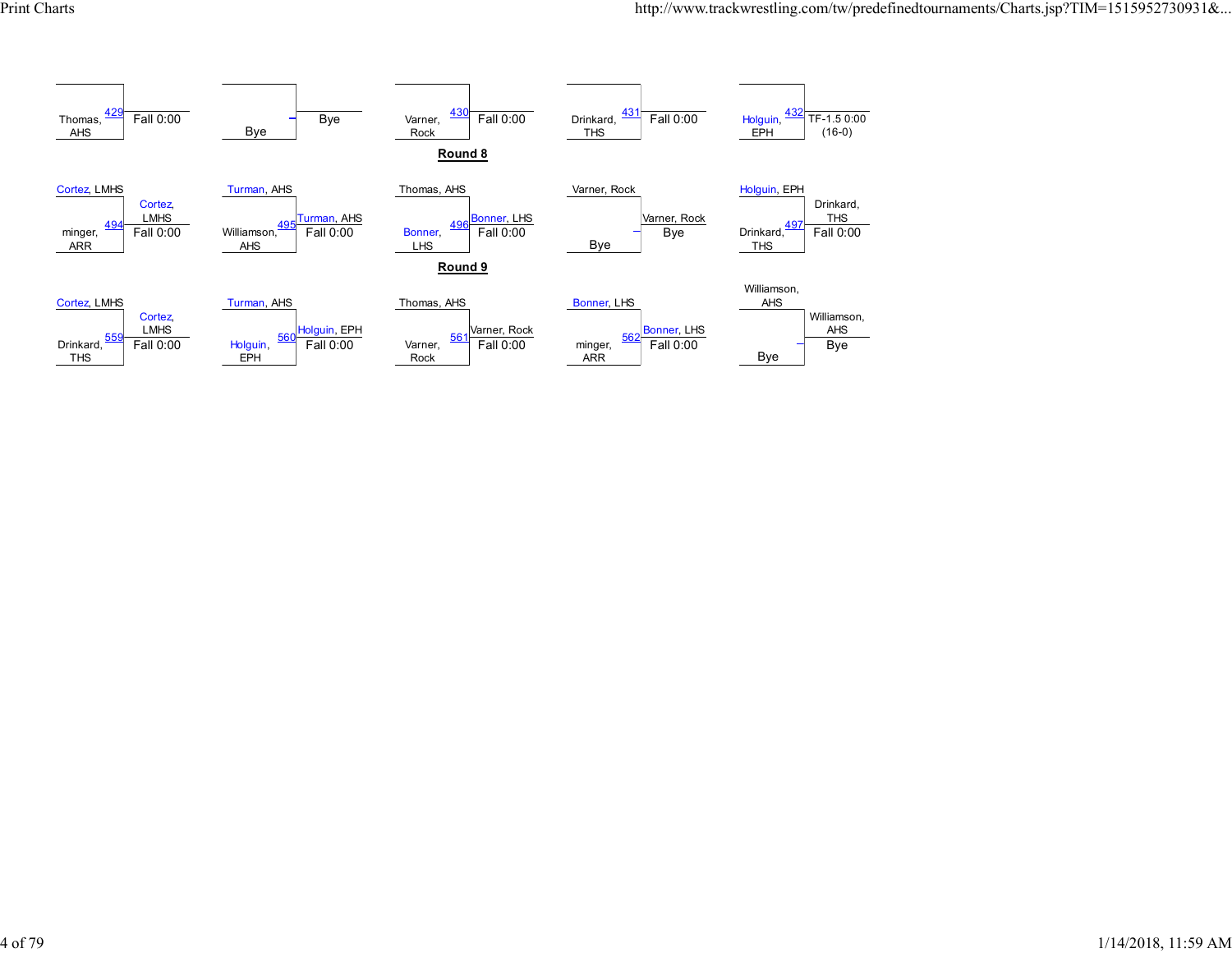| Top Wrestler | Bottom Wrestler | Bout | Winner | Result |
|---|---|---|---|---|
| | Thomas, AHS | 429 | | Fall 0:00 |
| | Bye | | Bye | |
| | Varner, Rock | 430 | | Fall 0:00 |
| | Drinkard, THS | 431 | | Fall 0:00 |
| | Holguin, EPH | 432 | | TF-1.5 0:00 (16-0) |

## Round 8

| Top Wrestler | Bottom Wrestler | Bout | Winner | Result |
|---|---|---|---|---|
| Cortez, LMHS | minger, ARR | 494 | Cortez, LMHS | Fall 0:00 |
| Turman, AHS | Williamson, AHS | 495 | Turman, AHS | Fall 0:00 |
| Thomas, AHS | Bonner, LHS | 496 | Bonner, LHS | Fall 0:00 |
| Varner, Rock | Bye | | Varner, Rock | Bye |
| Holguin, EPH | Drinkard, THS | 497 | Drinkard, THS | Fall 0:00 |

## Round 9

| Top Wrestler | Bottom Wrestler | Bout | Winner | Result |
|---|---|---|---|---|
| Cortez, LMHS | Drinkard, THS | 559 | Cortez, LMHS | Fall 0:00 |
| Turman, AHS | Holguin, EPH | 560 | Holguin, EPH | Fall 0:00 |
| Thomas, AHS | Varner, Rock | 561 | Varner, Rock | Fall 0:00 |
| Bonner, LHS | minger, ARR | 562 | Bonner, LHS | Fall 0:00 |
| Williamson, AHS | Bye | | Williamson, AHS | Bye |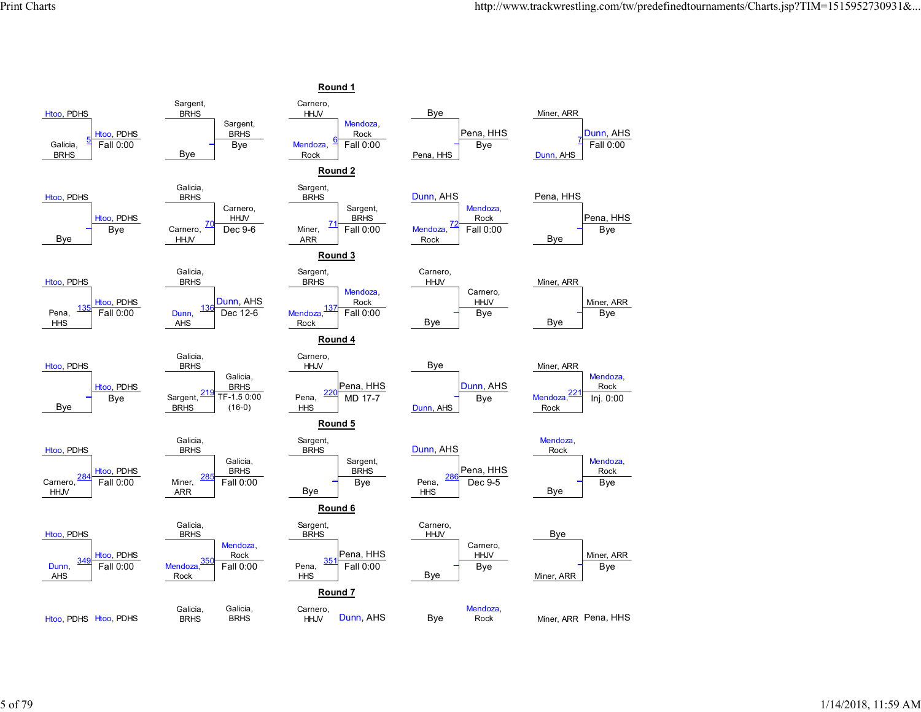## Round 1

| Top | Bottom | Bout | Winner | Result |
|---|---|---|---|---|
| Htoo, PDHS | Galicia, BRHS | 5 | Htoo, PDHS | Fall 0:00 |
| Sargent, BRHS | Bye | | Sargent, BRHS | Bye |
| Carnero, HHJV | Mendoza, Rock | 6 | Mendoza, Rock | Fall 0:00 |
| Bye | Pena, HHS | | Pena, HHS | Bye |
| Miner, ARR | Dunn, AHS | 7 | Dunn, AHS | Fall 0:00 |

## Round 2

| Top | Bottom | Bout | Winner | Result |
|---|---|---|---|---|
| Htoo, PDHS | Bye | | Htoo, PDHS | Bye |
| Galicia, BRHS | Carnero, HHJV | 70 | Carnero, HHJV | Dec 9-6 |
| Sargent, BRHS | Miner, ARR | 71 | Sargent, BRHS | Fall 0:00 |
| Dunn, AHS | Mendoza, Rock | 72 | Mendoza, Rock | Fall 0:00 |
| Pena, HHS | Bye | | Pena, HHS | Bye |

## Round 3

| Top | Bottom | Bout | Winner | Result |
|---|---|---|---|---|
| Htoo, PDHS | Pena, HHS | 135 | Htoo, PDHS | Fall 0:00 |
| Galicia, BRHS | Dunn, AHS | 136 | Dunn, AHS | Dec 12-6 |
| Sargent, BRHS | Mendoza, Rock | 137 | Mendoza, Rock | Fall 0:00 |
| Carnero, HHJV | Bye | | Carnero, HHJV | Bye |
| Miner, ARR | Bye | | Miner, ARR | Bye |

## Round 4

| Top | Bottom | Bout | Winner | Result |
|---|---|---|---|---|
| Htoo, PDHS | Bye | | Htoo, PDHS | Bye |
| Galicia, BRHS | Sargent, BRHS | 219 | Galicia, BRHS | TF-1.5 0:00 (16-0) |
| Carnero, HHJV | Pena, HHS | 220 | Pena, HHS | MD 17-7 |
| Bye | Dunn, AHS | | Dunn, AHS | Bye |
| Miner, ARR | Mendoza, Rock | 221 | Mendoza, Rock | Inj. 0:00 |

## Round 5

| Top | Bottom | Bout | Winner | Result |
|---|---|---|---|---|
| Htoo, PDHS | Carnero, HHJV | 284 | Htoo, PDHS | Fall 0:00 |
| Galicia, BRHS | Miner, ARR | 285 | Galicia, BRHS | Fall 0:00 |
| Sargent, BRHS | Bye | | Sargent, BRHS | Bye |
| Dunn, AHS | Pena, HHS | 286 | Pena, HHS | Dec 9-5 |
| Mendoza, Rock | Bye | | Mendoza, Rock | Bye |

## Round 6

| Top | Bottom | Bout | Winner | Result |
|---|---|---|---|---|
| Htoo, PDHS | Dunn, AHS | 349 | Htoo, PDHS | Fall 0:00 |
| Galicia, BRHS | Mendoza, Rock | 350 | Mendoza, Rock | Fall 0:00 |
| Sargent, BRHS | Pena, HHS | 351 | Pena, HHS | Fall 0:00 |
| Carnero, HHJV | Bye | | Carnero, HHJV | Bye |
| Bye | Miner, ARR | | Miner, ARR | Bye |

## Round 7

| Top | Bottom |
|---|---|
| Htoo, PDHS | Htoo, PDHS |
| Galicia, BRHS | Galicia, BRHS |
| Carnero, HHJV | Dunn, AHS |
| Bye | Mendoza, Rock |
| Miner, ARR | Pena, HHS |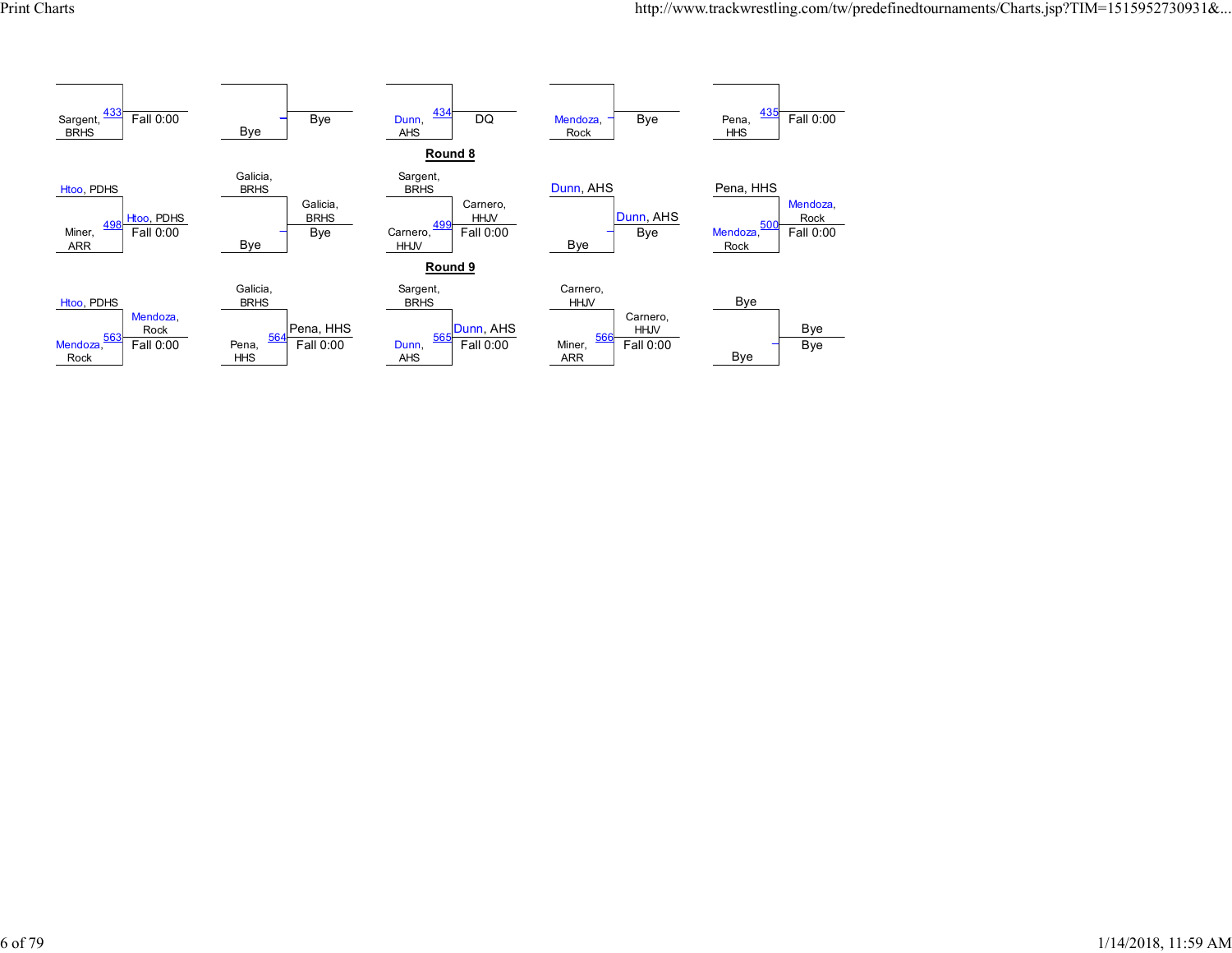| Top | Bottom | Bout | Winner | Result |
|---|---|---|---|---|
| | Sargent, BRHS | 433 | | Fall 0:00 |
| | Bye | | | Bye |
| | Dunn, AHS | 434 | | DQ |
| | Mendoza, Rock | | | Bye |
| | Pena, HHS | 435 | | Fall 0:00 |

## Round 8

| Top | Bottom | Bout | Winner | Result |
|---|---|---|---|---|
| Htoo, PDHS | Miner, ARR | 498 | Htoo, PDHS | Fall 0:00 |
| Galicia, BRHS | Bye | | Galicia, BRHS | Bye |
| Sargent, BRHS | Carnero, HHJV | 499 | Carnero, HHJV | Fall 0:00 |
| Dunn, AHS | Bye | | Dunn, AHS | Bye |
| Pena, HHS | Mendoza, Rock | 500 | Mendoza, Rock | Fall 0:00 |

## Round 9

| Top | Bottom | Bout | Winner | Result |
|---|---|---|---|---|
| Htoo, PDHS | Mendoza, Rock | 563 | Mendoza, Rock | Fall 0:00 |
| Galicia, BRHS | Pena, HHS | 564 | Pena, HHS | Fall 0:00 |
| Sargent, BRHS | Dunn, AHS | 565 | Dunn, AHS | Fall 0:00 |
| Carnero, HHJV | Miner, ARR | 566 | Carnero, HHJV | Fall 0:00 |
| Bye | Bye | | Bye | Bye |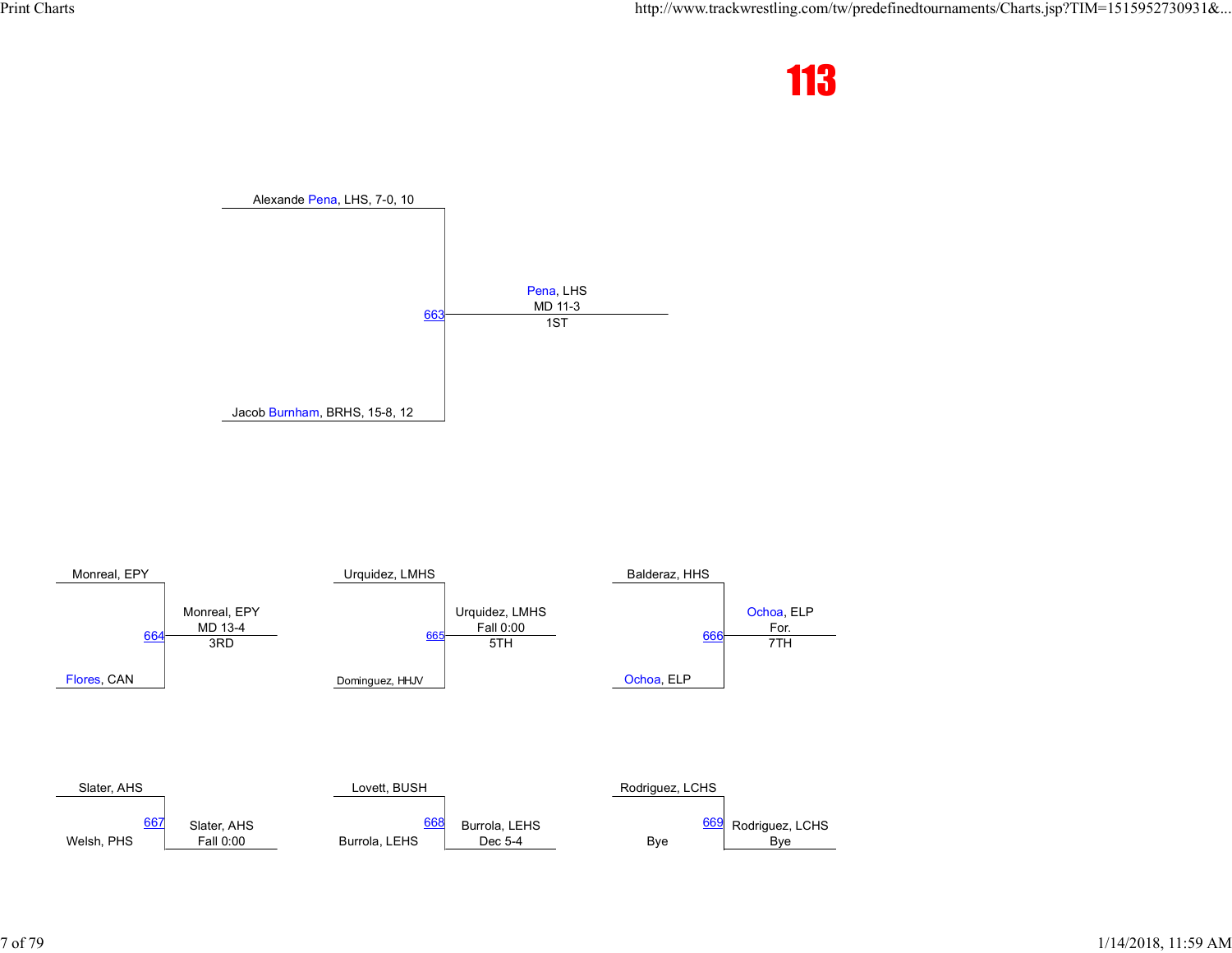# 113

## 1st Place Match (663)

| Wrestler | Result |
| --- | --- |
| Alexande Pena, LHS, 7-0, 10 | |
| Jacob Burnham, BRHS, 15-8, 12 | |
| **Winner:** Pena, LHS | MD 11-3 — 1ST |

## 3rd Place Match (664)

| Wrestler | Result |
| --- | --- |
| Monreal, EPY | |
| Flores, CAN | |
| **Winner:** Monreal, EPY | MD 13-4 — 3RD |

## 5th Place Match (665)

| Wrestler | Result |
| --- | --- |
| Urquidez, LMHS | |
| Dominguez, HHJV | |
| **Winner:** Urquidez, LMHS | Fall 0:00 — 5TH |

## 7th Place Match (666)

| Wrestler | Result |
| --- | --- |
| Balderaz, HHS | |
| Ochoa, ELP | |
| **Winner:** Ochoa, ELP | For. — 7TH |

## Match 667

| Wrestler | Result |
| --- | --- |
| Slater, AHS | |
| Welsh, PHS | |
| **Winner:** Slater, AHS | Fall 0:00 |

## Match 668

| Wrestler | Result |
| --- | --- |
| Lovett, BUSH | |
| Burrola, LEHS | |
| **Winner:** Burrola, LEHS | Dec 5-4 |

## Match 669

| Wrestler | Result |
| --- | --- |
| Rodriguez, LCHS | |
| Bye | |
| **Winner:** Rodriguez, LCHS | Bye |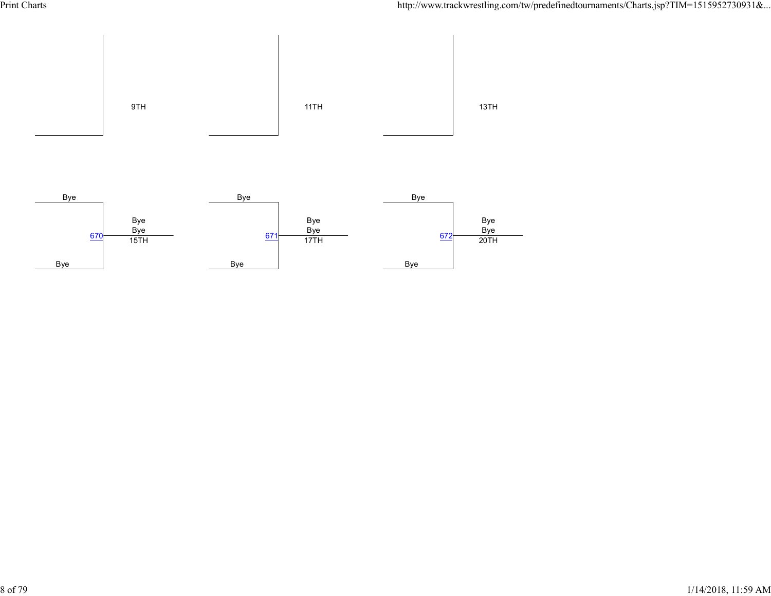9TH

11TH

13TH

Bye
670
Bye
Bye
Bye
15TH

Bye
671
Bye
Bye
Bye
17TH

Bye
672
Bye
Bye
Bye
20TH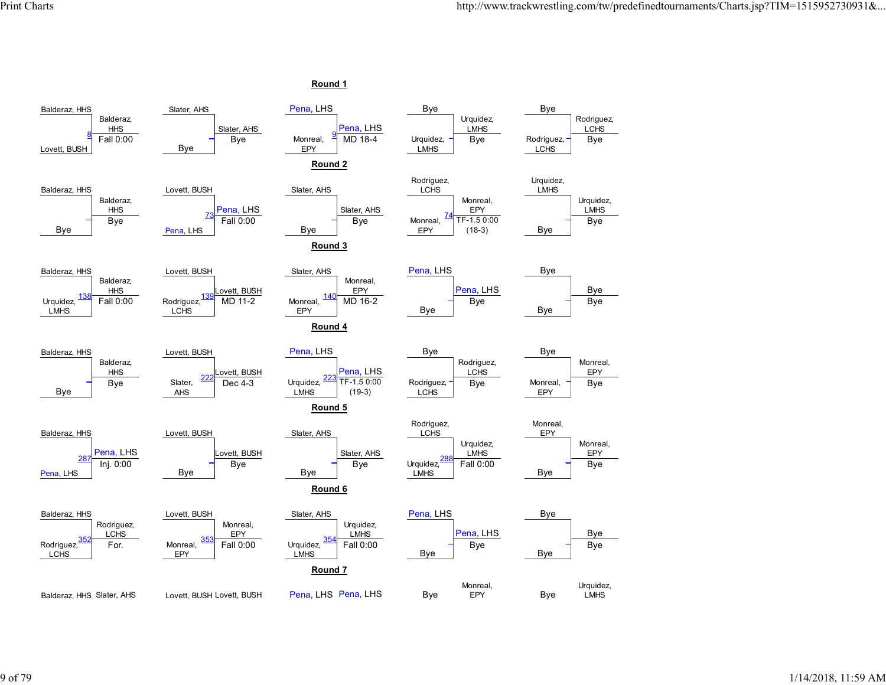## Round 1

| Bout | Top | Bottom | Winner | Result |
|---|---|---|---|---|
| 8 | Balderaz, HHS | Lovett, BUSH | Balderaz, HHS | Fall 0:00 |
| | Slater, AHS | Bye | Slater, AHS | Bye |
| 9 | Pena, LHS | Monreal, EPY | Pena, LHS | MD 18-4 |
| | Bye | Urquidez, LMHS | Urquidez, LMHS | Bye |
| | Bye | Rodriguez, LCHS | Rodriguez, LCHS | Bye |

## Round 2

| Bout | Top | Bottom | Winner | Result |
|---|---|---|---|---|
| | Balderaz, HHS | Bye | Balderaz, HHS | Bye |
| 73 | Lovett, BUSH | Pena, LHS | Pena, LHS | Fall 0:00 |
| | Slater, AHS | Bye | Slater, AHS | Bye |
| 74 | Rodriguez, LCHS | Monreal, EPY | Monreal, EPY | TF-1.5 0:00 (18-3) |
| | Urquidez, LMHS | Bye | Urquidez, LMHS | Bye |

## Round 3

| Bout | Top | Bottom | Winner | Result |
|---|---|---|---|---|
| 138 | Balderaz, HHS | Urquidez, LMHS | Balderaz, HHS | Fall 0:00 |
| 139 | Lovett, BUSH | Rodriguez, LCHS | Lovett, BUSH | MD 11-2 |
| 140 | Slater, AHS | Monreal, EPY | Monreal, EPY | MD 16-2 |
| | Pena, LHS | Bye | Pena, LHS | Bye |
| | Bye | Bye | Bye | Bye |

## Round 4

| Bout | Top | Bottom | Winner | Result |
|---|---|---|---|---|
| | Balderaz, HHS | Bye | Balderaz, HHS | Bye |
| 222 | Lovett, BUSH | Slater, AHS | Lovett, BUSH | Dec 4-3 |
| 223 | Pena, LHS | Urquidez, LMHS | Pena, LHS | TF-1.5 0:00 (19-3) |
| | Bye | Rodriguez, LCHS | Rodriguez, LCHS | Bye |
| | Bye | Monreal, EPY | Monreal, EPY | Bye |

## Round 5

| Bout | Top | Bottom | Winner | Result |
|---|---|---|---|---|
| 287 | Balderaz, HHS | Pena, LHS | Pena, LHS | Inj. 0:00 |
| | Lovett, BUSH | Bye | Lovett, BUSH | Bye |
| | Slater, AHS | Bye | Slater, AHS | Bye |
| 288 | Rodriguez, LCHS | Urquidez, LMHS | Urquidez, LMHS | Fall 0:00 |
| | Monreal, EPY | Bye | Monreal, EPY | Bye |

## Round 6

| Bout | Top | Bottom | Winner | Result |
|---|---|---|---|---|
| 352 | Balderaz, HHS | Rodriguez, LCHS | Rodriguez, LCHS | For. |
| 353 | Lovett, BUSH | Monreal, EPY | Monreal, EPY | Fall 0:00 |
| 354 | Slater, AHS | Urquidez, LMHS | Urquidez, LMHS | Fall 0:00 |
| | Pena, LHS | Bye | Pena, LHS | Bye |
| | Bye | Bye | Bye | Bye |

## Round 7

| Top | Bottom |
|---|---|
| Balderaz, HHS | Slater, AHS |
| Lovett, BUSH | Lovett, BUSH |
| Pena, LHS | Pena, LHS |
| Bye | Monreal, EPY |
| Bye | Urquidez, LMHS |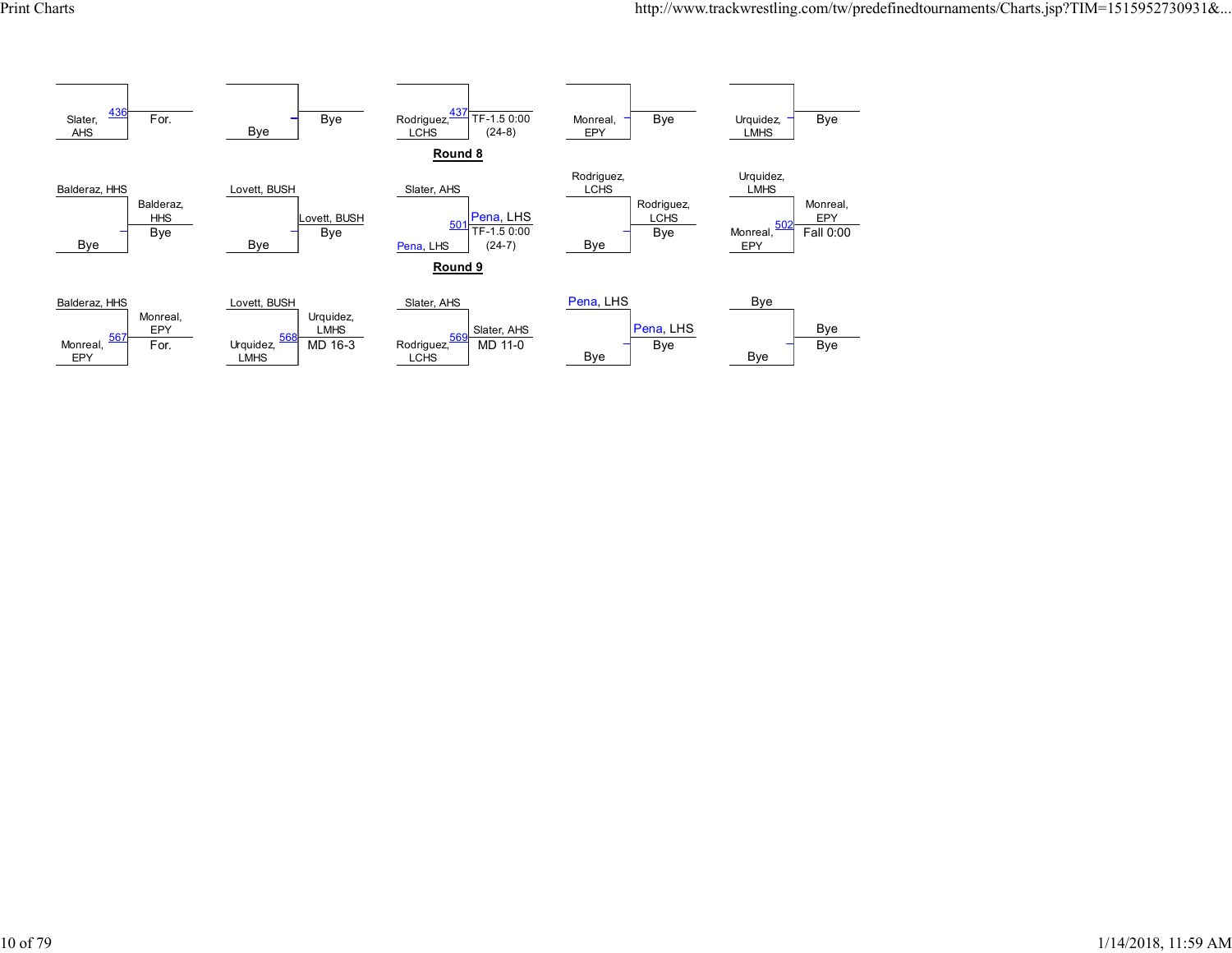| Wrestler | Match | Result |
| --- | --- | --- |
| Slater, AHS | 436 | For. |
| Bye | | Bye |
| Rodriguez, LCHS | 437 | TF-1.5 0:00 (24-8) |
| Monreal, EPY | | Bye |
| Urquidez, LMHS | | Bye |

## Round 8

| Top | Bottom | Match | Winner | Result |
| --- | --- | --- | --- | --- |
| Balderaz, HHS | Bye | | Balderaz, HHS | Bye |
| Lovett, BUSH | Bye | | Lovett, BUSH | Bye |
| Slater, AHS | Pena, LHS | 501 | Pena, LHS | TF-1.5 0:00 (24-7) |
| Rodriguez, LCHS | Bye | | Rodriguez, LCHS | Bye |
| Urquidez, LMHS | Monreal, EPY | 502 | Monreal, EPY | Fall 0:00 |

## Round 9

| Top | Bottom | Match | Winner | Result |
| --- | --- | --- | --- | --- |
| Balderaz, HHS | Monreal, EPY | 567 | Monreal, EPY | For. |
| Lovett, BUSH | Urquidez, LMHS | 568 | Urquidez, LMHS | MD 16-3 |
| Slater, AHS | Rodriguez, LCHS | 569 | Slater, AHS | MD 11-0 |
| Pena, LHS | Bye | | Pena, LHS | Bye |
| Bye | Bye | | Bye | Bye |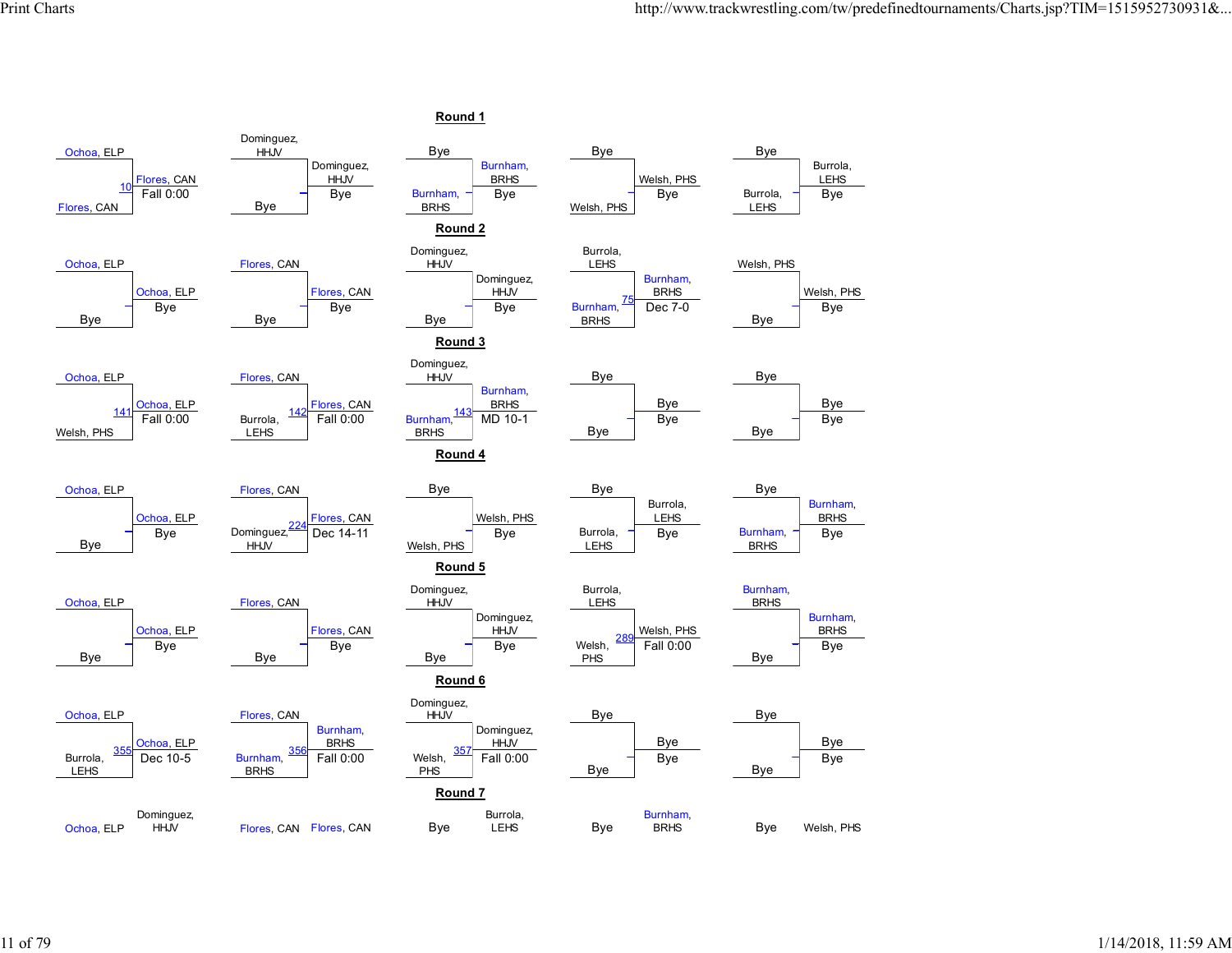## Round 1

| Top | Bottom | Bout | Winner | Result |
|---|---|---|---|---|
| Ochoa, ELP | Flores, CAN | 10 | Flores, CAN | Fall 0:00 |
| Dominguez, HHJV | Bye | | Dominguez, HHJV | Bye |
| Bye | Burnham, BRHS | | Burnham, BRHS | Bye |
| Bye | Welsh, PHS | | Welsh, PHS | Bye |
| Bye | Burrola, LEHS | | Burrola, LEHS | Bye |

## Round 2

| Top | Bottom | Bout | Winner | Result |
|---|---|---|---|---|
| Ochoa, ELP | Bye | | Ochoa, ELP | Bye |
| Flores, CAN | Bye | | Flores, CAN | Bye |
| Dominguez, HHJV | Bye | | Dominguez, HHJV | Bye |
| Burrola, LEHS | Burnham, BRHS | 75 | Burnham, BRHS | Dec 7-0 |
| Welsh, PHS | Bye | | Welsh, PHS | Bye |

## Round 3

| Top | Bottom | Bout | Winner | Result |
|---|---|---|---|---|
| Ochoa, ELP | Welsh, PHS | 141 | Ochoa, ELP | Fall 0:00 |
| Flores, CAN | Burrola, LEHS | 142 | Flores, CAN | Fall 0:00 |
| Dominguez, HHJV | Burnham, BRHS | 143 | Burnham, BRHS | MD 10-1 |
| Bye | Bye | | Bye | Bye |
| Bye | Bye | | Bye | Bye |

## Round 4

| Top | Bottom | Bout | Winner | Result |
|---|---|---|---|---|
| Ochoa, ELP | Bye | | Ochoa, ELP | Bye |
| Flores, CAN | Dominguez, HHJV | 224 | Flores, CAN | Dec 14-11 |
| Bye | Welsh, PHS | | Welsh, PHS | Bye |
| Bye | Burrola, LEHS | | Burrola, LEHS | Bye |
| Bye | Burnham, BRHS | | Burnham, BRHS | Bye |

## Round 5

| Top | Bottom | Bout | Winner | Result |
|---|---|---|---|---|
| Ochoa, ELP | Bye | | Ochoa, ELP | Bye |
| Flores, CAN | Bye | | Flores, CAN | Bye |
| Dominguez, HHJV | Bye | | Dominguez, HHJV | Bye |
| Burrola, LEHS | Welsh, PHS | 289 | Welsh, PHS | Fall 0:00 |
| Burnham, BRHS | Bye | | Burnham, BRHS | Bye |

## Round 6

| Top | Bottom | Bout | Winner | Result |
|---|---|---|---|---|
| Ochoa, ELP | Burrola, LEHS | 355 | Ochoa, ELP | Dec 10-5 |
| Flores, CAN | Burnham, BRHS | 356 | Burnham, BRHS | Fall 0:00 |
| Dominguez, HHJV | Welsh, PHS | 357 | Dominguez, HHJV | Fall 0:00 |
| Bye | Bye | | Bye | Bye |
| Bye | Bye | | Bye | Bye |

## Round 7

| Top | Bottom |
|---|---|
| Ochoa, ELP | Dominguez, HHJV |
| Flores, CAN | Flores, CAN |
| Bye | Burrola, LEHS |
| Bye | Burnham, BRHS |
| Bye | Welsh, PHS |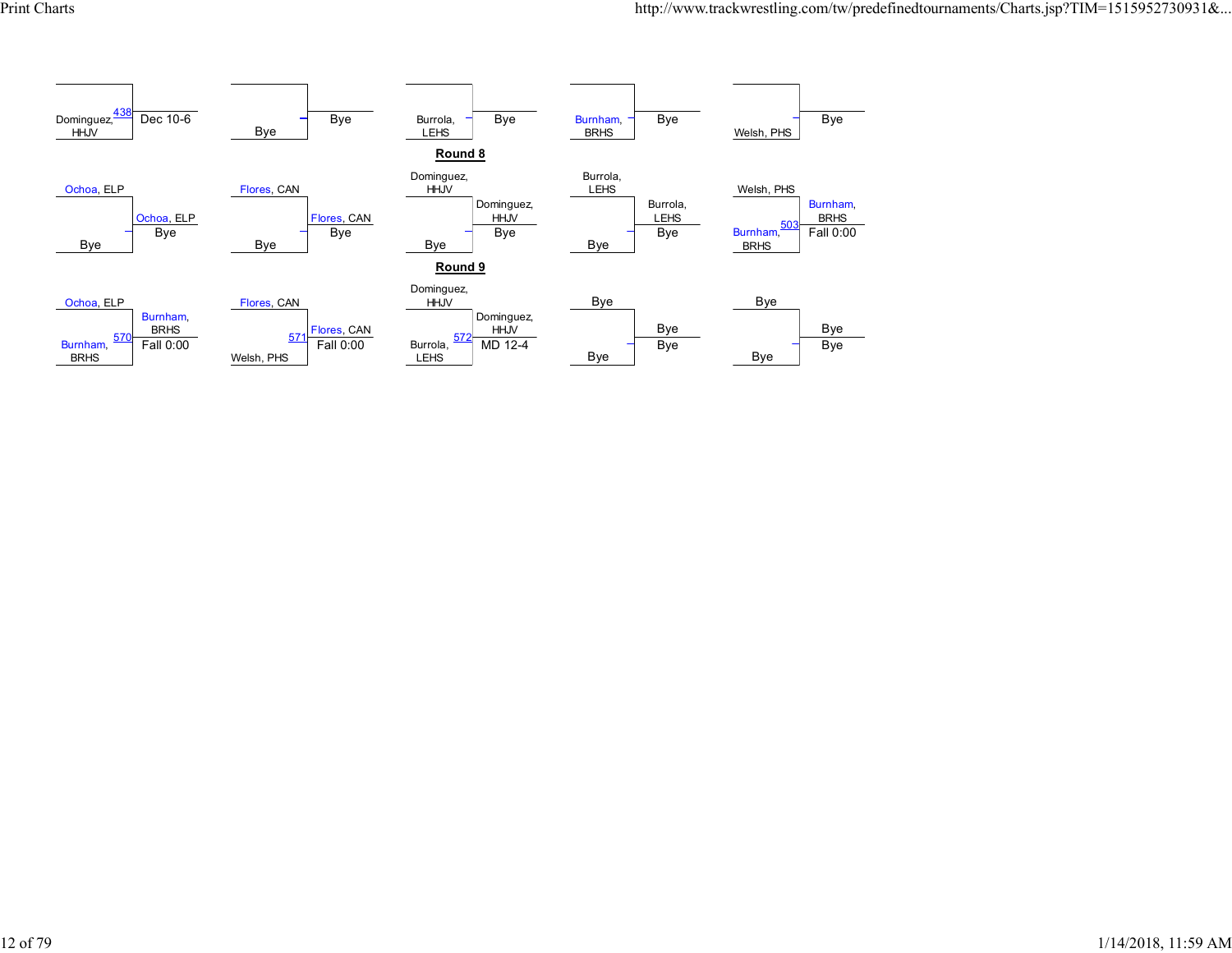| Wrestler | Bout | Result |
|---|---|---|
| Dominguez, HHJV | 438 | Dec 10-6 |
| Bye | | Bye |
| Burrola, LEHS | | Bye |
| Burnham, BRHS | | Bye |
| Welsh, PHS | | Bye |

**Round 8**

| Top | Bottom | Bout | Winner | Result |
|---|---|---|---|---|
| Ochoa, ELP | Bye | | Ochoa, ELP | Bye |
| Flores, CAN | Bye | | Flores, CAN | Bye |
| Dominguez, HHJV | Bye | | Dominguez, HHJV | Bye |
| Burrola, LEHS | Bye | | Burrola, LEHS | Bye |
| Welsh, PHS | Burnham, BRHS | 503 | Burnham, BRHS | Fall 0:00 |

**Round 9**

| Top | Bottom | Bout | Winner | Result |
|---|---|---|---|---|
| Ochoa, ELP | Burnham, BRHS | 570 | Burnham, BRHS | Fall 0:00 |
| Flores, CAN | Welsh, PHS | 571 | Flores, CAN | Fall 0:00 |
| Dominguez, HHJV | Burrola, LEHS | 572 | Dominguez, HHJV | MD 12-4 |
| Bye | Bye | | Bye | Bye |
| Bye | Bye | | Bye | Bye |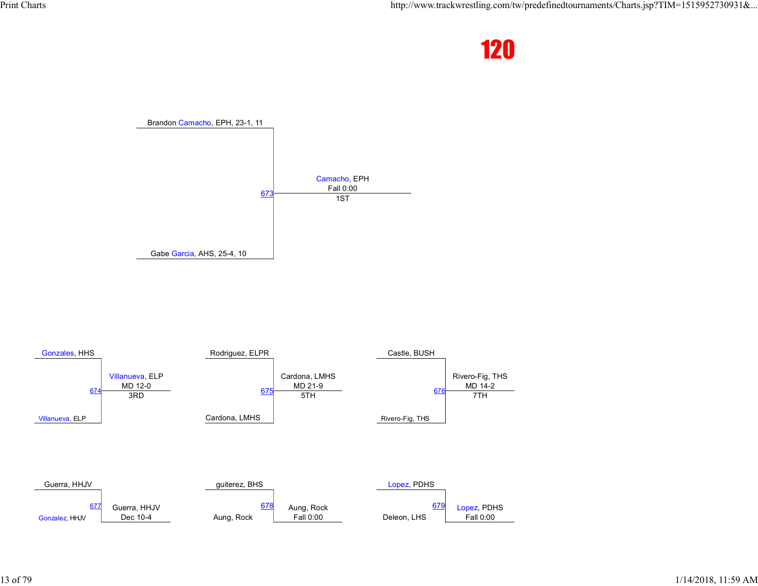# 120

Brandon Camacho, EPH, 23-1, 11

673 — Camacho, EPH — Fall 0:00 — 1ST

Gabe Garcia, AHS, 25-4, 10

Gonzales, HHS

674 — Villanueva, ELP — MD 12-0 — 3RD

Villanueva, ELP

Rodriguez, ELPR

675 — Cardona, LMHS — MD 21-9 — 5TH

Cardona, LMHS

Castle, BUSH

676 — Rivero-Fig, THS — MD 14-2 — 7TH

Rivero-Fig, THS

Guerra, HHJV

677 — Guerra, HHJV — Dec 10-4

Gonzalez, HHJV

guiterez, BHS

678 — Aung, Rock — Fall 0:00

Aung, Rock

Lopez, PDHS

679 — Lopez, PDHS — Fall 0:00

Deleon, LHS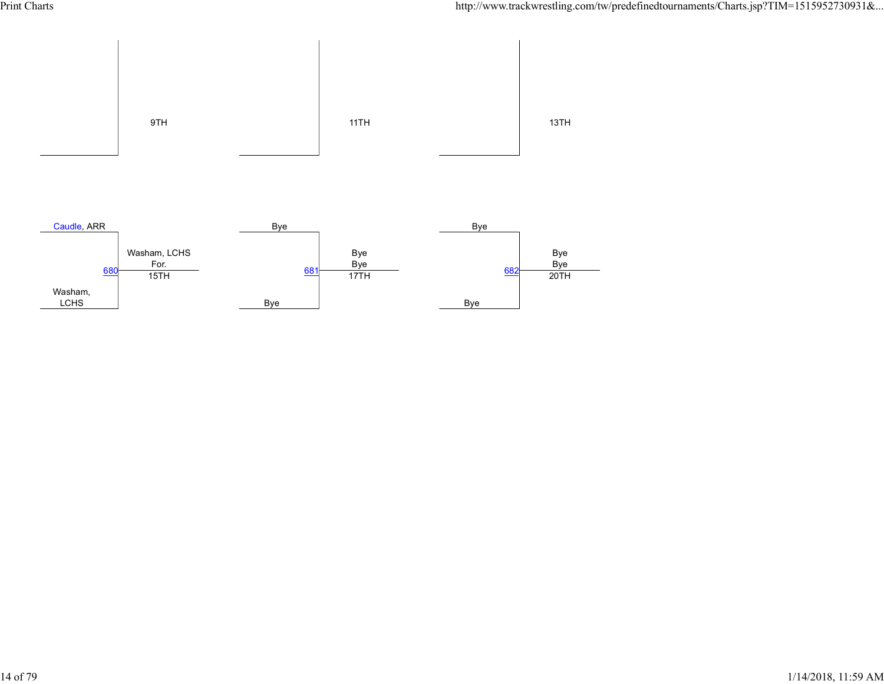9TH

11TH

13TH

| Match | Wrestler 1 | Wrestler 2 | Winner | Result | Place |
| --- | --- | --- | --- | --- | --- |
| 680 | Caudle, ARR | Washam, LCHS | Washam, LCHS | For. | 15TH |
| 681 | Bye | Bye | Bye | Bye | 17TH |
| 682 | Bye | Bye | Bye | Bye | 20TH |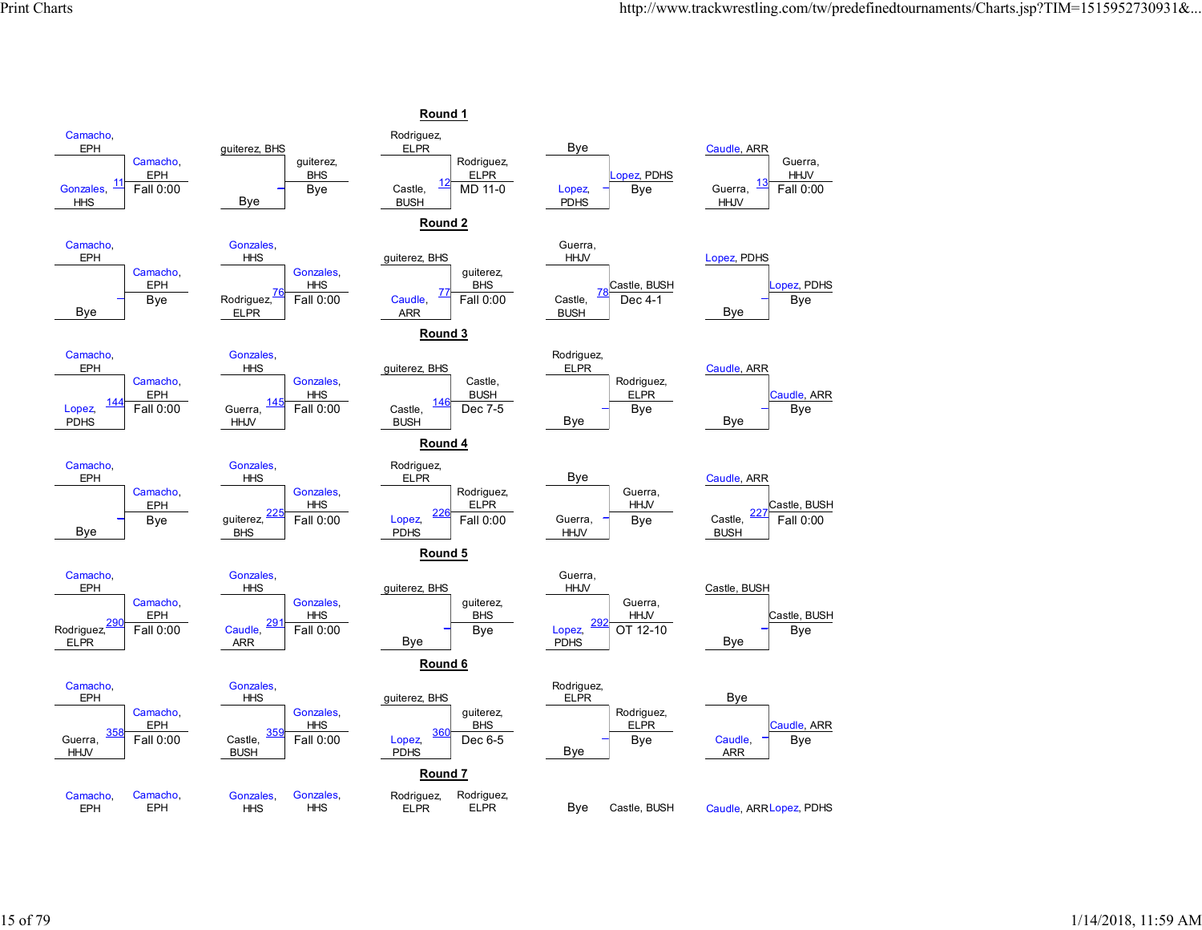## Round 1

| Top Wrestler | Bottom Wrestler | Bout | Winner | Result |
|---|---|---|---|---|
| Camacho, EPH | Gonzales, HHS | 11 | Camacho, EPH | Fall 0:00 |
| guiterez, BHS | Bye | – | guiterez, BHS | Bye |
| Rodriguez, ELPR | Castle, BUSH | 12 | Rodriguez, ELPR | MD 11-0 |
| Bye | Lopez, PDHS | – | Lopez, PDHS | Bye |
| Caudle, ARR | Guerra, HHJV | 13 | Guerra, HHJV | Fall 0:00 |

## Round 2

| Top Wrestler | Bottom Wrestler | Bout | Winner | Result |
|---|---|---|---|---|
| Camacho, EPH | Bye | – | Camacho, EPH | Bye |
| Gonzales, HHS | Rodriguez, ELPR | 76 | Gonzales, HHS | Fall 0:00 |
| guiterez, BHS | Caudle, ARR | 77 | guiterez, BHS | Fall 0:00 |
| Guerra, HHJV | Castle, BUSH | 78 | Castle, BUSH | Dec 4-1 |
| Lopez, PDHS | Bye | – | Lopez, PDHS | Bye |

## Round 3

| Top Wrestler | Bottom Wrestler | Bout | Winner | Result |
|---|---|---|---|---|
| Camacho, EPH | Lopez, PDHS | 144 | Camacho, EPH | Fall 0:00 |
| Gonzales, HHS | Guerra, HHJV | 145 | Gonzales, HHS | Fall 0:00 |
| guiterez, BHS | Castle, BUSH | 146 | Castle, BUSH | Dec 7-5 |
| Rodriguez, ELPR | Bye | – | Rodriguez, ELPR | Bye |
| Caudle, ARR | Bye | – | Caudle, ARR | Bye |

## Round 4

| Top Wrestler | Bottom Wrestler | Bout | Winner | Result |
|---|---|---|---|---|
| Camacho, EPH | Bye | – | Camacho, EPH | Bye |
| Gonzales, HHS | guiterez, BHS | 225 | Gonzales, HHS | Fall 0:00 |
| Rodriguez, ELPR | Lopez, PDHS | 226 | Rodriguez, ELPR | Fall 0:00 |
| Bye | Guerra, HHJV | – | Guerra, HHJV | Bye |
| Caudle, ARR | Castle, BUSH | 227 | Castle, BUSH | Fall 0:00 |

## Round 5

| Top Wrestler | Bottom Wrestler | Bout | Winner | Result |
|---|---|---|---|---|
| Camacho, EPH | Rodriguez, ELPR | 290 | Camacho, EPH | Fall 0:00 |
| Gonzales, HHS | Caudle, ARR | 291 | Gonzales, HHS | Fall 0:00 |
| guiterez, BHS | Bye | – | guiterez, BHS | Bye |
| Guerra, HHJV | Lopez, PDHS | 292 | Guerra, HHJV | OT 12-10 |
| Castle, BUSH | Bye | – | Castle, BUSH | Bye |

## Round 6

| Top Wrestler | Bottom Wrestler | Bout | Winner | Result |
|---|---|---|---|---|
| Camacho, EPH | Guerra, HHJV | 358 | Camacho, EPH | Fall 0:00 |
| Gonzales, HHS | Castle, BUSH | 359 | Gonzales, HHS | Fall 0:00 |
| guiterez, BHS | Lopez, PDHS | 360 | guiterez, BHS | Dec 6-5 |
| Rodriguez, ELPR | Bye | – | Rodriguez, ELPR | Bye |
| Bye | Caudle, ARR | – | Caudle, ARR | Bye |

## Round 7

| Top Wrestler | Opponent |
|---|---|
| Camacho, EPH | Camacho, EPH |
| Gonzales, HHS | Gonzales, HHS |
| Rodriguez, ELPR | Rodriguez, ELPR |
| Bye | Castle, BUSH |
| Caudle, ARR | Lopez, PDHS |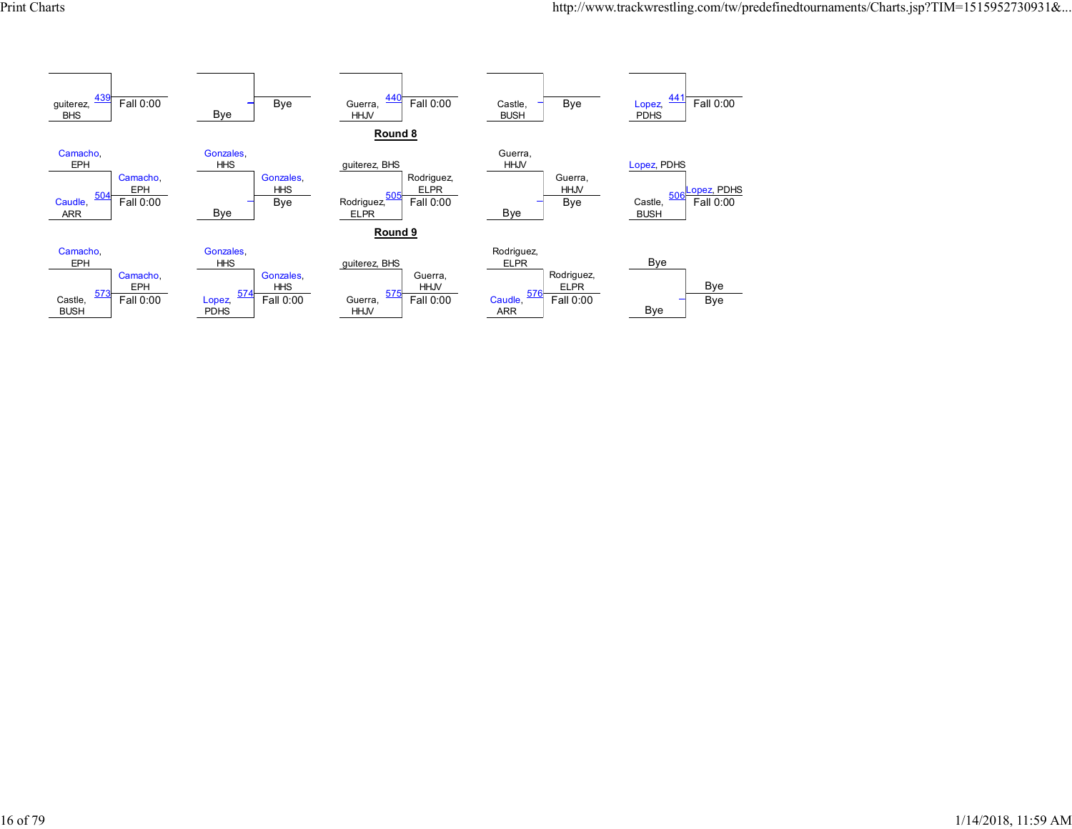| Wrestler 1 | Wrestler 2 | Match | Winner | Result |
|---|---|---|---|---|
| | guiterez, BHS | 439 | | Fall 0:00 |
| | Bye | | Bye | Bye |
| | Guerra, HHJV | 440 | | Fall 0:00 |
| | Castle, BUSH | | | Bye |
| | Lopez, PDHS | 441 | | Fall 0:00 |

## Round 8

| Wrestler 1 | Wrestler 2 | Match | Winner | Result |
|---|---|---|---|---|
| Camacho, EPH | Caudle, ARR | 504 | Camacho, EPH | Fall 0:00 |
| Gonzales, HHS | Bye | | Gonzales, HHS | Bye |
| guiterez, BHS | Rodriguez, ELPR | 505 | Rodriguez, ELPR | Fall 0:00 |
| Guerra, HHJV | Bye | | Guerra, HHJV | Bye |
| Lopez, PDHS | Castle, BUSH | 506 | Lopez, PDHS | Fall 0:00 |

## Round 9

| Wrestler 1 | Wrestler 2 | Match | Winner | Result |
|---|---|---|---|---|
| Camacho, EPH | Castle, BUSH | 573 | Camacho, EPH | Fall 0:00 |
| Gonzales, HHS | Lopez, PDHS | 574 | Gonzales, HHS | Fall 0:00 |
| guiterez, BHS | Guerra, HHJV | 575 | Guerra, HHJV | Fall 0:00 |
| Rodriguez, ELPR | Caudle, ARR | 576 | Rodriguez, ELPR | Fall 0:00 |
| Bye | Bye | | Bye | Bye |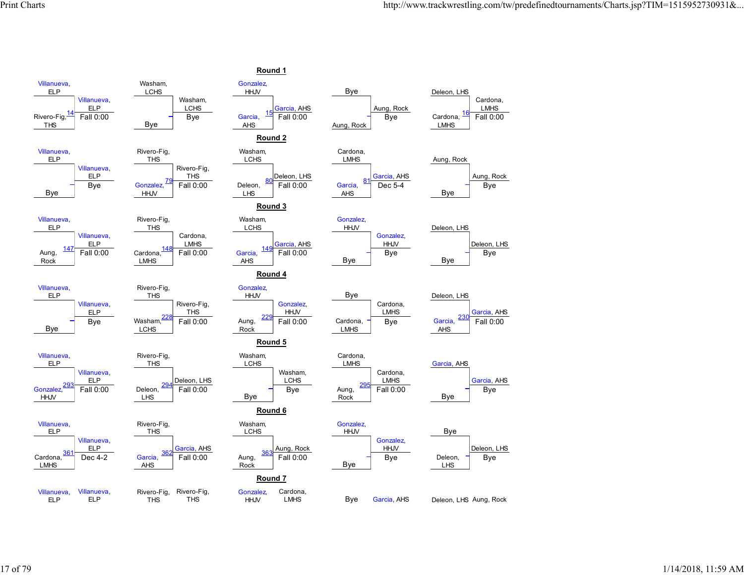## Round 1

| Top | Bottom | Bout | Winner | Result |
|---|---|---|---|---|
| Villanueva, ELP | Rivero-Fig, THS | 14 | Villanueva, ELP | Fall 0:00 |
| Washam, LCHS | Bye | – | Washam, LCHS | Bye |
| Gonzalez, HHJV | Garcia, AHS | 15 | Garcia, AHS | Fall 0:00 |
| Bye | Aung, Rock | – | Aung, Rock | Bye |
| Deleon, LHS | Cardona, LMHS | 16 | Cardona, LMHS | Fall 0:00 |

## Round 2

| Top | Bottom | Bout | Winner | Result |
|---|---|---|---|---|
| Villanueva, ELP | Bye | – | Villanueva, ELP | Bye |
| Rivero-Fig, THS | Gonzalez, HHJV | 79 | Rivero-Fig, THS | Fall 0:00 |
| Washam, LCHS | Deleon, LHS | 80 | Deleon, LHS | Fall 0:00 |
| Cardona, LMHS | Garcia, AHS | 81 | Garcia, AHS | Dec 5-4 |
| Aung, Rock | Bye | – | Aung, Rock | Bye |

## Round 3

| Top | Bottom | Bout | Winner | Result |
|---|---|---|---|---|
| Villanueva, ELP | Aung, Rock | 147 | Villanueva, ELP | Fall 0:00 |
| Rivero-Fig, THS | Cardona, LMHS | 148 | Cardona, LMHS | Fall 0:00 |
| Washam, LCHS | Garcia, AHS | 149 | Garcia, AHS | Fall 0:00 |
| Gonzalez, HHJV | Bye | – | Gonzalez, HHJV | Bye |
| Deleon, LHS | Bye | – | Deleon, LHS | Bye |

## Round 4

| Top | Bottom | Bout | Winner | Result |
|---|---|---|---|---|
| Villanueva, ELP | Bye | – | Villanueva, ELP | Bye |
| Rivero-Fig, THS | Washam, LCHS | 228 | Rivero-Fig, THS | Fall 0:00 |
| Gonzalez, HHJV | Aung, Rock | 229 | Gonzalez, HHJV | Fall 0:00 |
| Bye | Cardona, LMHS | – | Cardona, LMHS | Bye |
| Deleon, LHS | Garcia, AHS | 230 | Garcia, AHS | Fall 0:00 |

## Round 5

| Top | Bottom | Bout | Winner | Result |
|---|---|---|---|---|
| Villanueva, ELP | Gonzalez, HHJV | 293 | Villanueva, ELP | Fall 0:00 |
| Rivero-Fig, THS | Deleon, LHS | 294 | Deleon, LHS | Fall 0:00 |
| Washam, LCHS | Bye | – | Washam, LCHS | Bye |
| Cardona, LMHS | Aung, Rock | 295 | Cardona, LMHS | Fall 0:00 |
| Garcia, AHS | Bye | – | Garcia, AHS | Bye |

## Round 6

| Top | Bottom | Bout | Winner | Result |
|---|---|---|---|---|
| Villanueva, ELP | Cardona, LMHS | 361 | Villanueva, ELP | Dec 4-2 |
| Rivero-Fig, THS | Garcia, AHS | 362 | Garcia, AHS | Fall 0:00 |
| Washam, LCHS | Aung, Rock | 363 | Aung, Rock | Fall 0:00 |
| Gonzalez, HHJV | Bye | – | Gonzalez, HHJV | Bye |
| Bye | Deleon, LHS | – | Deleon, LHS | Bye |

## Round 7

| Wrestler 1 | Wrestler 2 |
|---|---|
| Villanueva, ELP | Villanueva, ELP |
| Rivero-Fig, THS | Rivero-Fig, THS |
| Gonzalez, HHJV | Cardona, LMHS |
| Bye | Garcia, AHS |
| Deleon, LHS | Aung, Rock |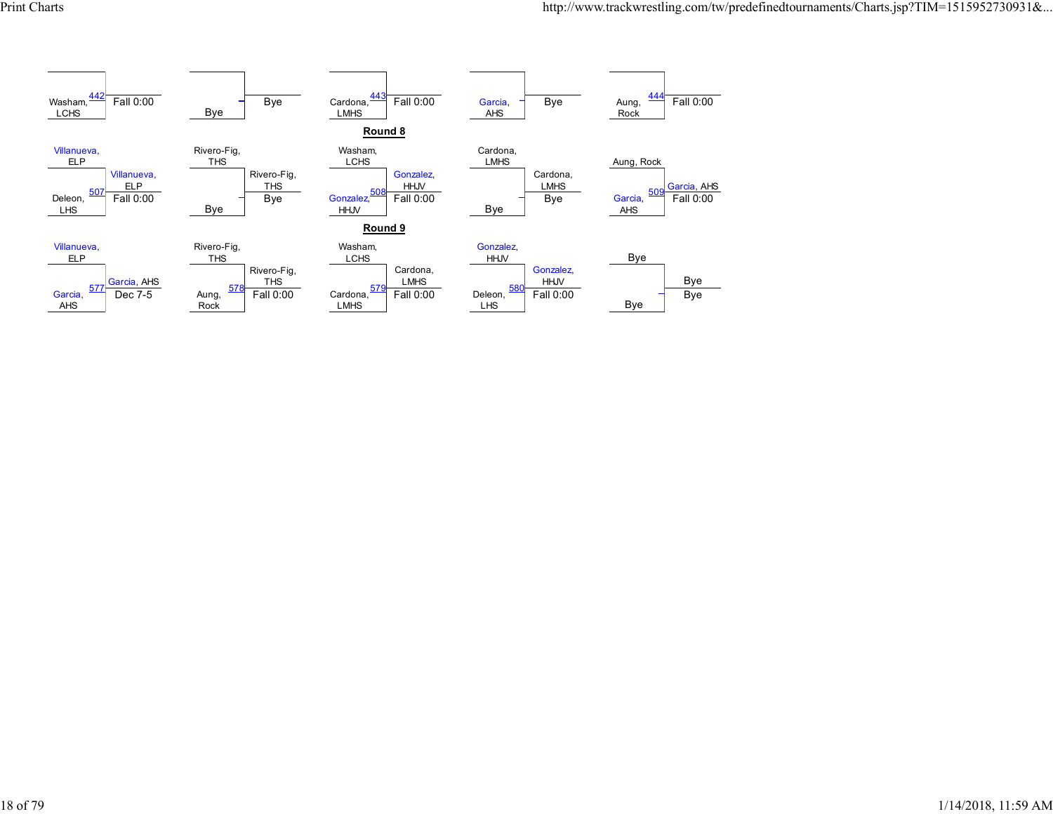| Bout | Wrestler 1 | Wrestler 2 | Winner | Result |
|---|---|---|---|---|
| 442 | | Washam, LCHS | | Fall 0:00 |
| | | Bye | | Bye |
| 443 | | Cardona, LMHS | | Fall 0:00 |
| | | Garcia, AHS | | Bye |
| 444 | | Aung, Rock | | Fall 0:00 |

## Round 8

| Bout | Wrestler 1 | Wrestler 2 | Winner | Result |
|---|---|---|---|---|
| 507 | Villanueva, ELP | Deleon, LHS | Villanueva, ELP | Fall 0:00 |
| | Rivero-Fig, THS | Bye | Rivero-Fig, THS | Bye |
| 508 | Washam, LCHS | Gonzalez, HHJV | Gonzalez, HHJV | Fall 0:00 |
| | Cardona, LMHS | Bye | Cardona, LMHS | Bye |
| 509 | Aung, Rock | Garcia, AHS | Garcia, AHS | Fall 0:00 |

## Round 9

| Bout | Wrestler 1 | Wrestler 2 | Winner | Result |
|---|---|---|---|---|
| 577 | Villanueva, ELP | Garcia, AHS | Garcia, AHS | Dec 7-5 |
| 578 | Rivero-Fig, THS | Aung, Rock | Rivero-Fig, THS | Fall 0:00 |
| 579 | Washam, LCHS | Cardona, LMHS | Cardona, LMHS | Fall 0:00 |
| 580 | Gonzalez, HHJV | Deleon, LHS | Gonzalez, HHJV | Fall 0:00 |
| | Bye | Bye | Bye | Bye |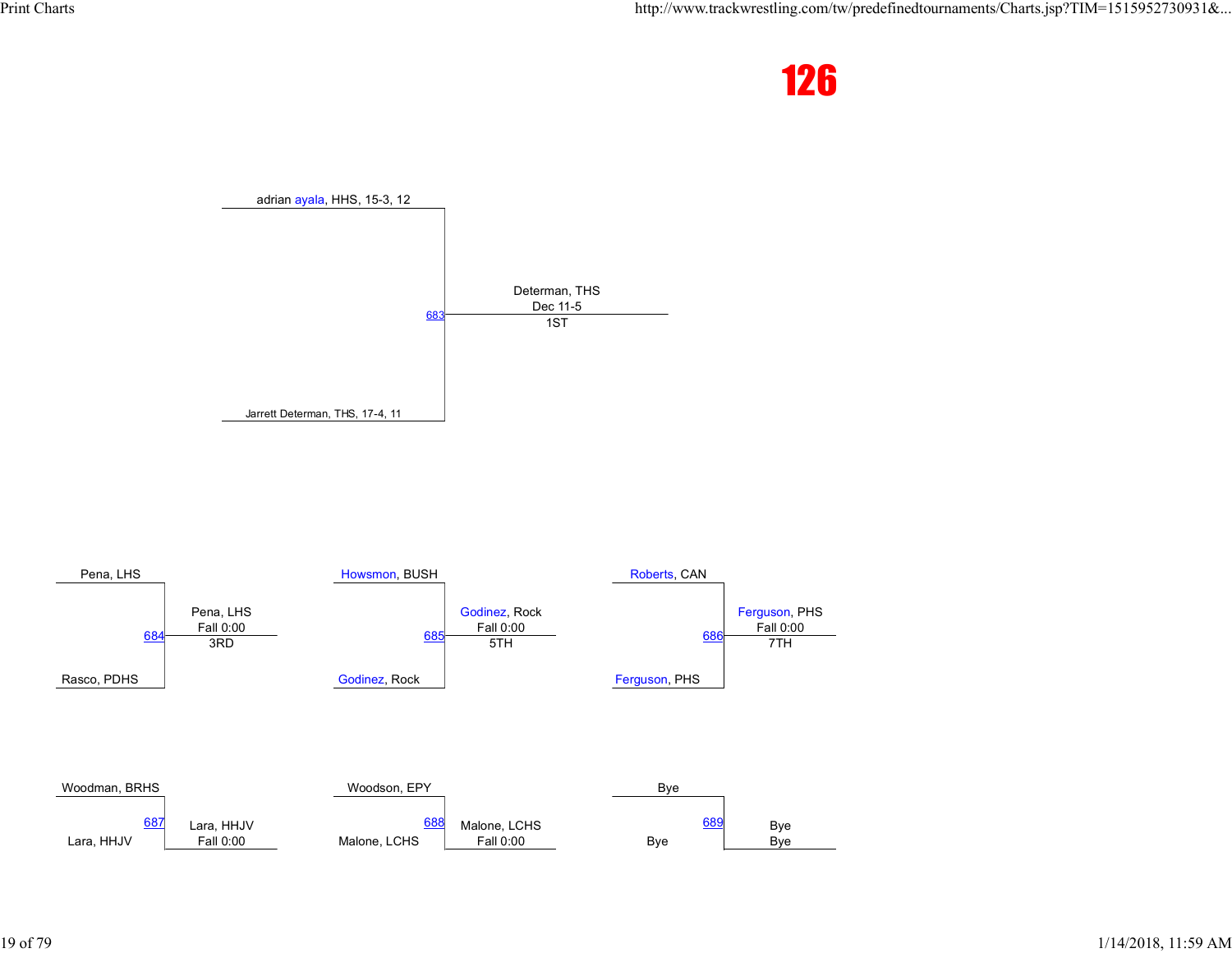# 126

## 1ST (Match 683)

- adrian ayala, HHS, 15-3, 12
- Jarrett Determan, THS, 17-4, 11

**Winner:** Determan, THS — Dec 11-5 — 1ST

## 3RD (Match 684)

- Pena, LHS
- Rasco, PDHS

**Winner:** Pena, LHS — Fall 0:00 — 3RD

## 5TH (Match 685)

- Howsmon, BUSH
- Godinez, Rock

**Winner:** Godinez, Rock — Fall 0:00 — 5TH

## 7TH (Match 686)

- Roberts, CAN
- Ferguson, PHS

**Winner:** Ferguson, PHS — Fall 0:00 — 7TH

## Match 687

- Woodman, BRHS
- Lara, HHJV

**Winner:** Lara, HHJV — Fall 0:00

## Match 688

- Woodson, EPY
- Malone, LCHS

**Winner:** Malone, LCHS — Fall 0:00

## Match 689

- Bye
- Bye

**Winner:** Bye — Bye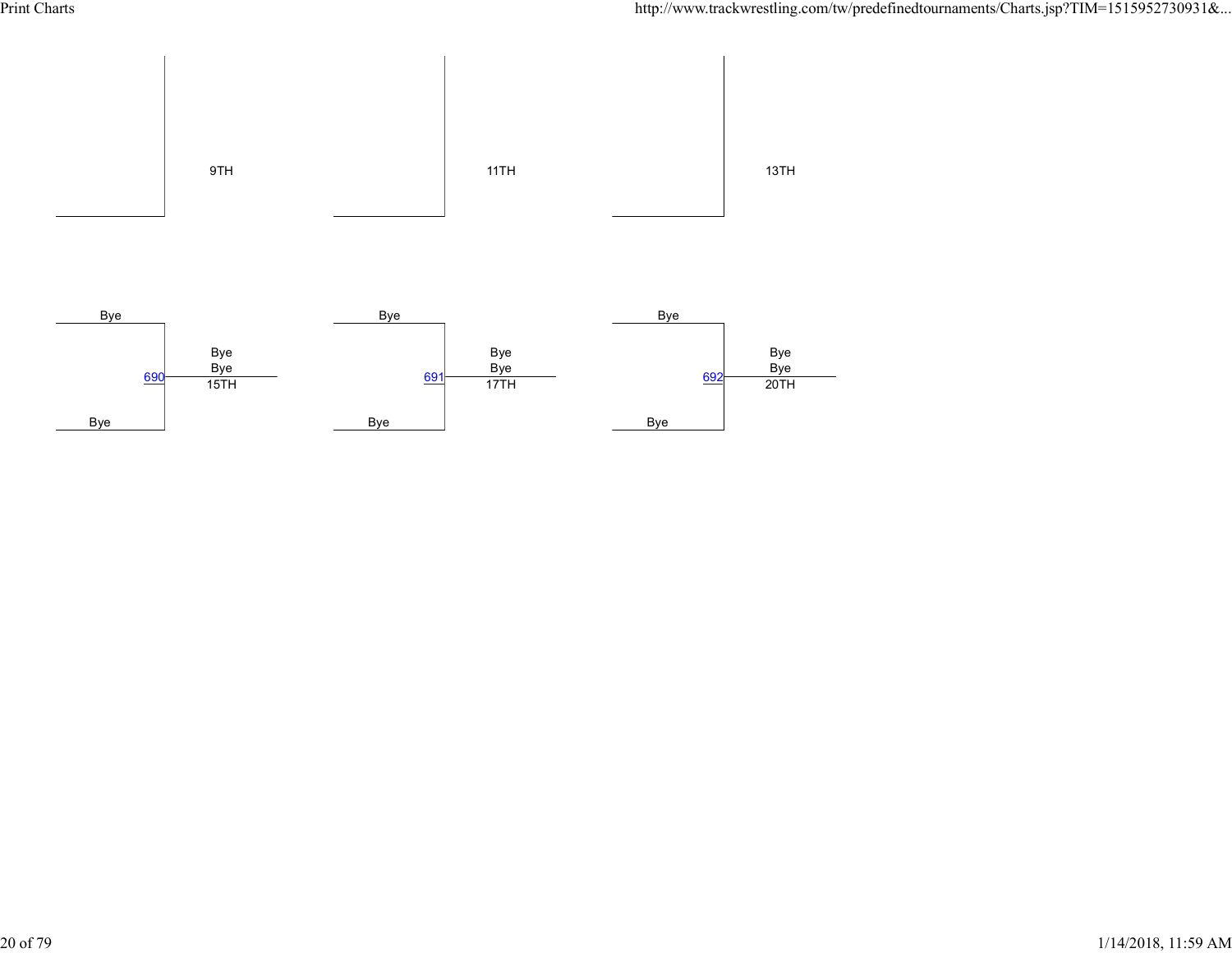9TH

11TH

13TH

| Wrestler | Match | Result |
| --- | --- | --- |
| Bye | 690 | Bye |
| Bye | | Bye |
| | | 15TH |

| Wrestler | Match | Result |
| --- | --- | --- |
| Bye | 691 | Bye |
| Bye | | Bye |
| | | 17TH |

| Wrestler | Match | Result |
| --- | --- | --- |
| Bye | 692 | Bye |
| Bye | | Bye |
| | | 20TH |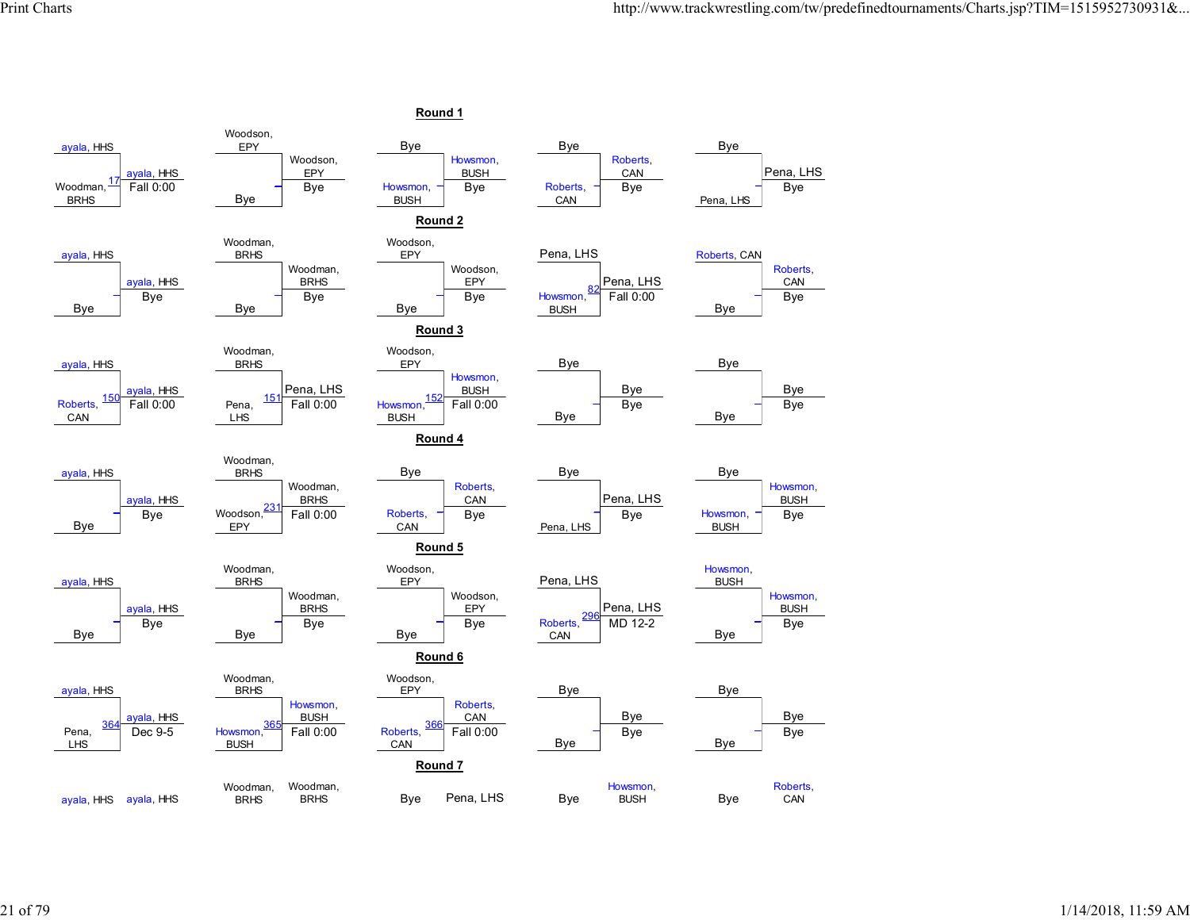Print Charts

## Round 1

| Top | Bottom | Bout | Winner | Result |
|---|---|---|---|---|
| ayala, HHS | Woodman, BRHS | 17 | ayala, HHS | Fall 0:00 |
| Woodson, EPY | Bye | | Woodson, EPY | Bye |
| Bye | Howsmon, BUSH | | Howsmon, BUSH | Bye |
| Bye | Roberts, CAN | | Roberts, CAN | Bye |
| Bye | Pena, LHS | | Pena, LHS | Bye |

## Round 2

| Top | Bottom | Bout | Winner | Result |
|---|---|---|---|---|
| ayala, HHS | Bye | | ayala, HHS | Bye |
| Woodman, BRHS | Bye | | Woodman, BRHS | Bye |
| Woodson, EPY | Bye | | Woodson, EPY | Bye |
| Pena, LHS | Howsmon, BUSH | 82 | Pena, LHS | Fall 0:00 |
| Roberts, CAN | Bye | | Roberts, CAN | Bye |

## Round 3

| Top | Bottom | Bout | Winner | Result |
|---|---|---|---|---|
| ayala, HHS | Roberts, CAN | 150 | ayala, HHS | Fall 0:00 |
| Woodman, BRHS | Pena, LHS | 151 | Pena, LHS | Fall 0:00 |
| Woodson, EPY | Howsmon, BUSH | 152 | Howsmon, BUSH | Fall 0:00 |
| Bye | Bye | | Bye | Bye |
| Bye | Bye | | Bye | Bye |

## Round 4

| Top | Bottom | Bout | Winner | Result |
|---|---|---|---|---|
| ayala, HHS | Bye | | ayala, HHS | Bye |
| Woodman, BRHS | Woodson, EPY | 231 | Woodman, BRHS | Fall 0:00 |
| Bye | Roberts, CAN | | Roberts, CAN | Bye |
| Bye | Pena, LHS | | Pena, LHS | Bye |
| Bye | Howsmon, BUSH | | Howsmon, BUSH | Bye |

## Round 5

| Top | Bottom | Bout | Winner | Result |
|---|---|---|---|---|
| ayala, HHS | Bye | | ayala, HHS | Bye |
| Woodman, BRHS | Bye | | Woodman, BRHS | Bye |
| Woodson, EPY | Bye | | Woodson, EPY | Bye |
| Pena, LHS | Roberts, CAN | 296 | Pena, LHS | MD 12-2 |
| Howsmon, BUSH | Bye | | Howsmon, BUSH | Bye |

## Round 6

| Top | Bottom | Bout | Winner | Result |
|---|---|---|---|---|
| ayala, HHS | Pena, LHS | 364 | ayala, HHS | Dec 9-5 |
| Woodman, BRHS | Howsmon, BUSH | 365 | Howsmon, BUSH | Fall 0:00 |
| Woodson, EPY | Roberts, CAN | 366 | Roberts, CAN | Fall 0:00 |
| Bye | Bye | | Bye | Bye |
| Bye | Bye | | Bye | Bye |

## Round 7

| Top | Winner |
|---|---|
| ayala, HHS | ayala, HHS |
| Woodman, BRHS | Woodman, BRHS |
| Bye | Pena, LHS |
| Bye | Howsmon, BUSH |
| Bye | Roberts, CAN |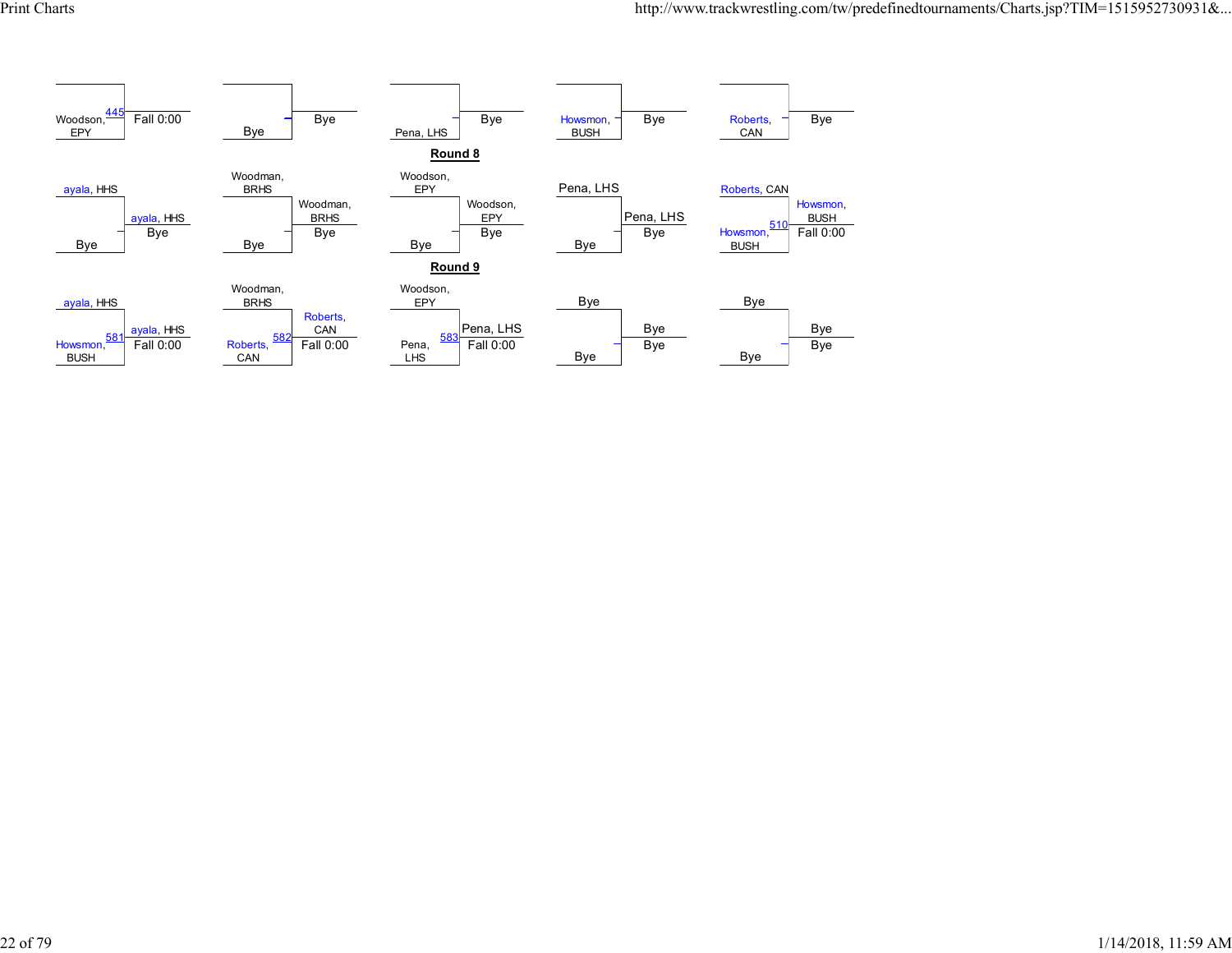| Wrestler 1 | Bout | Result |
|---|---|---|
| Woodson, EPY | 445 | Fall 0:00 |
| Bye | | Bye |
| Pena, LHS | | Bye |
| Howsmon, BUSH | | Bye |
| Roberts, CAN | | Bye |

**Round 8**

| Wrestler 1 | Wrestler 2 | Bout | Winner | Result |
|---|---|---|---|---|
| ayala, HHS | Bye | | ayala, HHS | Bye |
| Woodman, BRHS | Bye | | Woodman, BRHS | Bye |
| Woodson, EPY | Bye | | Woodson, EPY | Bye |
| Pena, LHS | Bye | | Pena, LHS | Bye |
| Roberts, CAN | Howsmon, BUSH | 510 | Howsmon, BUSH | Fall 0:00 |

**Round 9**

| Wrestler 1 | Wrestler 2 | Bout | Winner | Result |
|---|---|---|---|---|
| ayala, HHS | Howsmon, BUSH | 581 | ayala, HHS | Fall 0:00 |
| Woodman, BRHS | Roberts, CAN | 582 | Roberts, CAN | Fall 0:00 |
| Woodson, EPY | Pena, LHS | 583 | Pena, LHS | Fall 0:00 |
| Bye | Bye | | Bye | Bye |
| Bye | Bye | | Bye | Bye |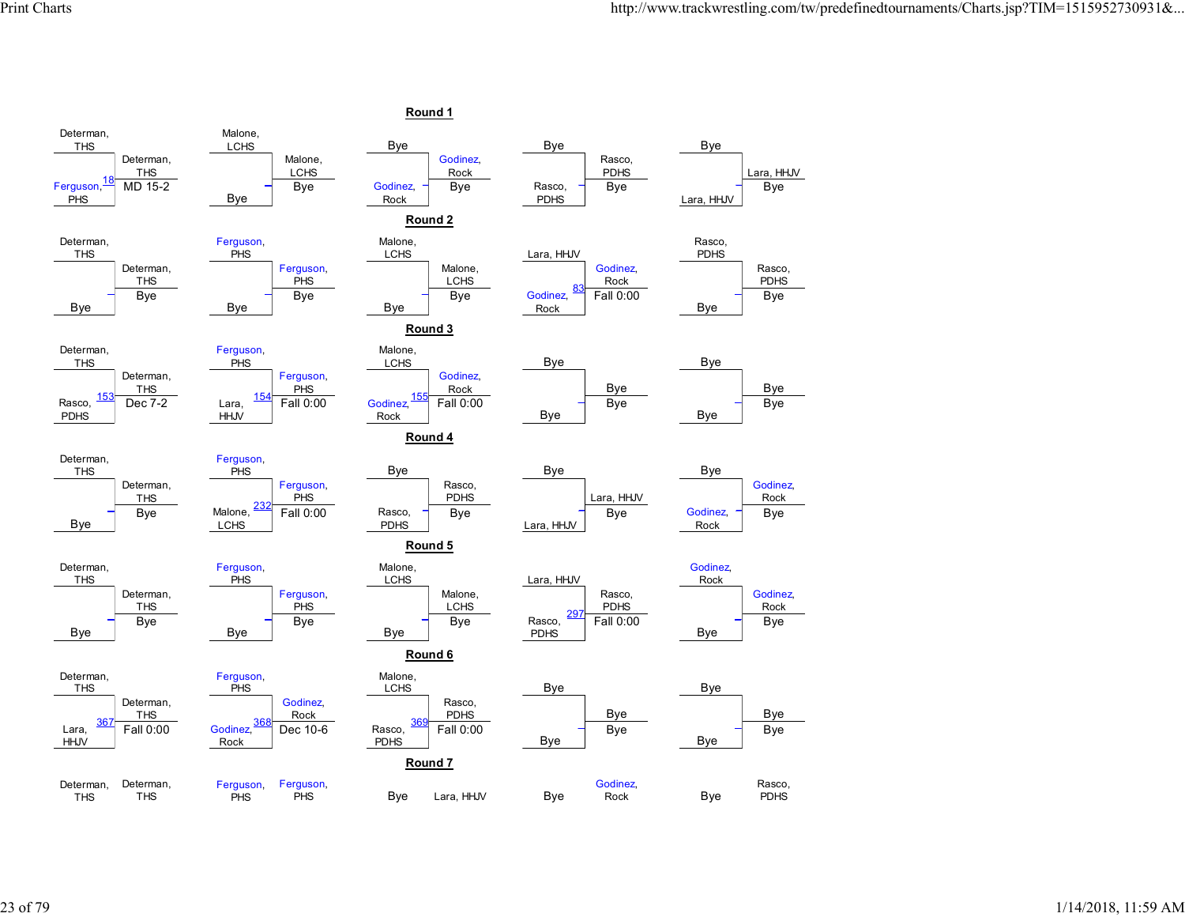Print Charts

## Round 1

| Wrestler 1 | Wrestler 2 | Bout | Winner | Result |
|---|---|---|---|---|
| Determan, THS | Ferguson, PHS | 18 | Determan, THS | MD 15-2 |
| Malone, LCHS | Bye | | Malone, LCHS | Bye |
| Bye | Godinez, Rock | | Godinez, Rock | Bye |
| Bye | Rasco, PDHS | | Rasco, PDHS | Bye |
| Bye | Lara, HHJV | | Lara, HHJV | Bye |

## Round 2

| Wrestler 1 | Wrestler 2 | Bout | Winner | Result |
|---|---|---|---|---|
| Determan, THS | Bye | | Determan, THS | Bye |
| Ferguson, PHS | Bye | | Ferguson, PHS | Bye |
| Malone, LCHS | Bye | | Malone, LCHS | Bye |
| Lara, HHJV | Godinez, Rock | 83 | Godinez, Rock | Fall 0:00 |
| Rasco, PDHS | Bye | | Rasco, PDHS | Bye |

## Round 3

| Wrestler 1 | Wrestler 2 | Bout | Winner | Result |
|---|---|---|---|---|
| Determan, THS | Rasco, PDHS | 153 | Determan, THS | Dec 7-2 |
| Ferguson, PHS | Lara, HHJV | 154 | Ferguson, PHS | Fall 0:00 |
| Malone, LCHS | Godinez, Rock | 155 | Godinez, Rock | Fall 0:00 |
| Bye | Bye | | Bye | Bye |
| Bye | Bye | | Bye | Bye |

## Round 4

| Wrestler 1 | Wrestler 2 | Bout | Winner | Result |
|---|---|---|---|---|
| Determan, THS | Bye | | Determan, THS | Bye |
| Ferguson, PHS | Malone, LCHS | 232 | Ferguson, PHS | Fall 0:00 |
| Bye | Rasco, PDHS | | Rasco, PDHS | Bye |
| Bye | Lara, HHJV | | Lara, HHJV | Bye |
| Bye | Godinez, Rock | | Godinez, Rock | Bye |

## Round 5

| Wrestler 1 | Wrestler 2 | Bout | Winner | Result |
|---|---|---|---|---|
| Determan, THS | Bye | | Determan, THS | Bye |
| Ferguson, PHS | Bye | | Ferguson, PHS | Bye |
| Malone, LCHS | Bye | | Malone, LCHS | Bye |
| Lara, HHJV | Rasco, PDHS | 297 | Rasco, PDHS | Fall 0:00 |
| Godinez, Rock | Bye | | Godinez, Rock | Bye |

## Round 6

| Wrestler 1 | Wrestler 2 | Bout | Winner | Result |
|---|---|---|---|---|
| Determan, THS | Lara, HHJV | 367 | Determan, THS | Fall 0:00 |
| Ferguson, PHS | Godinez, Rock | 368 | Godinez, Rock | Dec 10-6 |
| Malone, LCHS | Rasco, PDHS | 369 | Rasco, PDHS | Fall 0:00 |
| Bye | Bye | | Bye | Bye |
| Bye | Bye | | Bye | Bye |

## Round 7

| Wrestler 1 | Wrestler 2 |
|---|---|
| Determan, THS | Determan, THS |
| Ferguson, PHS | Ferguson, PHS |
| Bye | Lara, HHJV |
| Bye | Godinez, Rock |
| Bye | Rasco, PDHS |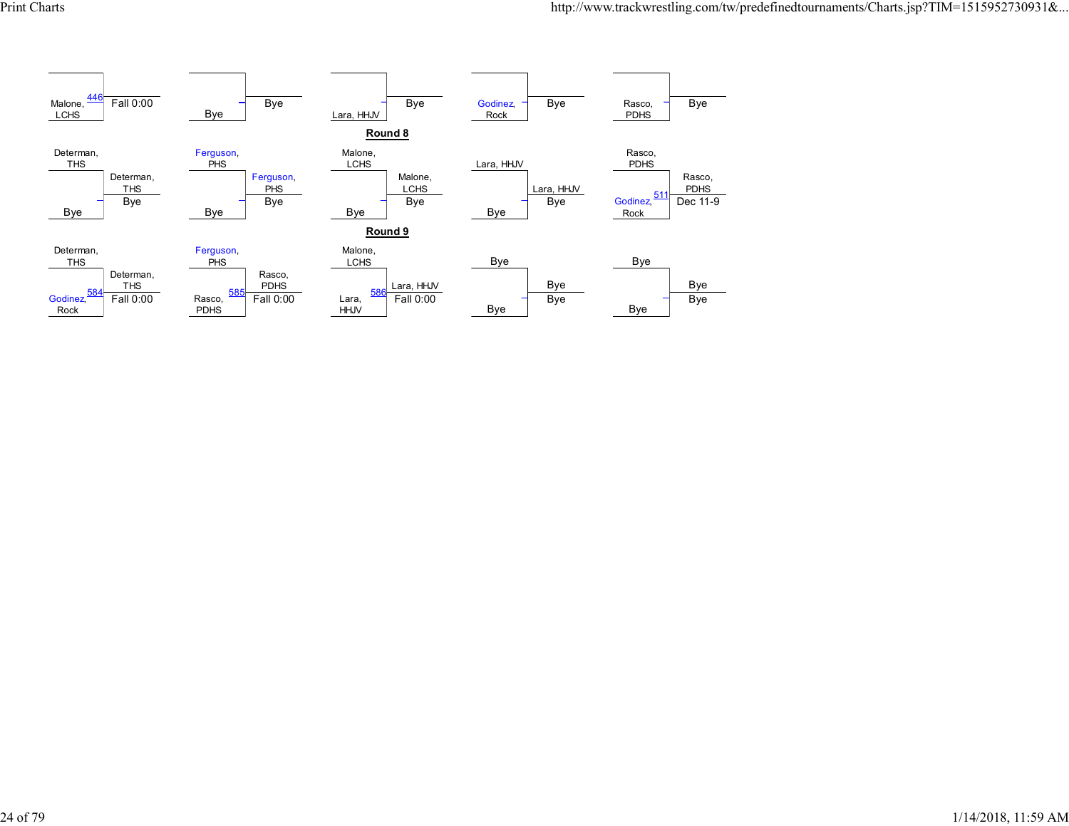| Top Wrestler | Bottom Wrestler | Bout | Winner | Result |
|---|---|---|---|---|
|  | Malone, LCHS | 446 |  | Fall 0:00 |
|  | Bye |  |  | Bye |
|  | Lara, HHJV |  |  | Bye |
|  | Godinez, Rock |  |  | Bye |
|  | Rasco, PDHS |  |  | Bye |

**Round 8**

| Top Wrestler | Bottom Wrestler | Bout | Winner | Result |
|---|---|---|---|---|
| Determan, THS | Bye |  | Determan, THS | Bye |
| Ferguson, PHS | Bye |  | Ferguson, PHS | Bye |
| Malone, LCHS | Bye |  | Malone, LCHS | Bye |
| Lara, HHJV | Bye |  | Lara, HHJV | Bye |
| Rasco, PDHS | Godinez, Rock | 511 | Rasco, PDHS | Dec 11-9 |

**Round 9**

| Top Wrestler | Bottom Wrestler | Bout | Winner | Result |
|---|---|---|---|---|
| Determan, THS | Godinez, Rock | 584 | Determan, THS | Fall 0:00 |
| Ferguson, PHS | Rasco, PDHS | 585 | Rasco, PDHS | Fall 0:00 |
| Malone, LCHS | Lara, HHJV | 586 | Lara, HHJV | Fall 0:00 |
| Bye | Bye |  | Bye | Bye |
| Bye | Bye |  | Bye | Bye |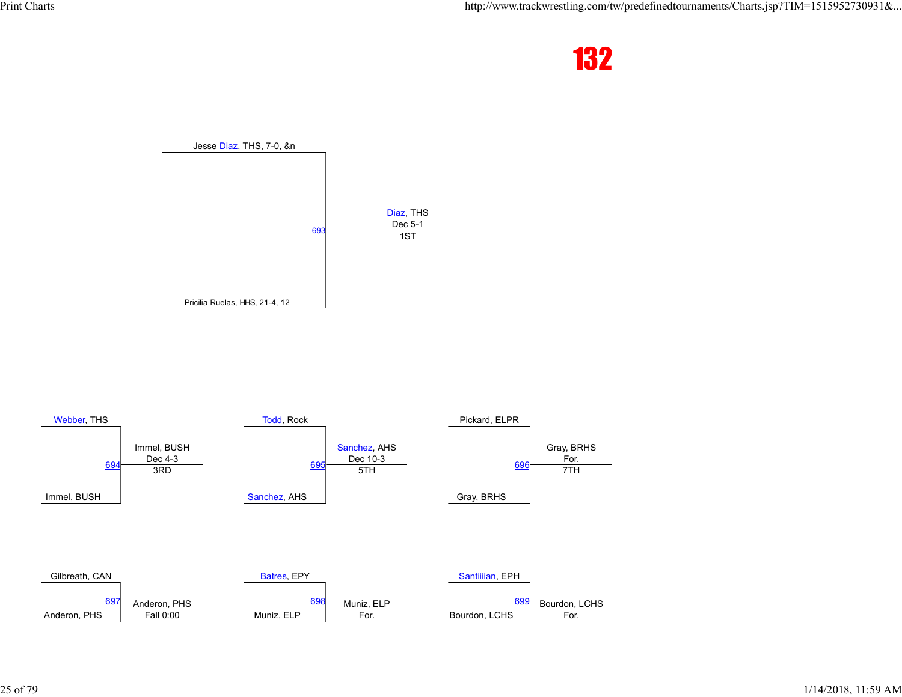# 132

## 1ST Place (Match 693)

Jesse Diaz, THS, 7-0, &n

Pricilia Ruelas, HHS, 21-4, 12

**Diaz, THS** — Dec 5-1 — 1ST

## 3RD Place (Match 694)

Webber, THS

Immel, BUSH

**Immel, BUSH** — Dec 4-3 — 3RD

## 5TH Place (Match 695)

Todd, Rock

Sanchez, AHS

**Sanchez, AHS** — Dec 10-3 — 5TH

## 7TH Place (Match 696)

Pickard, ELPR

Gray, BRHS

**Gray, BRHS** — For. — 7TH

## Match 697

Gilbreath, CAN

Anderon, PHS

**Anderon, PHS** — Fall 0:00

## Match 698

Batres, EPY

Muniz, ELP

**Muniz, ELP** — For.

## Match 699

Santiiiian, EPH

Bourdon, LCHS

**Bourdon, LCHS** — For.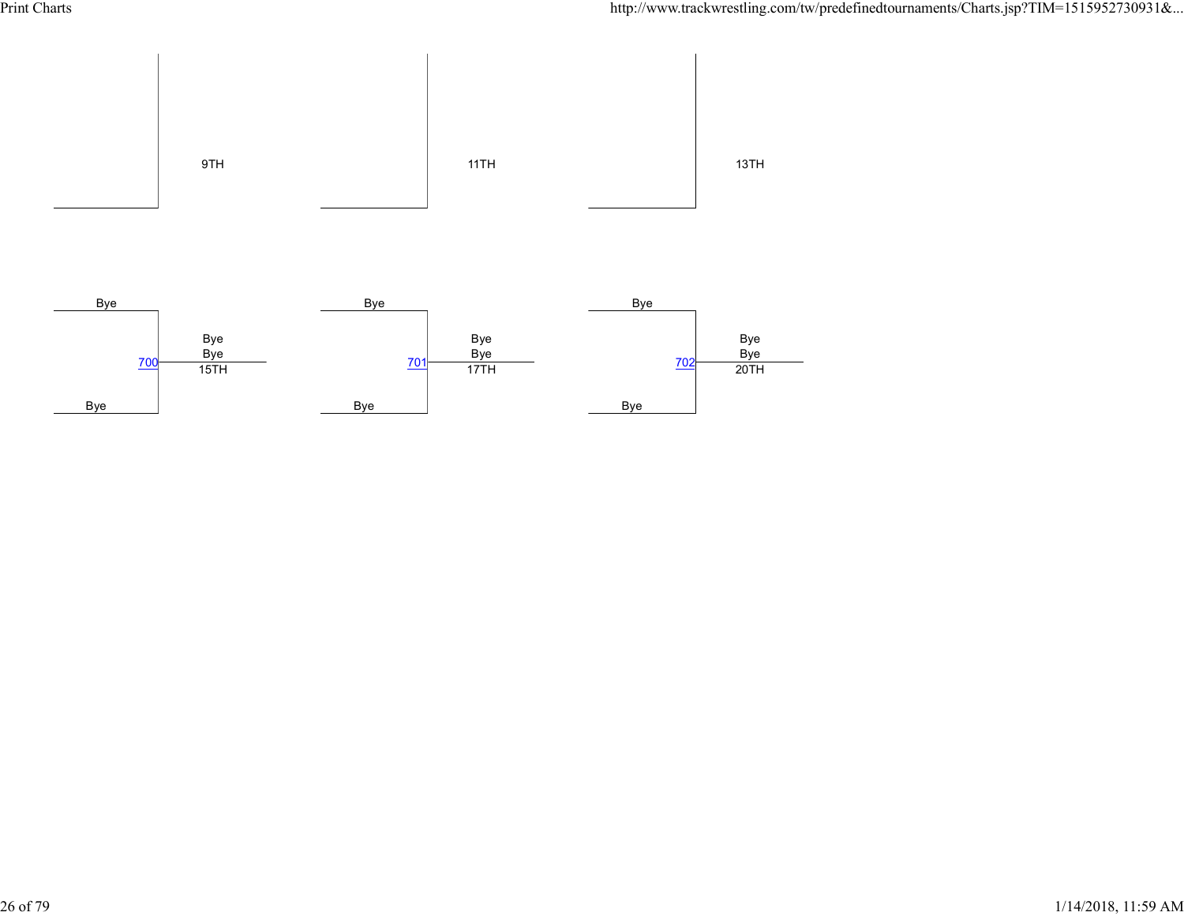9TH

11TH

13TH

| Competitor | Match | Result | Placement |
|---|---|---|---|
| Bye / Bye | 700 | Bye / Bye | 15TH |
| Bye / Bye | 701 | Bye / Bye | 17TH |
| Bye / Bye | 702 | Bye / Bye | 20TH |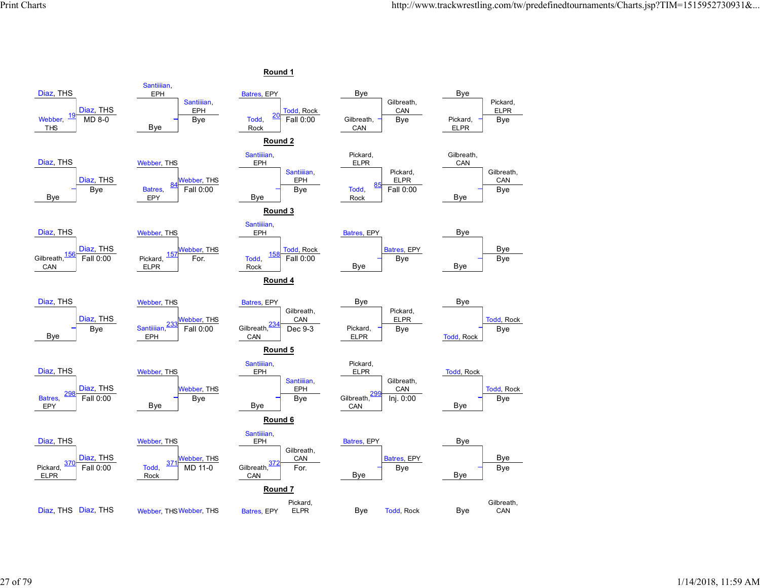## Round 1

| Top | Bottom | Bout | Winner | Result |
|---|---|---|---|---|
| Diaz, THS | Webber, THS | 19 | Diaz, THS | MD 8-0 |
| Santiiiian, EPH | Bye | | Santiiiian, EPH | Bye |
| Batres, EPY | Todd, Rock | 20 | Todd, Rock | Fall 0:00 |
| Bye | Gilbreath, CAN | | Gilbreath, CAN | Bye |
| Bye | Pickard, ELPR | | Pickard, ELPR | Bye |

## Round 2

| Top | Bottom | Bout | Winner | Result |
|---|---|---|---|---|
| Diaz, THS | Bye | | Diaz, THS | Bye |
| Webber, THS | Batres, EPY | 84 | Webber, THS | Fall 0:00 |
| Santiiiian, EPH | Bye | | Santiiiian, EPH | Bye |
| Pickard, ELPR | Todd, Rock | 85 | Pickard, ELPR | Fall 0:00 |
| Gilbreath, CAN | Bye | | Gilbreath, CAN | Bye |

## Round 3

| Top | Bottom | Bout | Winner | Result |
|---|---|---|---|---|
| Diaz, THS | Gilbreath, CAN | 156 | Diaz, THS | Fall 0:00 |
| Webber, THS | Pickard, ELPR | 157 | Webber, THS | For. |
| Santiiiian, EPH | Todd, Rock | 158 | Todd, Rock | Fall 0:00 |
| Batres, EPY | Bye | | Batres, EPY | Bye |
| Bye | Bye | | Bye | Bye |

## Round 4

| Top | Bottom | Bout | Winner | Result |
|---|---|---|---|---|
| Diaz, THS | Bye | | Diaz, THS | Bye |
| Webber, THS | Santiiiian, EPH | 233 | Webber, THS | Fall 0:00 |
| Batres, EPY | Gilbreath, CAN | 234 | Gilbreath, CAN | Dec 9-3 |
| Bye | Pickard, ELPR | | Pickard, ELPR | Bye |
| Bye | Todd, Rock | | Todd, Rock | Bye |

## Round 5

| Top | Bottom | Bout | Winner | Result |
|---|---|---|---|---|
| Diaz, THS | Batres, EPY | 298 | Diaz, THS | Fall 0:00 |
| Webber, THS | Bye | | Webber, THS | Bye |
| Santiiiian, EPH | Bye | | Santiiiian, EPH | Bye |
| Pickard, ELPR | Gilbreath, CAN | 299 | Gilbreath, CAN | Inj. 0:00 |
| Todd, Rock | Bye | | Todd, Rock | Bye |

## Round 6

| Top | Bottom | Bout | Winner | Result |
|---|---|---|---|---|
| Diaz, THS | Pickard, ELPR | 370 | Diaz, THS | Fall 0:00 |
| Webber, THS | Todd, Rock | 371 | Webber, THS | MD 11-0 |
| Santiiiian, EPH | Gilbreath, CAN | 372 | Gilbreath, CAN | For. |
| Batres, EPY | Bye | | Batres, EPY | Bye |
| Bye | Bye | | Bye | Bye |

## Round 7

| Top | Bottom |
|---|---|
| Diaz, THS | Diaz, THS |
| Webber, THS | Webber, THS |
| Batres, EPY | Pickard, ELPR |
| Bye | Todd, Rock |
| Bye | Gilbreath, CAN |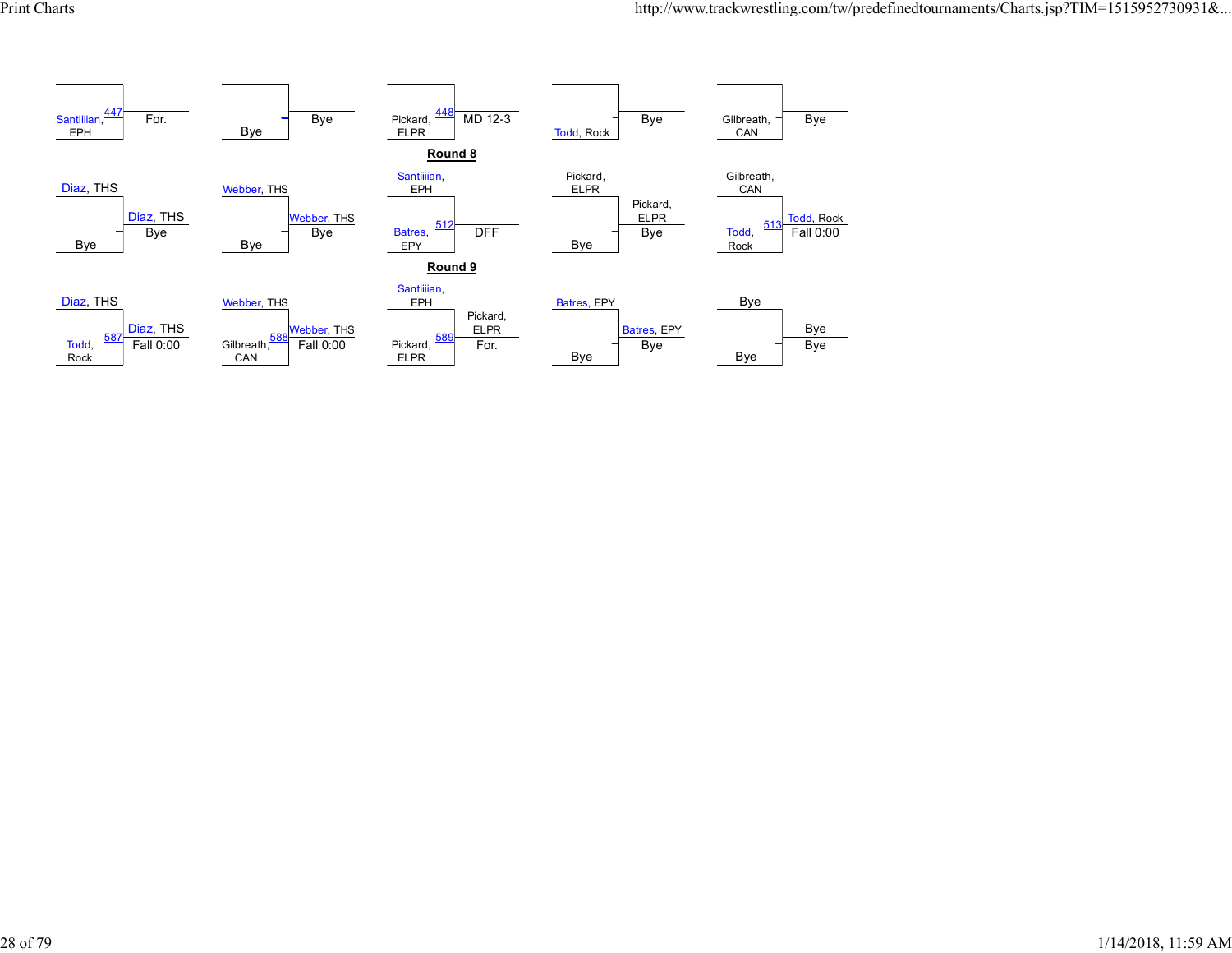| Wrestler 1 | Wrestler 2 | Bout | Winner | Result |
|---|---|---|---|---|
|  | Santiiiian, EPH | 447 |  | For. |
|  | Bye |  | Bye |  |
|  | Pickard, ELPR | 448 |  | MD 12-3 |
|  | Todd, Rock |  | Bye |  |
|  | Gilbreath, CAN |  | Bye |  |

**Round 8**

| Wrestler 1 | Wrestler 2 | Bout | Winner | Result |
|---|---|---|---|---|
| Diaz, THS | Bye |  | Diaz, THS | Bye |
| Webber, THS | Bye |  | Webber, THS | Bye |
| Santiiiian, EPH | Batres, EPY | 512 |  | DFF |
| Pickard, ELPR | Bye |  | Pickard, ELPR | Bye |
| Gilbreath, CAN | Todd, Rock | 513 | Todd, Rock | Fall 0:00 |

**Round 9**

| Wrestler 1 | Wrestler 2 | Bout | Winner | Result |
|---|---|---|---|---|
| Diaz, THS | Todd, Rock | 587 | Diaz, THS | Fall 0:00 |
| Webber, THS | Gilbreath, CAN | 588 | Webber, THS | Fall 0:00 |
| Santiiiian, EPH | Pickard, ELPR | 589 | Pickard, ELPR | For. |
| Batres, EPY | Bye |  | Batres, EPY | Bye |
| Bye | Bye |  | Bye | Bye |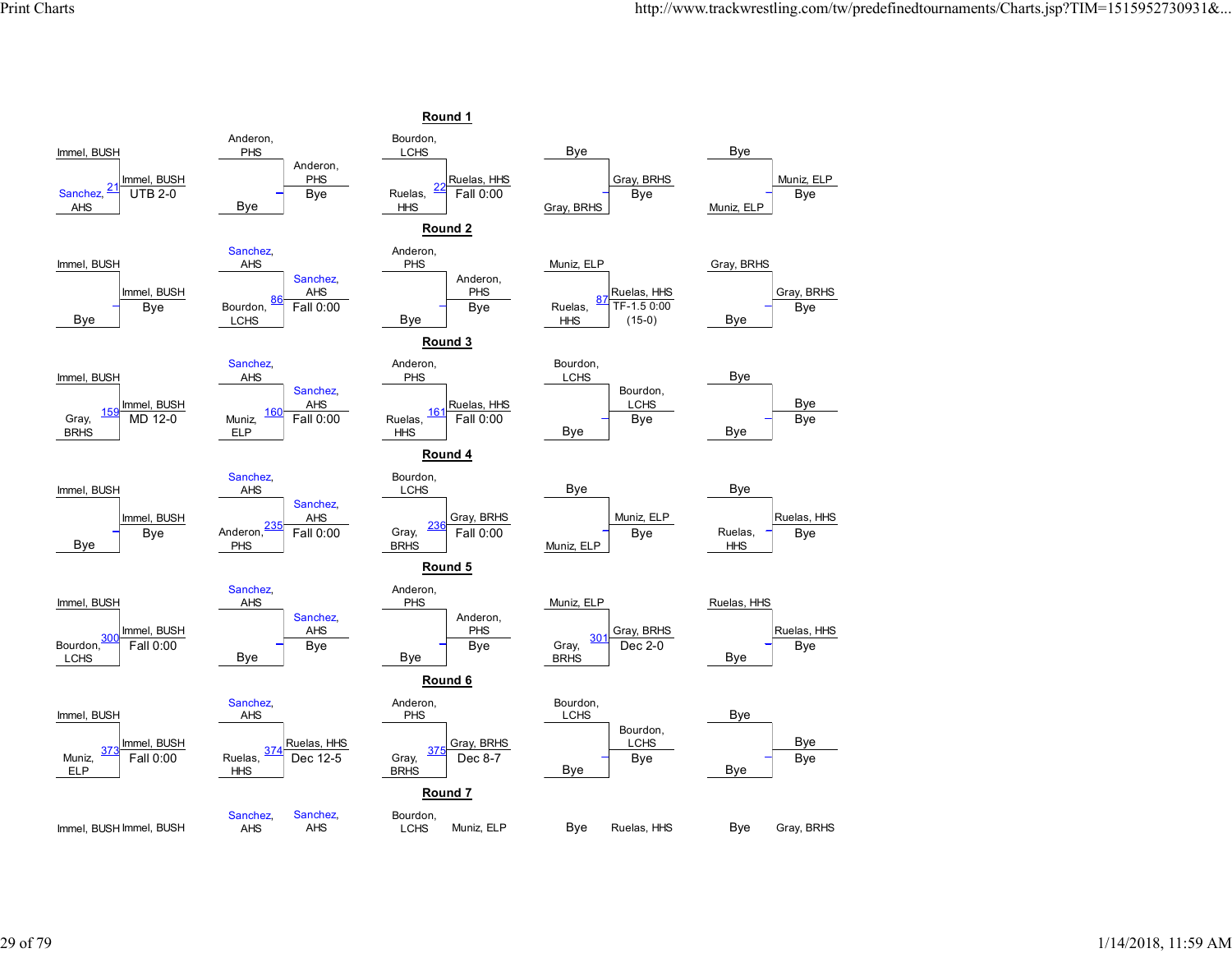## Round 1

| Wrestler 1 | Wrestler 2 | Bout | Winner | Result |
|---|---|---|---|---|
| Immel, BUSH | Sanchez, AHS | 21 | Immel, BUSH | UTB 2-0 |
| Anderon, PHS | Bye | | Anderon, PHS | Bye |
| Bourdon, LCHS | Ruelas, HHS | 22 | Ruelas, HHS | Fall 0:00 |
| Bye | Gray, BRHS | | Gray, BRHS | Bye |
| Bye | Muniz, ELP | | Muniz, ELP | Bye |

## Round 2

| Wrestler 1 | Wrestler 2 | Bout | Winner | Result |
|---|---|---|---|---|
| Immel, BUSH | Bye | | Immel, BUSH | Bye |
| Sanchez, AHS | Bourdon, LCHS | 86 | Sanchez, AHS | Fall 0:00 |
| Anderon, PHS | Bye | | Anderon, PHS | Bye |
| Muniz, ELP | Ruelas, HHS | 87 | Ruelas, HHS | TF-1.5 0:00 (15-0) |
| Gray, BRHS | Bye | | Gray, BRHS | Bye |

## Round 3

| Wrestler 1 | Wrestler 2 | Bout | Winner | Result |
|---|---|---|---|---|
| Immel, BUSH | Gray, BRHS | 159 | Immel, BUSH | MD 12-0 |
| Sanchez, AHS | Muniz, ELP | 160 | Sanchez, AHS | Fall 0:00 |
| Anderon, PHS | Ruelas, HHS | 161 | Ruelas, HHS | Fall 0:00 |
| Bourdon, LCHS | Bye | | Bourdon, LCHS | Bye |
| Bye | Bye | | Bye | Bye |

## Round 4

| Wrestler 1 | Wrestler 2 | Bout | Winner | Result |
|---|---|---|---|---|
| Immel, BUSH | Bye | | Immel, BUSH | Bye |
| Sanchez, AHS | Anderon, PHS | 235 | Sanchez, AHS | Fall 0:00 |
| Bourdon, LCHS | Gray, BRHS | 236 | Gray, BRHS | Fall 0:00 |
| Bye | Muniz, ELP | | Muniz, ELP | Bye |
| Bye | Ruelas, HHS | | Ruelas, HHS | Bye |

## Round 5

| Wrestler 1 | Wrestler 2 | Bout | Winner | Result |
|---|---|---|---|---|
| Immel, BUSH | Bourdon, LCHS | 300 | Immel, BUSH | Fall 0:00 |
| Sanchez, AHS | Bye | | Sanchez, AHS | Bye |
| Anderon, PHS | Bye | | Anderon, PHS | Bye |
| Muniz, ELP | Gray, BRHS | 301 | Gray, BRHS | Dec 2-0 |
| Ruelas, HHS | Bye | | Ruelas, HHS | Bye |

## Round 6

| Wrestler 1 | Wrestler 2 | Bout | Winner | Result |
|---|---|---|---|---|
| Immel, BUSH | Muniz, ELP | 373 | Immel, BUSH | Fall 0:00 |
| Sanchez, AHS | Ruelas, HHS | 374 | Ruelas, HHS | Dec 12-5 |
| Anderon, PHS | Gray, BRHS | 375 | Gray, BRHS | Dec 8-7 |
| Bourdon, LCHS | Bye | | Bourdon, LCHS | Bye |
| Bye | Bye | | Bye | Bye |

## Round 7

| Wrestler 1 | Wrestler 2 |
|---|---|
| Immel, BUSH | Immel, BUSH |
| Sanchez, AHS | Sanchez, AHS |
| Bourdon, LCHS | Muniz, ELP |
| Bye | Ruelas, HHS |
| Bye | Gray, BRHS |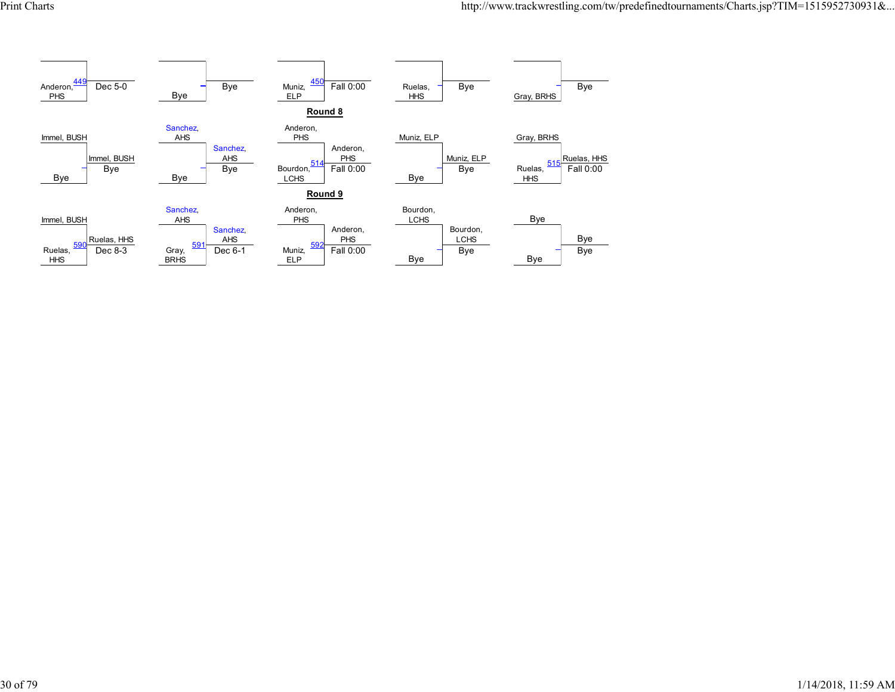| Wrestler 1 | Wrestler 2 | Bout | Winner | Result |
| --- | --- | --- | --- | --- |
| | Anderon, PHS | 449 | | Dec 5-0 |
| | Bye | | Bye | |
| | Muniz, ELP | 450 | | Fall 0:00 |
| | Ruelas, HHS | | Bye | |
| | Gray, BRHS | | Bye | |

**Round 8**

| Wrestler 1 | Wrestler 2 | Bout | Winner | Result |
| --- | --- | --- | --- | --- |
| Immel, BUSH | Bye | | Immel, BUSH | Bye |
| Sanchez, AHS | Bye | | Sanchez, AHS | Bye |
| Anderon, PHS | Bourdon, LCHS | 514 | Anderon, PHS | Fall 0:00 |
| Muniz, ELP | Bye | | Muniz, ELP | Bye |
| Gray, BRHS | Ruelas, HHS | 515 | Ruelas, HHS | Fall 0:00 |

**Round 9**

| Wrestler 1 | Wrestler 2 | Bout | Winner | Result |
| --- | --- | --- | --- | --- |
| Immel, BUSH | Ruelas, HHS | 590 | Ruelas, HHS | Dec 8-3 |
| Sanchez, AHS | Gray, BRHS | 591 | Sanchez, AHS | Dec 6-1 |
| Anderon, PHS | Muniz, ELP | 592 | Anderon, PHS | Fall 0:00 |
| Bourdon, LCHS | Bye | | Bourdon, LCHS | Bye |
| Bye | Bye | | Bye | Bye |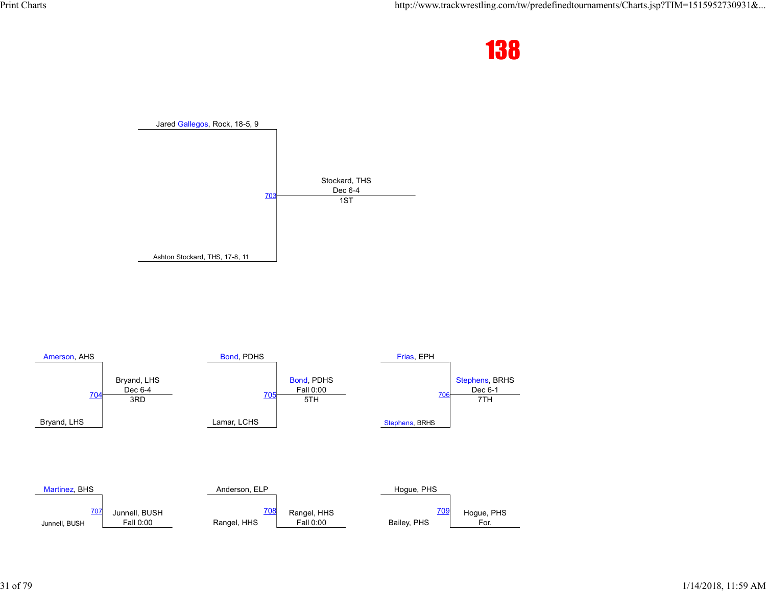# 138

## 1ST — Match 703

- Jared Gallegos, Rock, 18-5, 9
- Ashton Stockard, THS, 17-8, 11

**Winner:** Stockard, THS — Dec 6-4 — 1ST

## 3RD — Match 704

- Amerson, AHS
- Bryand, LHS

**Winner:** Bryand, LHS — Dec 6-4 — 3RD

## 5TH — Match 705

- Bond, PDHS
- Lamar, LCHS

**Winner:** Bond, PDHS — Fall 0:00 — 5TH

## 7TH — Match 706

- Frias, EPH
- Stephens, BRHS

**Winner:** Stephens, BRHS — Dec 6-1 — 7TH

## Match 707

- Martinez, BHS
- Junnell, BUSH

**Winner:** Junnell, BUSH — Fall 0:00

## Match 708

- Anderson, ELP
- Rangel, HHS

**Winner:** Rangel, HHS — Fall 0:00

## Match 709

- Hogue, PHS
- Bailey, PHS

**Winner:** Hogue, PHS — For.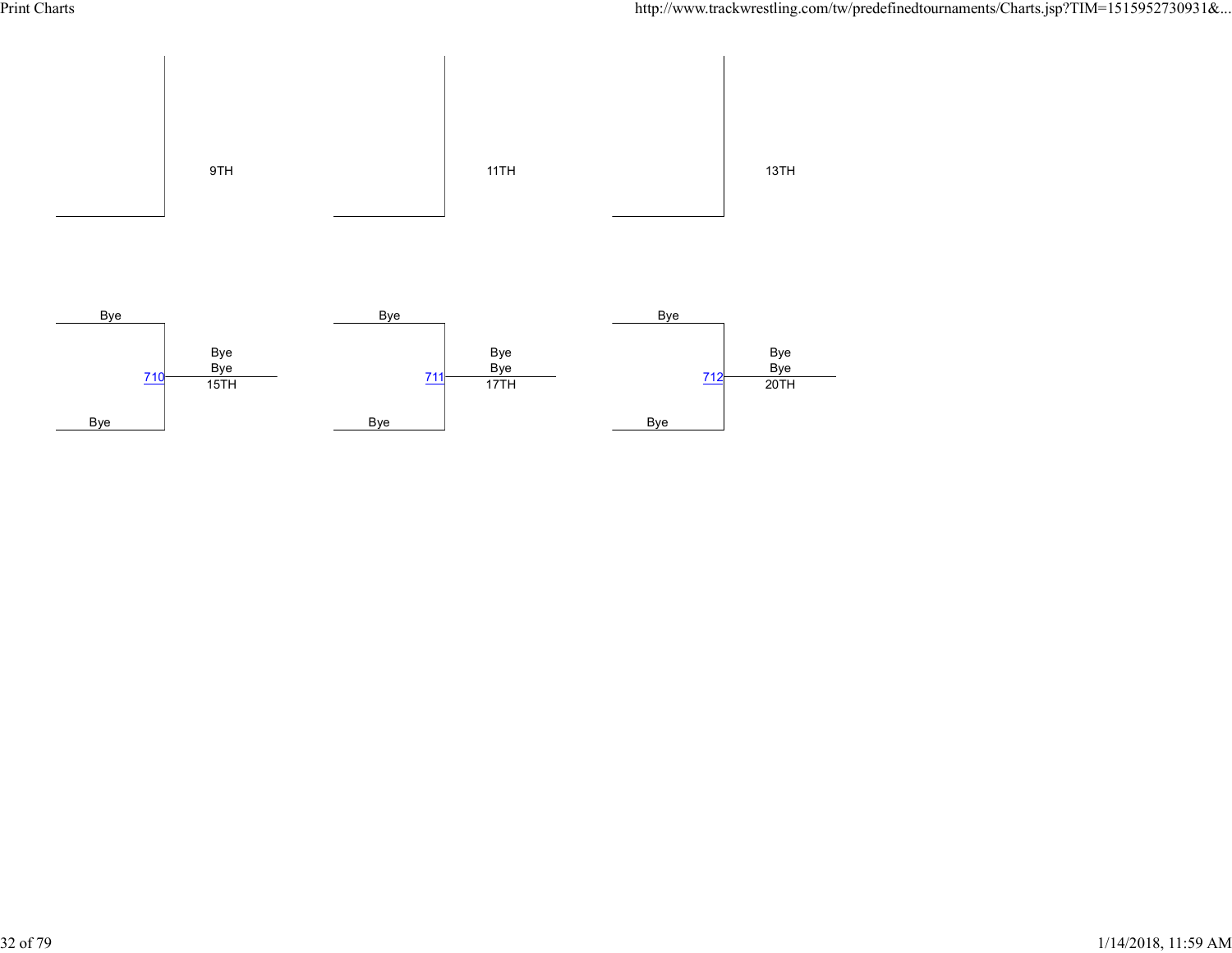9TH

11TH

13TH

Bye

Bye

710

Bye
Bye
15TH

Bye

Bye

711

Bye
Bye
17TH

Bye

Bye

712

Bye
Bye
20TH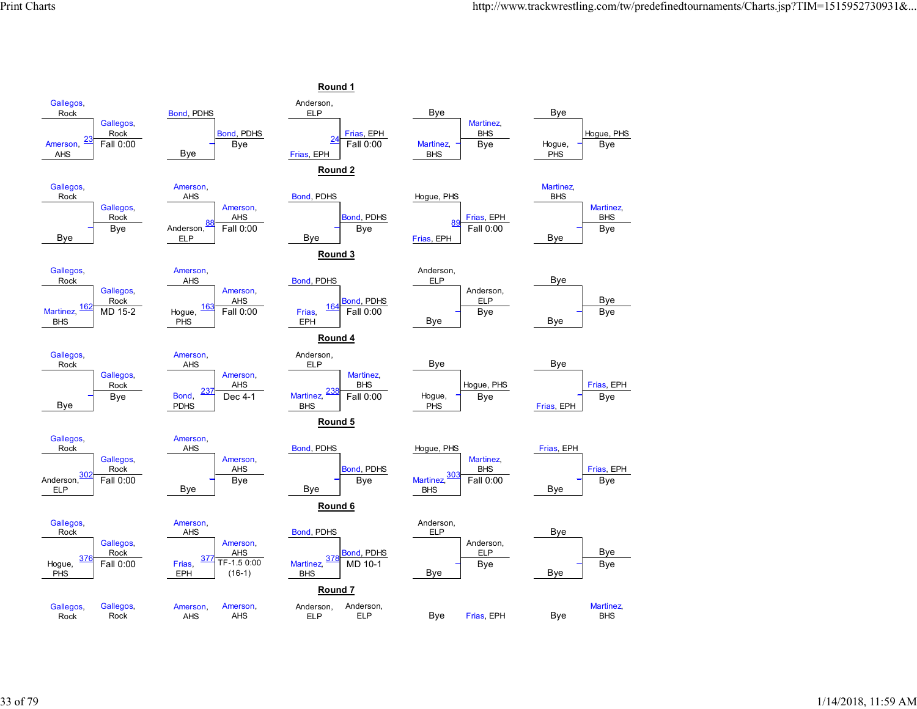## Round 1

| Wrestler 1 | Wrestler 2 | Bout | Winner | Result |
|---|---|---|---|---|
| Gallegos, Rock | Amerson, AHS | 23 | Gallegos, Rock | Fall 0:00 |
| Bond, PDHS | Bye | | Bond, PDHS | Bye |
| Anderson, ELP | Frias, EPH | 24 | Frias, EPH | Fall 0:00 |
| Bye | Martinez, BHS | | Martinez, BHS | Bye |
| Bye | Hogue, PHS | | Hogue, PHS | Bye |

## Round 2

| Wrestler 1 | Wrestler 2 | Bout | Winner | Result |
|---|---|---|---|---|
| Gallegos, Rock | Bye | | Gallegos, Rock | Bye |
| Amerson, AHS | Anderson, ELP | 88 | Amerson, AHS | Fall 0:00 |
| Bond, PDHS | Bye | | Bond, PDHS | Bye |
| Hogue, PHS | Frias, EPH | 89 | Frias, EPH | Fall 0:00 |
| Martinez, BHS | Bye | | Martinez, BHS | Bye |

## Round 3

| Wrestler 1 | Wrestler 2 | Bout | Winner | Result |
|---|---|---|---|---|
| Gallegos, Rock | Martinez, BHS | 162 | Gallegos, Rock | MD 15-2 |
| Amerson, AHS | Hogue, PHS | 163 | Amerson, AHS | Fall 0:00 |
| Bond, PDHS | Frias, EPH | 164 | Bond, PDHS | Fall 0:00 |
| Anderson, ELP | Bye | | Anderson, ELP | Bye |
| Bye | Bye | | Bye | Bye |

## Round 4

| Wrestler 1 | Wrestler 2 | Bout | Winner | Result |
|---|---|---|---|---|
| Gallegos, Rock | Bye | | Gallegos, Rock | Bye |
| Amerson, AHS | Bond, PDHS | 237 | Amerson, AHS | Dec 4-1 |
| Anderson, ELP | Martinez, BHS | 238 | Martinez, BHS | Fall 0:00 |
| Bye | Hogue, PHS | | Hogue, PHS | Bye |
| Bye | Frias, EPH | | Frias, EPH | Bye |

## Round 5

| Wrestler 1 | Wrestler 2 | Bout | Winner | Result |
|---|---|---|---|---|
| Gallegos, Rock | Anderson, ELP | 302 | Gallegos, Rock | Fall 0:00 |
| Amerson, AHS | Bye | | Amerson, AHS | Bye |
| Bond, PDHS | Bye | | Bond, PDHS | Bye |
| Hogue, PHS | Martinez, BHS | 303 | Martinez, BHS | Fall 0:00 |
| Frias, EPH | Bye | | Frias, EPH | Bye |

## Round 6

| Wrestler 1 | Wrestler 2 | Bout | Winner | Result |
|---|---|---|---|---|
| Gallegos, Rock | Hogue, PHS | 376 | Gallegos, Rock | Fall 0:00 |
| Amerson, AHS | Frias, EPH | 377 | Amerson, AHS | TF-1.5 0:00 (16-1) |
| Bond, PDHS | Martinez, BHS | 378 | Bond, PDHS | MD 10-1 |
| Anderson, ELP | Bye | | Anderson, ELP | Bye |
| Bye | Bye | | Bye | Bye |

## Round 7

| Wrestler 1 | Winner |
|---|---|
| Gallegos, Rock | Gallegos, Rock |
| Amerson, AHS | Amerson, AHS |
| Anderson, ELP | Anderson, ELP |
| Bye | Frias, EPH |
| Bye | Martinez, BHS |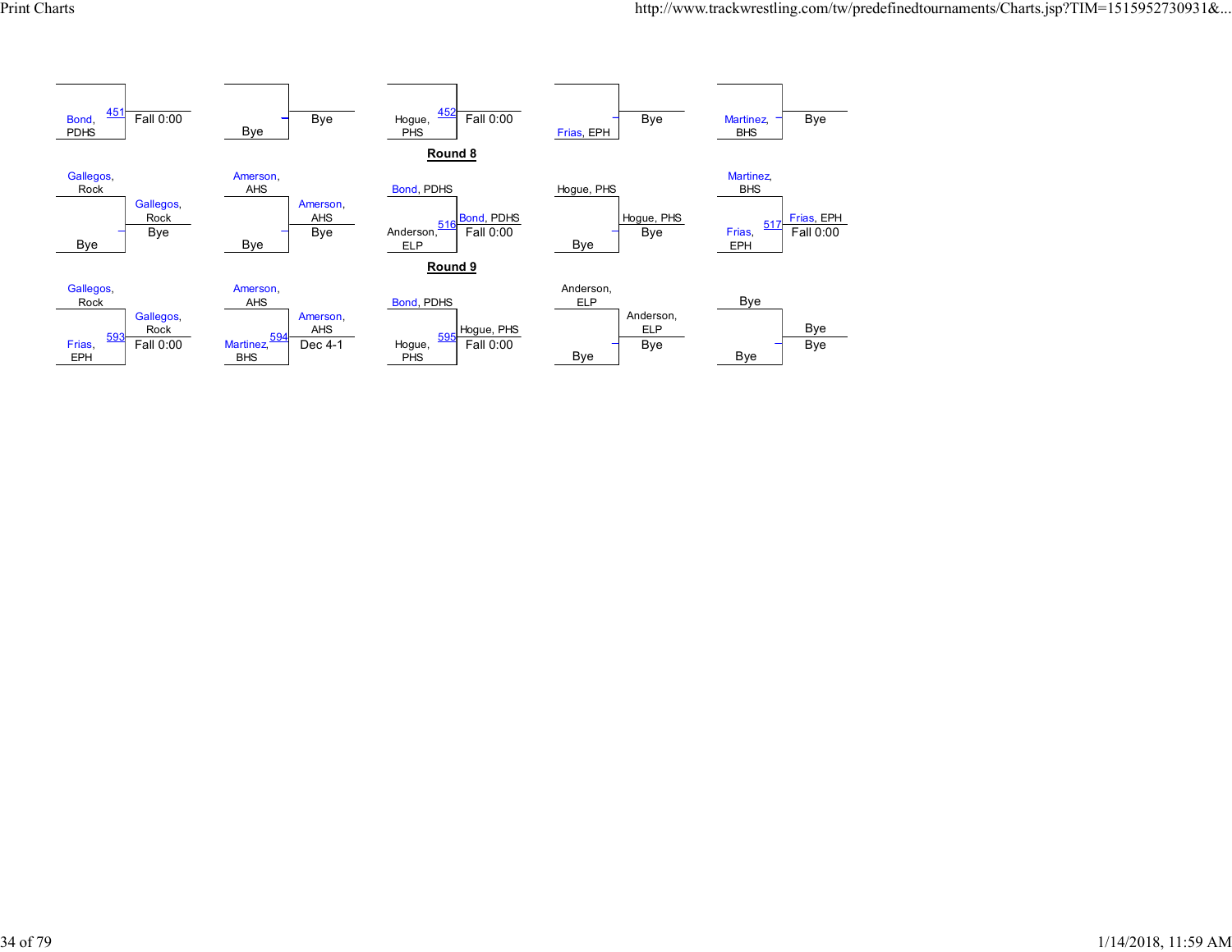| Wrestler 1 | Wrestler 2 | Bout | Winner | Result |
|---|---|---|---|---|
| Bond, PDHS | | 451 | | Fall 0:00 |
| | Bye | | | Bye |
| Hogue, PHS | | 452 | | Fall 0:00 |
| | Frias, EPH | | | Bye |
| | Martinez, BHS | | | Bye |

## Round 8

| Wrestler 1 | Wrestler 2 | Bout | Winner | Result |
|---|---|---|---|---|
| Gallegos, Rock | Bye | | Gallegos, Rock | Bye |
| Amerson, AHS | Bye | | Amerson, AHS | Bye |
| Bond, PDHS | Anderson, ELP | 516 | Bond, PDHS | Fall 0:00 |
| Hogue, PHS | Bye | | Hogue, PHS | Bye |
| Martinez, BHS | Frias, EPH | 517 | Frias, EPH | Fall 0:00 |

## Round 9

| Wrestler 1 | Wrestler 2 | Bout | Winner | Result |
|---|---|---|---|---|
| Gallegos, Rock | Frias, EPH | 593 | Gallegos, Rock | Fall 0:00 |
| Amerson, AHS | Martinez, BHS | 594 | Amerson, AHS | Dec 4-1 |
| Bond, PDHS | Hogue, PHS | 595 | Hogue, PHS | Fall 0:00 |
| Anderson, ELP | Bye | | Anderson, ELP | Bye |
| Bye | Bye | | Bye | Bye |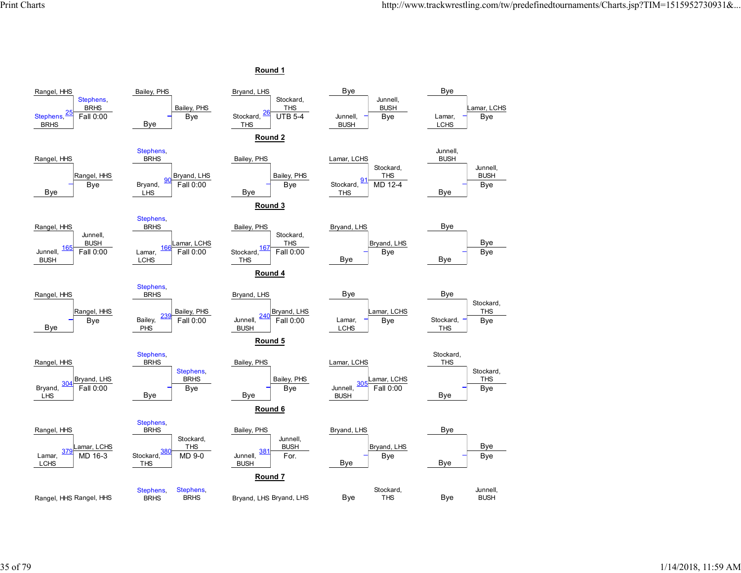## Round 1

| Top | Bottom | Bout | Winner | Result |
|---|---|---|---|---|
| Rangel, HHS | Stephens, BRHS | 25 | Stephens, BRHS | Fall 0:00 |
| Bailey, PHS | Bye | | Bailey, PHS | Bye |
| Bryand, LHS | Stockard, THS | 26 | Stockard, THS | UTB 5-4 |
| Bye | Junnell, BUSH | | Junnell, BUSH | Bye |
| Bye | Lamar, LCHS | | Lamar, LCHS | Bye |

## Round 2

| Top | Bottom | Bout | Winner | Result |
|---|---|---|---|---|
| Rangel, HHS | Bye | | Rangel, HHS | Bye |
| Stephens, BRHS | Bryand, LHS | 90 | Bryand, LHS | Fall 0:00 |
| Bailey, PHS | Bye | | Bailey, PHS | Bye |
| Lamar, LCHS | Stockard, THS | 91 | Stockard, THS | MD 12-4 |
| Junnell, BUSH | Bye | | Junnell, BUSH | Bye |

## Round 3

| Top | Bottom | Bout | Winner | Result |
|---|---|---|---|---|
| Rangel, HHS | Junnell, BUSH | 165 | Junnell, BUSH | Fall 0:00 |
| Stephens, BRHS | Lamar, LCHS | 166 | Lamar, LCHS | Fall 0:00 |
| Bailey, PHS | Stockard, THS | 167 | Stockard, THS | Fall 0:00 |
| Bryand, LHS | Bye | | Bryand, LHS | Bye |
| Bye | Bye | | Bye | Bye |

## Round 4

| Top | Bottom | Bout | Winner | Result |
|---|---|---|---|---|
| Rangel, HHS | Bye | | Rangel, HHS | Bye |
| Stephens, BRHS | Bailey, PHS | 239 | Bailey, PHS | Fall 0:00 |
| Bryand, LHS | Junnell, BUSH | 240 | Bryand, LHS | Fall 0:00 |
| Bye | Lamar, LCHS | | Lamar, LCHS | Bye |
| Bye | Stockard, THS | | Stockard, THS | Bye |

## Round 5

| Top | Bottom | Bout | Winner | Result |
|---|---|---|---|---|
| Rangel, HHS | Bryand, LHS | 304 | Bryand, LHS | Fall 0:00 |
| Stephens, BRHS | Bye | | Stephens, BRHS | Bye |
| Bailey, PHS | Bye | | Bailey, PHS | Bye |
| Lamar, LCHS | Junnell, BUSH | 305 | Lamar, LCHS | Fall 0:00 |
| Stockard, THS | Bye | | Stockard, THS | Bye |

## Round 6

| Top | Bottom | Bout | Winner | Result |
|---|---|---|---|---|
| Rangel, HHS | Lamar, LCHS | 379 | Lamar, LCHS | MD 16-3 |
| Stephens, BRHS | Stockard, THS | 380 | Stockard, THS | MD 9-0 |
| Bailey, PHS | Junnell, BUSH | 381 | Junnell, BUSH | For. |
| Bryand, LHS | Bye | | Bryand, LHS | Bye |
| Bye | Bye | | Bye | Bye |

## Round 7

| Top | Winner |
|---|---|
| Rangel, HHS | Rangel, HHS |
| Stephens, BRHS | Stephens, BRHS |
| Bryand, LHS | Bryand, LHS |
| Bye | Stockard, THS |
| Bye | Junnell, BUSH |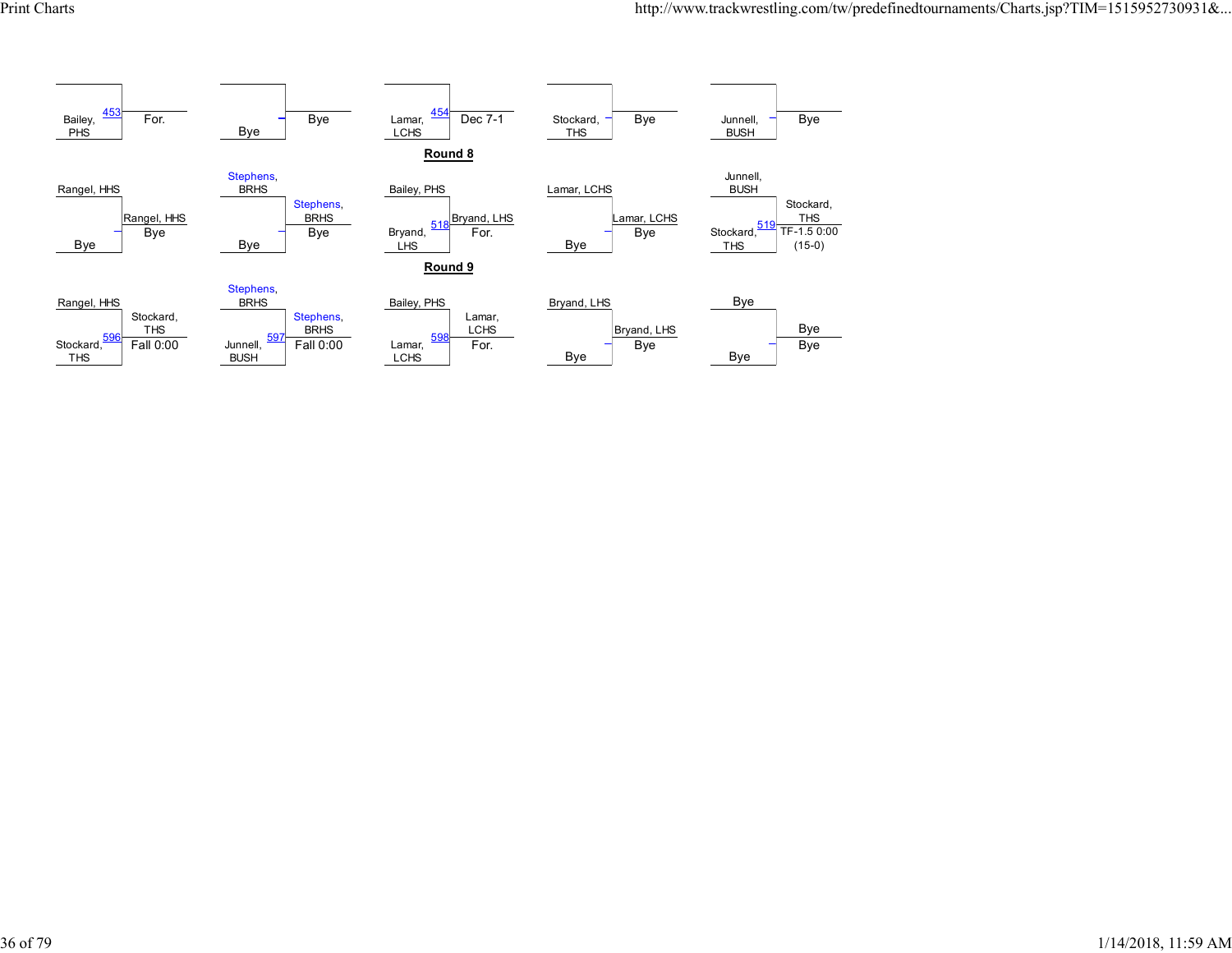| Wrestler | Match | Result |
|---|---|---|
| Bailey, PHS | 453 | For. |
| Bye | | Bye |
| Lamar, LCHS | 454 | Dec 7-1 |
| Stockard, THS | | Bye |
| Junnell, BUSH | | Bye |

**Round 8**

| Top Wrestler | Bottom Wrestler | Match | Winner | Result |
|---|---|---|---|---|
| Rangel, HHS | Bye | | Rangel, HHS | Bye |
| Stephens, BRHS | Bye | | Stephens, BRHS | Bye |
| Bailey, PHS | Bryand, LHS | 518 | Bryand, LHS | For. |
| Lamar, LCHS | Bye | | Lamar, LCHS | Bye |
| Junnell, BUSH | Stockard, THS | 519 | Stockard, THS | TF-1.5 0:00 (15-0) |

**Round 9**

| Top Wrestler | Bottom Wrestler | Match | Winner | Result |
|---|---|---|---|---|
| Rangel, HHS | Stockard, THS | 596 | Stockard, THS | Fall 0:00 |
| Stephens, BRHS | Junnell, BUSH | 597 | Stephens, BRHS | Fall 0:00 |
| Bailey, PHS | Lamar, LCHS | 598 | Lamar, LCHS | For. |
| Bryand, LHS | Bye | | Bryand, LHS | Bye |
| Bye | Bye | | Bye | Bye |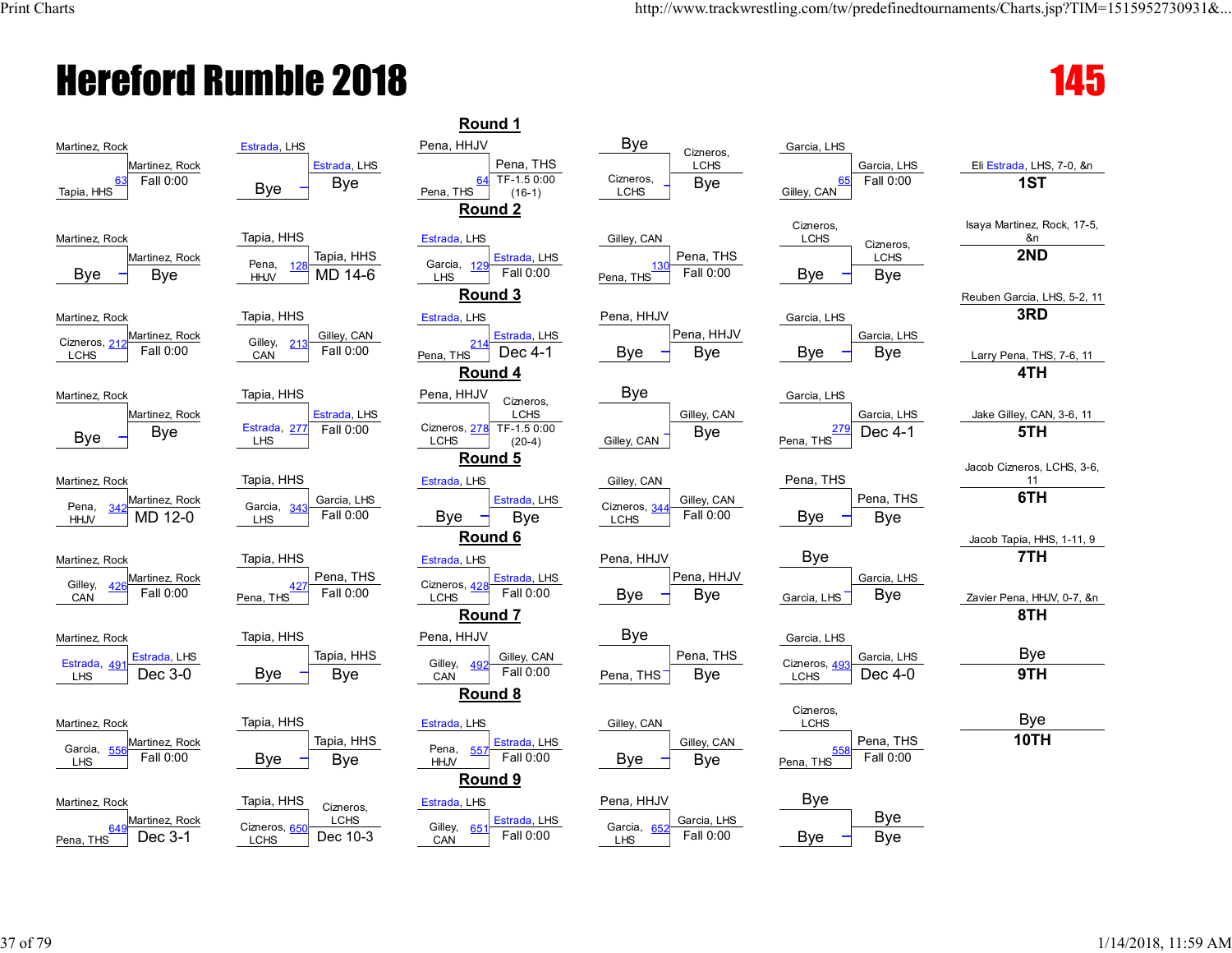# Hereford Rumble 2018

## 145

### Round 1

| Wrestler 1 | Wrestler 2 | Bout | Winner | Result |
|---|---|---|---|---|
| Martinez, Rock | Tapia, HHS | 63 | Martinez, Rock | Fall 0:00 |
| Estrada, LHS | Bye | | Estrada, LHS | Bye |
| Pena, HHJV | Pena, THS | 64 | Pena, THS | TF-1.5 0:00 (16-1) |
| Bye | Cizneros, LCHS | | Cizneros, LCHS | Bye |
| Garcia, LHS | Gilley, CAN | 65 | Garcia, LHS | Fall 0:00 |

### Round 2

| Wrestler 1 | Wrestler 2 | Bout | Winner | Result |
|---|---|---|---|---|
| Martinez, Rock | Bye | | Martinez, Rock | Bye |
| Tapia, HHS | Pena, HHJV | 128 | Tapia, HHS | MD 14-6 |
| Estrada, LHS | Garcia, LHS | 129 | Estrada, LHS | Fall 0:00 |
| Gilley, CAN | Pena, THS | 130 | Pena, THS | Fall 0:00 |
| Cizneros, LCHS | Bye | | Cizneros, LCHS | Bye |

### Round 3

| Wrestler 1 | Wrestler 2 | Bout | Winner | Result |
|---|---|---|---|---|
| Martinez, Rock | Cizneros, LCHS | 212 | Martinez, Rock | Fall 0:00 |
| Tapia, HHS | Gilley, CAN | 213 | Gilley, CAN | Fall 0:00 |
| Estrada, LHS | Pena, THS | 214 | Estrada, LHS | Dec 4-1 |
| Pena, HHJV | Bye | | Pena, HHJV | Bye |
| Garcia, LHS | Bye | | Garcia, LHS | Bye |

### Round 4

| Wrestler 1 | Wrestler 2 | Bout | Winner | Result |
|---|---|---|---|---|
| Martinez, Rock | Bye | | Martinez, Rock | Bye |
| Tapia, HHS | Estrada, LHS | 277 | Estrada, LHS | Fall 0:00 |
| Pena, HHJV | Cizneros, LCHS | 278 | Cizneros, LCHS | TF-1.5 0:00 (20-4) |
| Bye | Gilley, CAN | | Gilley, CAN | Bye |
| Garcia, LHS | Pena, THS | 279 | Garcia, LHS | Dec 4-1 |

### Round 5

| Wrestler 1 | Wrestler 2 | Bout | Winner | Result |
|---|---|---|---|---|
| Martinez, Rock | Pena, HHJV | 342 | Martinez, Rock | MD 12-0 |
| Tapia, HHS | Garcia, LHS | 343 | Garcia, LHS | Fall 0:00 |
| Estrada, LHS | Bye | | Estrada, LHS | Bye |
| Gilley, CAN | Cizneros, LCHS | 344 | Gilley, CAN | Fall 0:00 |
| Pena, THS | Bye | | Pena, THS | Bye |

### Round 6

| Wrestler 1 | Wrestler 2 | Bout | Winner | Result |
|---|---|---|---|---|
| Martinez, Rock | Gilley, CAN | 426 | Martinez, Rock | Fall 0:00 |
| Tapia, HHS | Pena, THS | 427 | Pena, THS | Fall 0:00 |
| Estrada, LHS | Cizneros, LCHS | 428 | Estrada, LHS | Fall 0:00 |
| Pena, HHJV | Bye | | Pena, HHJV | Bye |
| Bye | Garcia, LHS | | Garcia, LHS | Bye |

### Round 7

| Wrestler 1 | Wrestler 2 | Bout | Winner | Result |
|---|---|---|---|---|
| Martinez, Rock | Estrada, LHS | 491 | Estrada, LHS | Dec 3-0 |
| Tapia, HHS | Bye | | Tapia, HHS | Bye |
| Pena, HHJV | Gilley, CAN | 492 | Gilley, CAN | Fall 0:00 |
| Bye | Pena, THS | | Pena, THS | Bye |
| Garcia, LHS | Cizneros, LCHS | 493 | Garcia, LHS | Dec 4-0 |

### Round 8

| Wrestler 1 | Wrestler 2 | Bout | Winner | Result |
|---|---|---|---|---|
| Martinez, Rock | Garcia, LHS | 556 | Martinez, Rock | Fall 0:00 |
| Tapia, HHS | Bye | | Tapia, HHS | Bye |
| Estrada, LHS | Pena, HHJV | 557 | Estrada, LHS | Fall 0:00 |
| Gilley, CAN | Bye | | Gilley, CAN | Bye |
| Cizneros, LCHS | Pena, THS | 558 | Pena, THS | Fall 0:00 |

### Round 9

| Wrestler 1 | Wrestler 2 | Bout | Winner | Result |
|---|---|---|---|---|
| Martinez, Rock | Pena, THS | 649 | Martinez, Rock | Dec 3-1 |
| Tapia, HHS | Cizneros, LCHS | 650 | Cizneros, LCHS | Dec 10-3 |
| Estrada, LHS | Gilley, CAN | 651 | Estrada, LHS | Fall 0:00 |
| Pena, HHJV | Garcia, LHS | 652 | Garcia, LHS | Fall 0:00 |
| Bye | Bye | | Bye | Bye |

### Placings

| Place | Wrestler |
|---|---|
| 1ST | Eli Estrada, LHS, 7-0, &n |
| 2ND | Isaya Martinez, Rock, 17-5, &n |
| 3RD | Reuben Garcia, LHS, 5-2, 11 |
| 4TH | Larry Pena, THS, 7-6, 11 |
| 5TH | Jake Gilley, CAN, 3-6, 11 |
| 6TH | Jacob Cizneros, LCHS, 3-6, 11 |
| 7TH | Jacob Tapia, HHS, 1-11, 9 |
| 8TH | Zavier Pena, HHJV, 0-7, &n |
| 9TH | Bye |
| 10TH | Bye |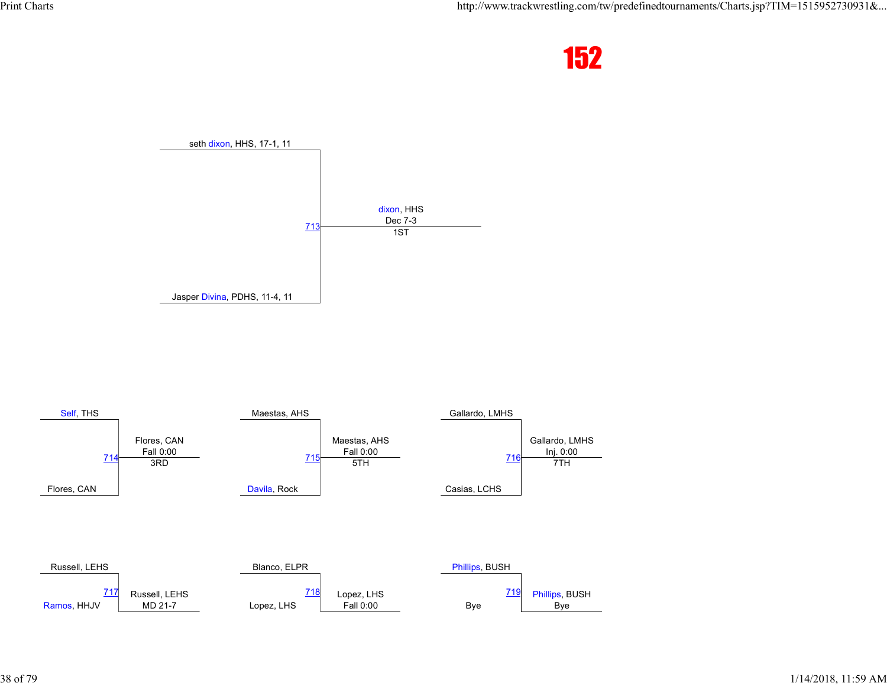# 152

seth dixon, HHS, 17-1, 11

Jasper Divina, PDHS, 11-4, 11

713 — dixon, HHS — Dec 7-3 — 1ST

Self, THS

Flores, CAN

714 — Flores, CAN — Fall 0:00 — 3RD

Maestas, AHS

Davila, Rock

715 — Maestas, AHS — Fall 0:00 — 5TH

Gallardo, LMHS

Casias, LCHS

716 — Gallardo, LMHS — Inj. 0:00 — 7TH

Russell, LEHS

Ramos, HHJV

717 — Russell, LEHS — MD 21-7

Blanco, ELPR

Lopez, LHS

718 — Lopez, LHS — Fall 0:00

Phillips, BUSH

Bye

719 — Phillips, BUSH — Bye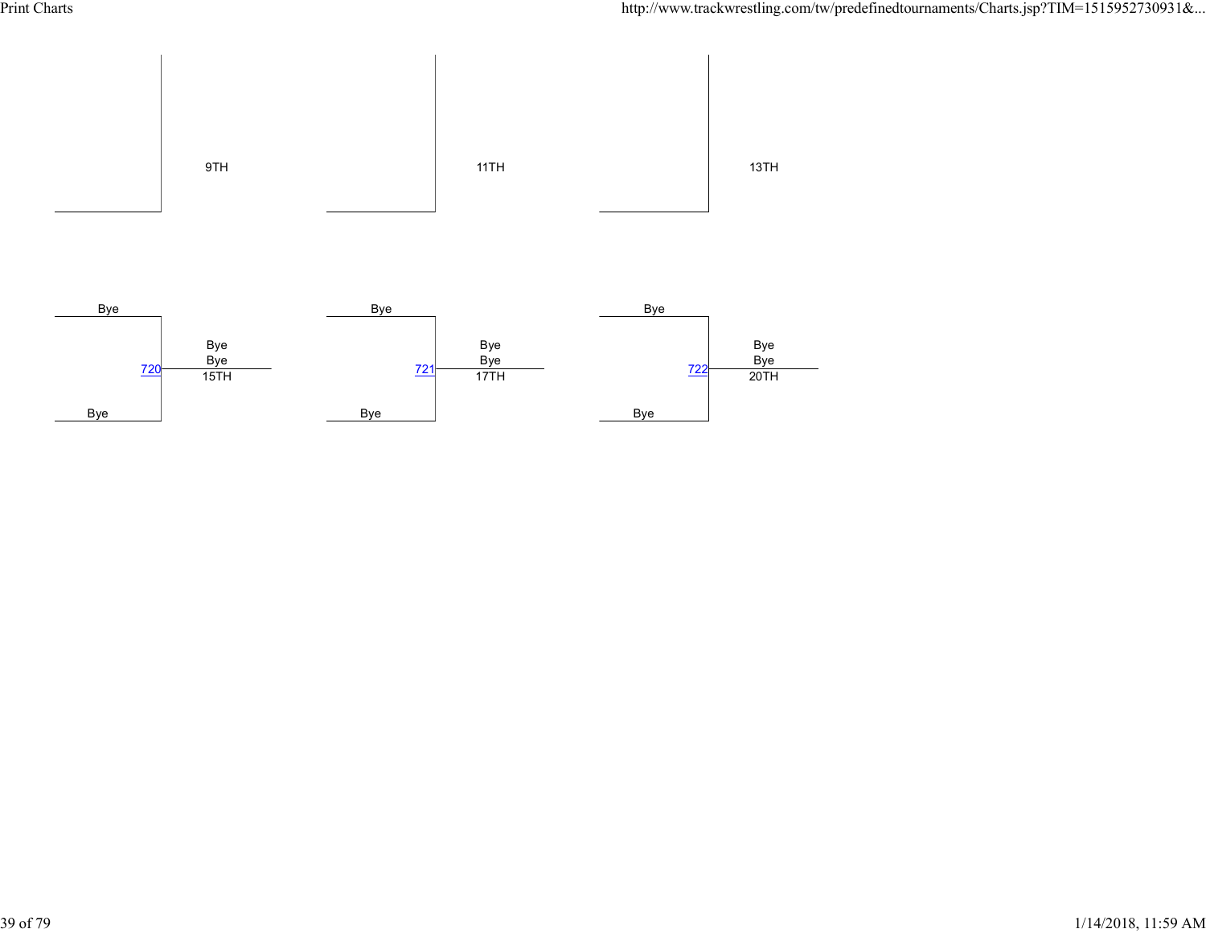9TH

11TH

13TH

Bye

720

Bye

Bye

Bye

15TH

Bye

721

Bye

Bye

Bye

17TH

Bye

722

Bye

Bye

Bye

20TH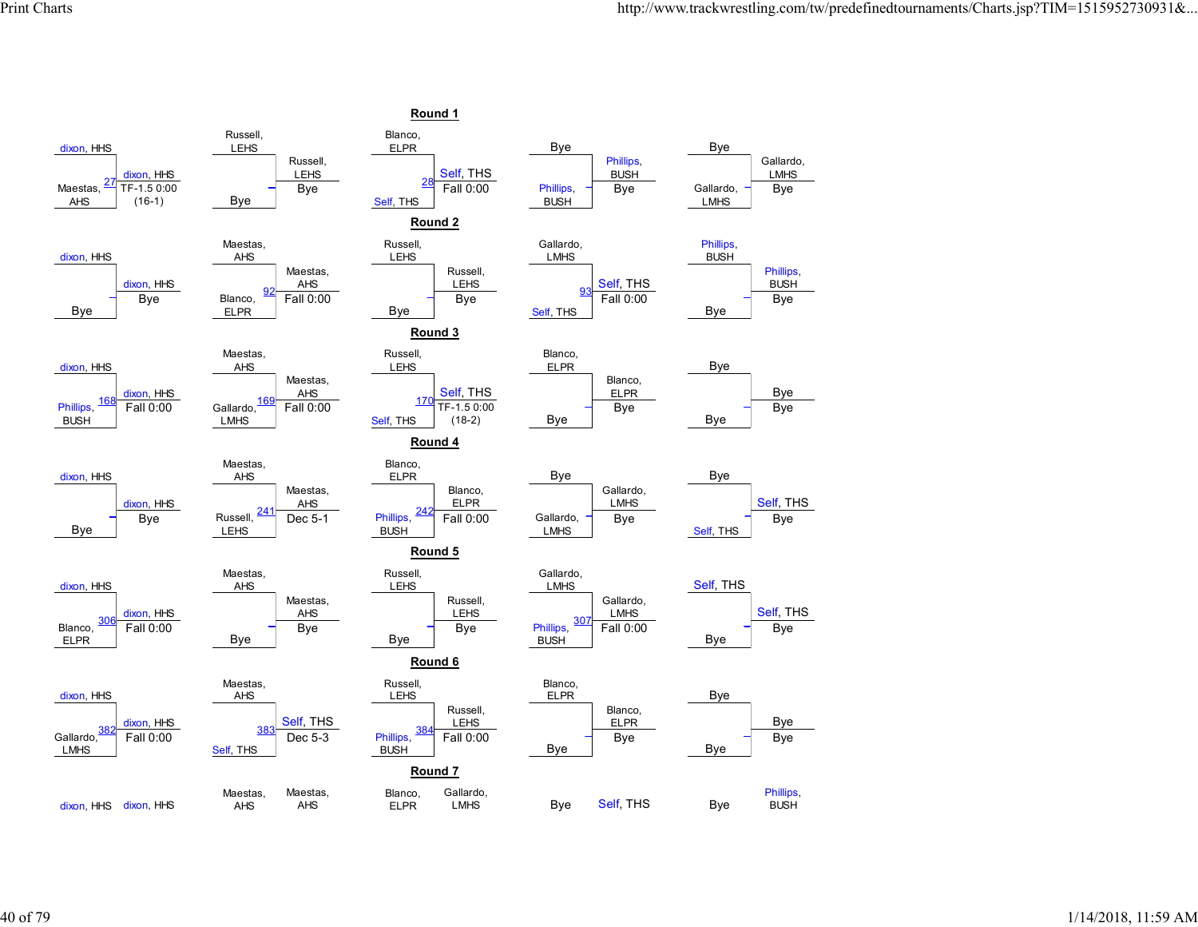## Round 1

| Wrestler 1 | Wrestler 2 | Bout | Winner | Result |
|---|---|---|---|---|
| dixon, HHS | Maestas, AHS | 27 | dixon, HHS | TF-1.5 0:00 (16-1) |
| Russell, LEHS | Bye | | Russell, LEHS | Bye |
| Blanco, ELPR | Self, THS | 28 | Self, THS | Fall 0:00 |
| Bye | Phillips, BUSH | | Phillips, BUSH | Bye |
| Bye | Gallardo, LMHS | | Gallardo, LMHS | Bye |

## Round 2

| Wrestler 1 | Wrestler 2 | Bout | Winner | Result |
|---|---|---|---|---|
| dixon, HHS | Bye | | dixon, HHS | Bye |
| Maestas, AHS | Blanco, ELPR | 92 | Maestas, AHS | Fall 0:00 |
| Russell, LEHS | Bye | | Russell, LEHS | Bye |
| Gallardo, LMHS | Self, THS | 93 | Self, THS | Fall 0:00 |
| Phillips, BUSH | Bye | | Phillips, BUSH | Bye |

## Round 3

| Wrestler 1 | Wrestler 2 | Bout | Winner | Result |
|---|---|---|---|---|
| dixon, HHS | Phillips, BUSH | 168 | dixon, HHS | Fall 0:00 |
| Maestas, AHS | Gallardo, LMHS | 169 | Maestas, AHS | Fall 0:00 |
| Russell, LEHS | Self, THS | 170 | Self, THS | TF-1.5 0:00 (18-2) |
| Blanco, ELPR | Bye | | Blanco, ELPR | Bye |
| Bye | Bye | | Bye | Bye |

## Round 4

| Wrestler 1 | Wrestler 2 | Bout | Winner | Result |
|---|---|---|---|---|
| dixon, HHS | Bye | | dixon, HHS | Bye |
| Maestas, AHS | Russell, LEHS | 241 | Maestas, AHS | Dec 5-1 |
| Blanco, ELPR | Phillips, BUSH | 242 | Blanco, ELPR | Fall 0:00 |
| Bye | Gallardo, LMHS | | Gallardo, LMHS | Bye |
| Bye | Self, THS | | Self, THS | Bye |

## Round 5

| Wrestler 1 | Wrestler 2 | Bout | Winner | Result |
|---|---|---|---|---|
| dixon, HHS | Blanco, ELPR | 306 | dixon, HHS | Fall 0:00 |
| Maestas, AHS | Bye | | Maestas, AHS | Bye |
| Russell, LEHS | Bye | | Russell, LEHS | Bye |
| Gallardo, LMHS | Phillips, BUSH | 307 | Gallardo, LMHS | Fall 0:00 |
| Self, THS | Bye | | Self, THS | Bye |

## Round 6

| Wrestler 1 | Wrestler 2 | Bout | Winner | Result |
|---|---|---|---|---|
| dixon, HHS | Gallardo, LMHS | 382 | dixon, HHS | Fall 0:00 |
| Maestas, AHS | Self, THS | 383 | Self, THS | Dec 5-3 |
| Russell, LEHS | Phillips, BUSH | 384 | Russell, LEHS | Fall 0:00 |
| Blanco, ELPR | Bye | | Blanco, ELPR | Bye |
| Bye | Bye | | Bye | Bye |

## Round 7

| Wrestler 1 | Wrestler 2 |
|---|---|
| dixon, HHS | dixon, HHS |
| Maestas, AHS | Maestas, AHS |
| Blanco, ELPR | Gallardo, LMHS |
| Bye | Self, THS |
| Bye | Phillips, BUSH |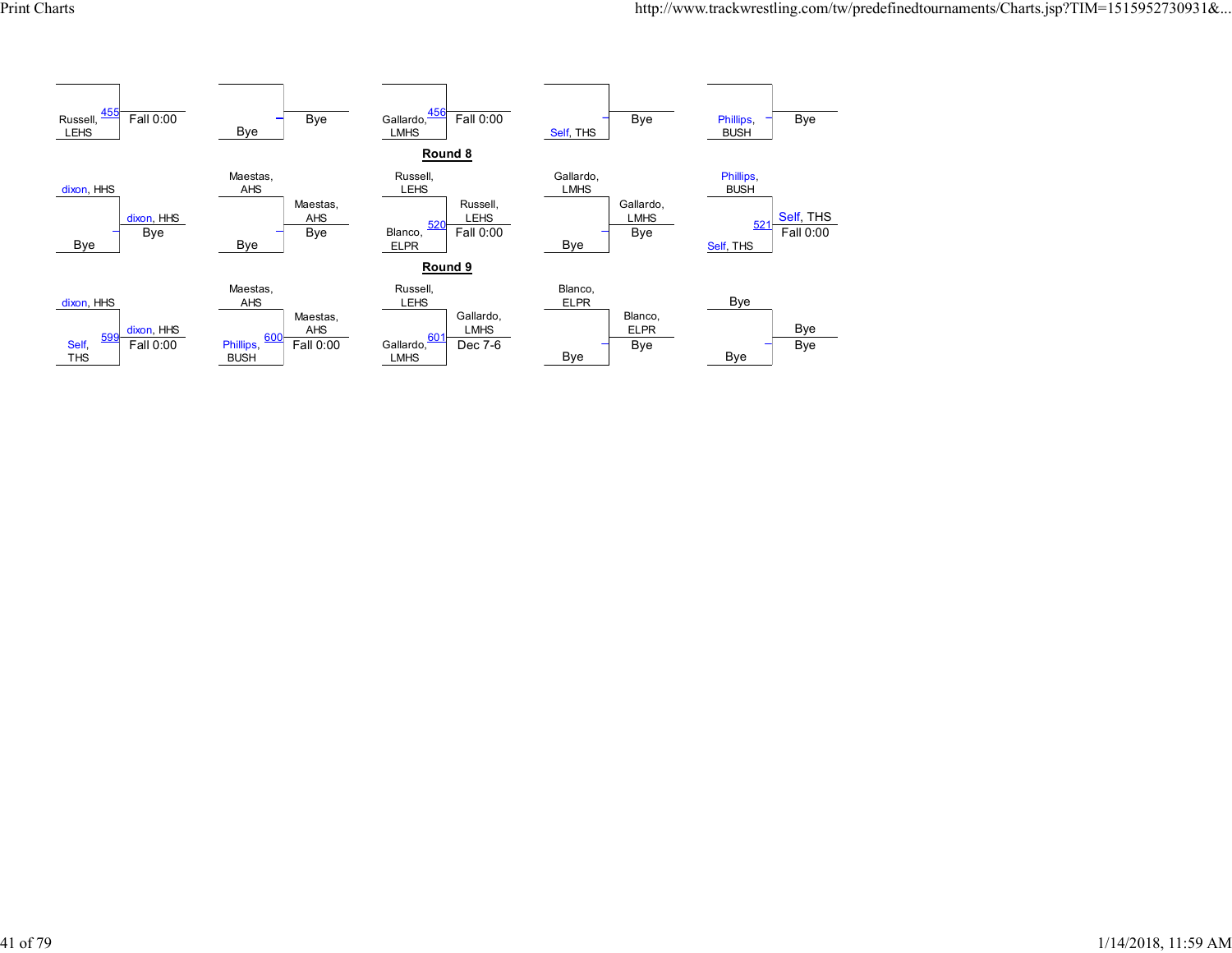| Wrestler 1 | Wrestler 2 | Bout | Winner | Result |
| --- | --- | --- | --- | --- |
|  | Russell, LEHS | 455 |  | Fall 0:00 |
|  | Bye |  | Bye |  |
|  | Gallardo, LMHS | 456 |  | Fall 0:00 |
|  | Self, THS |  | Bye |  |
|  | Phillips, BUSH |  | Bye |  |

## Round 8

| Wrestler 1 | Wrestler 2 | Bout | Winner | Result |
| --- | --- | --- | --- | --- |
| dixon, HHS | Bye |  | dixon, HHS | Bye |
| Maestas, AHS | Bye |  | Maestas, AHS | Bye |
| Russell, LEHS | Blanco, ELPR | 520 | Russell, LEHS | Fall 0:00 |
| Gallardo, LMHS | Bye |  | Gallardo, LMHS | Bye |
| Phillips, BUSH | Self, THS | 521 | Self, THS | Fall 0:00 |

## Round 9

| Wrestler 1 | Wrestler 2 | Bout | Winner | Result |
| --- | --- | --- | --- | --- |
| dixon, HHS | Self, THS | 599 | dixon, HHS | Fall 0:00 |
| Maestas, AHS | Phillips, BUSH | 600 | Maestas, AHS | Fall 0:00 |
| Russell, LEHS | Gallardo, LMHS | 601 | Gallardo, LMHS | Dec 7-6 |
| Blanco, ELPR | Bye |  | Blanco, ELPR | Bye |
| Bye | Bye |  | Bye | Bye |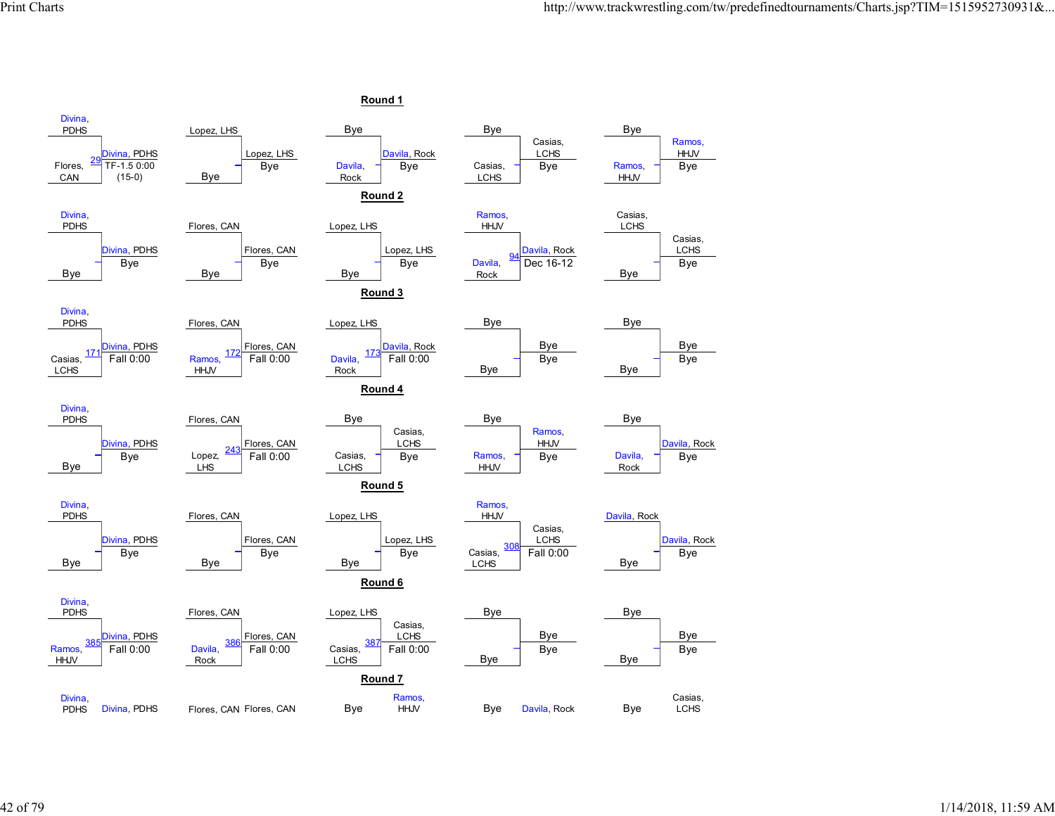## Round 1

| Wrestler 1 | Wrestler 2 | Bout | Winner | Result |
|---|---|---|---|---|
| Divina, PDHS | Flores, CAN | 29 | Divina, PDHS | TF-1.5 0:00 (15-0) |
| Lopez, LHS | Bye | | Lopez, LHS | Bye |
| Bye | Davila, Rock | | Davila, Rock | Bye |
| Bye | Casias, LCHS | | Casias, LCHS | Bye |
| Bye | Ramos, HHJV | | Ramos, HHJV | Bye |

## Round 2

| Wrestler 1 | Wrestler 2 | Bout | Winner | Result |
|---|---|---|---|---|
| Divina, PDHS | Bye | | Divina, PDHS | Bye |
| Flores, CAN | Bye | | Flores, CAN | Bye |
| Lopez, LHS | Bye | | Lopez, LHS | Bye |
| Ramos, HHJV | Davila, Rock | 94 | Davila, Rock | Dec 16-12 |
| Casias, LCHS | Bye | | Casias, LCHS | Bye |

## Round 3

| Wrestler 1 | Wrestler 2 | Bout | Winner | Result |
|---|---|---|---|---|
| Divina, PDHS | Casias, LCHS | 171 | Divina, PDHS | Fall 0:00 |
| Flores, CAN | Ramos, HHJV | 172 | Flores, CAN | Fall 0:00 |
| Lopez, LHS | Davila, Rock | 173 | Davila, Rock | Fall 0:00 |
| Bye | Bye | | Bye | Bye |
| Bye | Bye | | Bye | Bye |

## Round 4

| Wrestler 1 | Wrestler 2 | Bout | Winner | Result |
|---|---|---|---|---|
| Divina, PDHS | Bye | | Divina, PDHS | Bye |
| Flores, CAN | Lopez, LHS | 243 | Flores, CAN | Fall 0:00 |
| Bye | Casias, LCHS | | Casias, LCHS | Bye |
| Bye | Ramos, HHJV | | Ramos, HHJV | Bye |
| Bye | Davila, Rock | | Davila, Rock | Bye |

## Round 5

| Wrestler 1 | Wrestler 2 | Bout | Winner | Result |
|---|---|---|---|---|
| Divina, PDHS | Bye | | Divina, PDHS | Bye |
| Flores, CAN | Bye | | Flores, CAN | Bye |
| Lopez, LHS | Bye | | Lopez, LHS | Bye |
| Ramos, HHJV | Casias, LCHS | 308 | Casias, LCHS | Fall 0:00 |
| Davila, Rock | Bye | | Davila, Rock | Bye |

## Round 6

| Wrestler 1 | Wrestler 2 | Bout | Winner | Result |
|---|---|---|---|---|
| Divina, PDHS | Ramos, HHJV | 385 | Divina, PDHS | Fall 0:00 |
| Flores, CAN | Davila, Rock | 386 | Flores, CAN | Fall 0:00 |
| Lopez, LHS | Casias, LCHS | 387 | Casias, LCHS | Fall 0:00 |
| Bye | Bye | | Bye | Bye |
| Bye | Bye | | Bye | Bye |

## Round 7

| Wrestler 1 | Wrestler 2 |
|---|---|
| Divina, PDHS | Divina, PDHS |
| Flores, CAN | Flores, CAN |
| Bye | Ramos, HHJV |
| Bye | Davila, Rock |
| Bye | Casias, LCHS |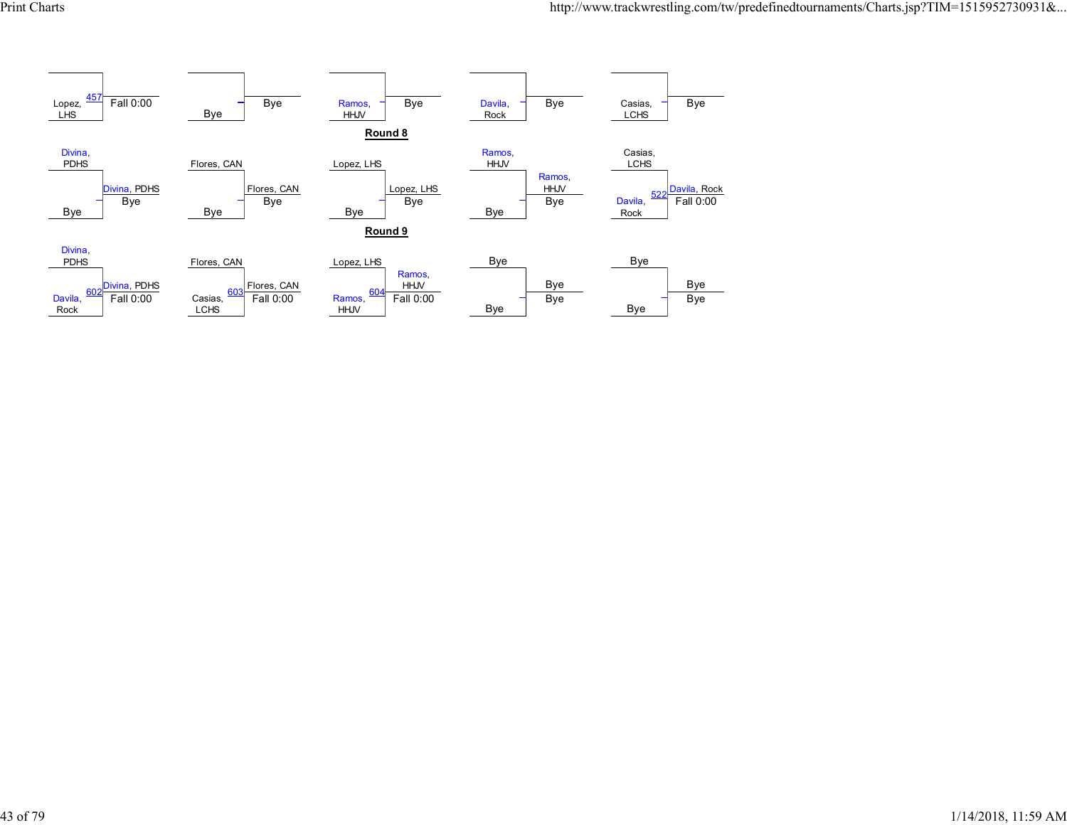| Wrestler 1 | Wrestler 2 | Bout | Winner | Result |
|---|---|---|---|---|
| | Lopez, LHS | 457 | | Fall 0:00 |
| | Bye | | Bye | |
| Ramos, HHJV | | | Bye | |
| Davila, Rock | | | Bye | |
| Casias, LCHS | | | Bye | |

## Round 8

| Wrestler 1 | Wrestler 2 | Bout | Winner | Result |
|---|---|---|---|---|
| Divina, PDHS | Bye | | Divina, PDHS | Bye |
| Flores, CAN | Bye | | Flores, CAN | Bye |
| Lopez, LHS | Bye | | Lopez, LHS | Bye |
| Ramos, HHJV | Bye | | Ramos, HHJV | Bye |
| Casias, LCHS | Davila, Rock | 522 | Davila, Rock | Fall 0:00 |

## Round 9

| Wrestler 1 | Wrestler 2 | Bout | Winner | Result |
|---|---|---|---|---|
| Divina, PDHS | Davila, Rock | 602 | Divina, PDHS | Fall 0:00 |
| Flores, CAN | Casias, LCHS | 603 | Flores, CAN | Fall 0:00 |
| Lopez, LHS | Ramos, HHJV | 604 | Ramos, HHJV | Fall 0:00 |
| Bye | Bye | | Bye | Bye |
| Bye | Bye | | Bye | Bye |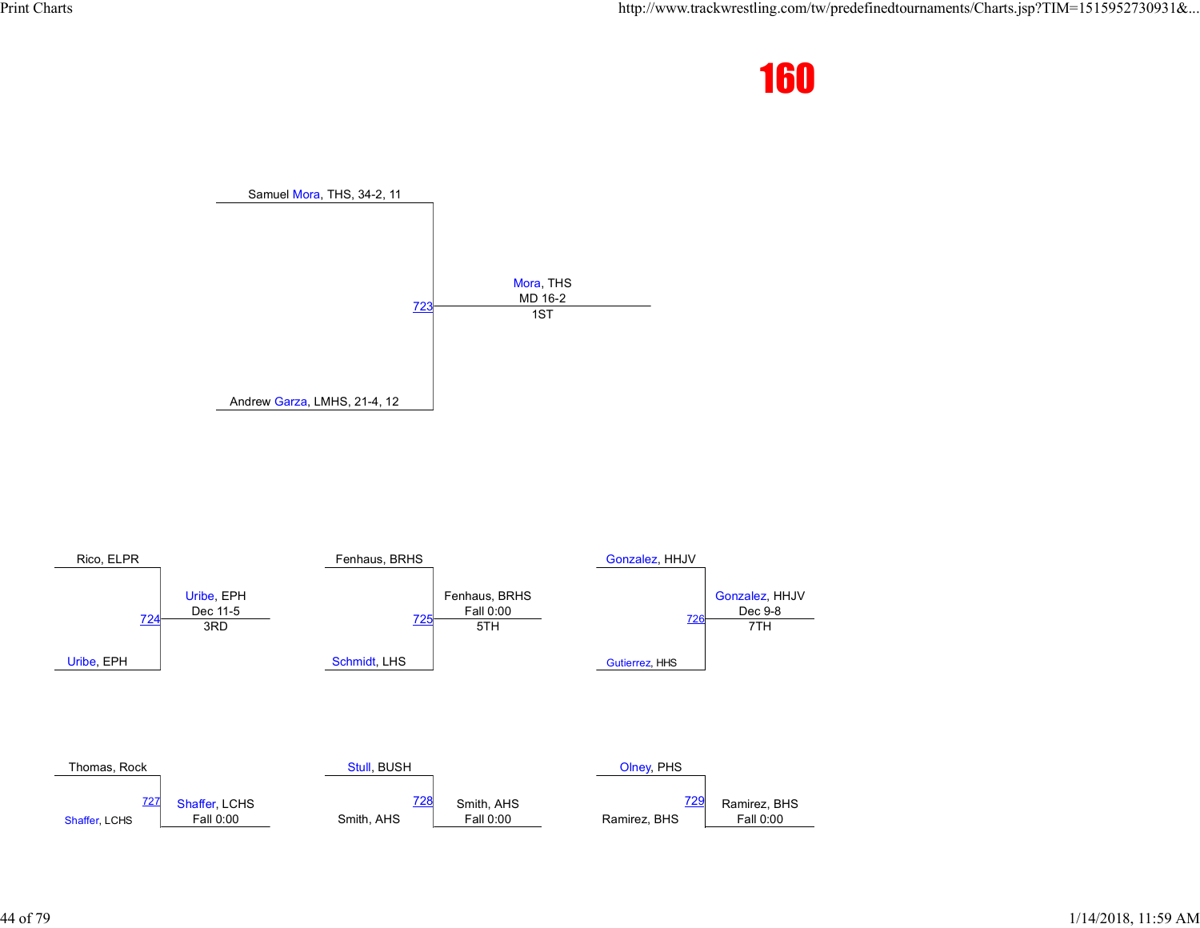# 160

## Match 723 — 1ST

- Samuel Mora, THS, 34-2, 11
- Andrew Garza, LMHS, 21-4, 12

**Mora, THS** — MD 16-2 — 1ST

## Match 724 — 3RD

- Rico, ELPR
- Uribe, EPH

**Uribe, EPH** — Dec 11-5 — 3RD

## Match 725 — 5TH

- Fenhaus, BRHS
- Schmidt, LHS

**Fenhaus, BRHS** — Fall 0:00 — 5TH

## Match 726 — 7TH

- Gonzalez, HHJV
- Gutierrez, HHS

**Gonzalez, HHJV** — Dec 9-8 — 7TH

## Match 727

- Thomas, Rock
- Shaffer, LCHS

**Shaffer, LCHS** — Fall 0:00

## Match 728

- Stull, BUSH
- Smith, AHS

**Smith, AHS** — Fall 0:00

## Match 729

- Olney, PHS
- Ramirez, BHS

**Ramirez, BHS** — Fall 0:00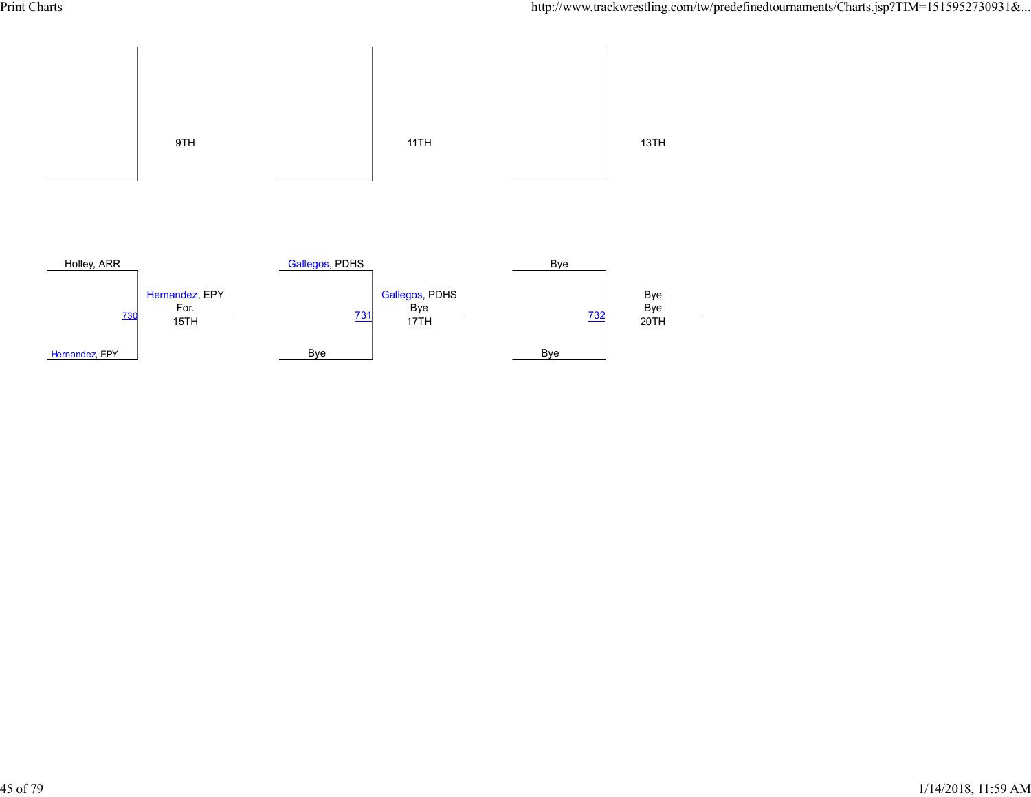9TH

11TH

13TH

| Wrestler 1 | Wrestler 2 | Match | Winner | Result | Place |
| --- | --- | --- | --- | --- | --- |
| Holley, ARR | Hernandez, EPY | 730 | Hernandez, EPY | For. | 15TH |
| Gallegos, PDHS | Bye | 731 | Gallegos, PDHS | Bye | 17TH |
| Bye | Bye | 732 | Bye | Bye | 20TH |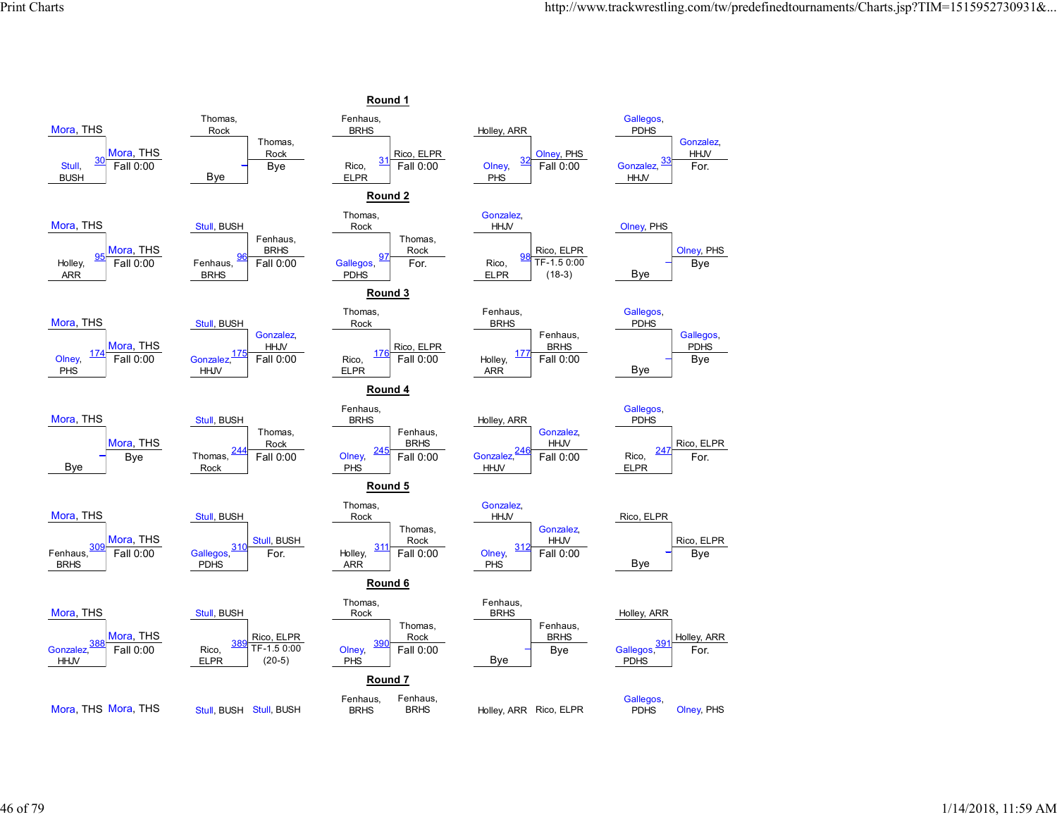## Round 1

| Match | Wrestler 1 | Wrestler 2 | Winner | Result |
|---|---|---|---|---|
| 30 | Mora, THS | Stull, BUSH | Mora, THS | Fall 0:00 |
| – | Thomas, Rock | Bye | Thomas, Rock | Bye |
| 31 | Fenhaus, BRHS | Rico, ELPR | Rico, ELPR | Fall 0:00 |
| 32 | Holley, ARR | Olney, PHS | Olney, PHS | Fall 0:00 |
| 33 | Gallegos, PDHS | Gonzalez, HHJV | Gonzalez, HHJV | For. |

## Round 2

| Match | Wrestler 1 | Wrestler 2 | Winner | Result |
|---|---|---|---|---|
| 95 | Mora, THS | Holley, ARR | Mora, THS | Fall 0:00 |
| 96 | Stull, BUSH | Fenhaus, BRHS | Fenhaus, BRHS | Fall 0:00 |
| 97 | Thomas, Rock | Gallegos, PDHS | Thomas, Rock | For. |
| 98 | Gonzalez, HHJV | Rico, ELPR | Rico, ELPR | TF-1.5 0:00 (18-3) |
| – | Olney, PHS | Bye | Olney, PHS | Bye |

## Round 3

| Match | Wrestler 1 | Wrestler 2 | Winner | Result |
|---|---|---|---|---|
| 174 | Mora, THS | Olney, PHS | Mora, THS | Fall 0:00 |
| 175 | Stull, BUSH | Gonzalez, HHJV | Gonzalez, HHJV | Fall 0:00 |
| 176 | Thomas, Rock | Rico, ELPR | Rico, ELPR | Fall 0:00 |
| 177 | Fenhaus, BRHS | Holley, ARR | Fenhaus, BRHS | Fall 0:00 |
| – | Gallegos, PDHS | Bye | Gallegos, PDHS | Bye |

## Round 4

| Match | Wrestler 1 | Wrestler 2 | Winner | Result |
|---|---|---|---|---|
| – | Mora, THS | Bye | Mora, THS | Bye |
| 244 | Stull, BUSH | Thomas, Rock | Thomas, Rock | Fall 0:00 |
| 245 | Fenhaus, BRHS | Olney, PHS | Fenhaus, BRHS | Fall 0:00 |
| 246 | Holley, ARR | Gonzalez, HHJV | Gonzalez, HHJV | Fall 0:00 |
| 247 | Gallegos, PDHS | Rico, ELPR | Rico, ELPR | For. |

## Round 5

| Match | Wrestler 1 | Wrestler 2 | Winner | Result |
|---|---|---|---|---|
| 309 | Mora, THS | Fenhaus, BRHS | Mora, THS | Fall 0:00 |
| 310 | Stull, BUSH | Gallegos, PDHS | Stull, BUSH | For. |
| 311 | Thomas, Rock | Holley, ARR | Thomas, Rock | Fall 0:00 |
| 312 | Gonzalez, HHJV | Olney, PHS | Gonzalez, HHJV | Fall 0:00 |
| – | Rico, ELPR | Bye | Rico, ELPR | Bye |

## Round 6

| Match | Wrestler 1 | Wrestler 2 | Winner | Result |
|---|---|---|---|---|
| 388 | Mora, THS | Gonzalez, HHJV | Mora, THS | Fall 0:00 |
| 389 | Stull, BUSH | Rico, ELPR | Rico, ELPR | TF-1.5 0:00 (20-5) |
| 390 | Thomas, Rock | Olney, PHS | Thomas, Rock | Fall 0:00 |
| – | Fenhaus, BRHS | Bye | Fenhaus, BRHS | Bye |
| 391 | Holley, ARR | Gallegos, PDHS | Holley, ARR | For. |

## Round 7

| Wrestler 1 | Wrestler 2 |
|---|---|
| Mora, THS | Mora, THS |
| Stull, BUSH | Stull, BUSH |
| Fenhaus, BRHS | Fenhaus, BRHS |
| Holley, ARR | Rico, ELPR |
| Gallegos, PDHS | Olney, PHS |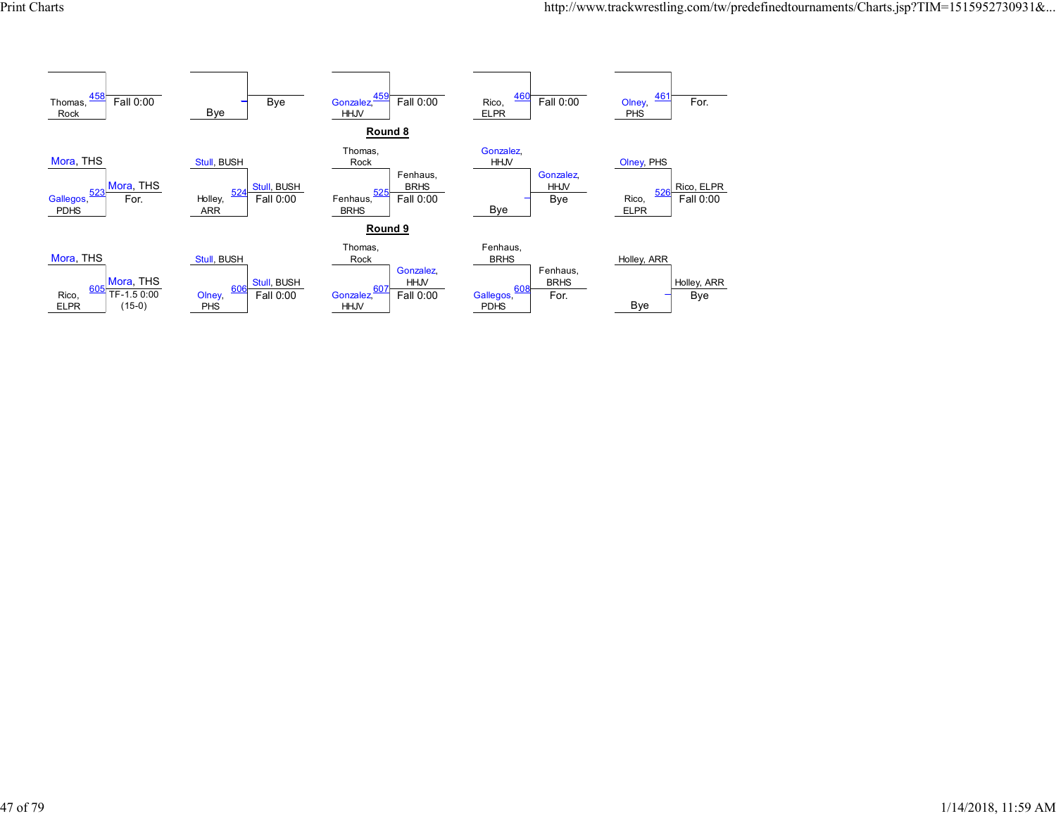| Bout | Wrestler 1 | Wrestler 2 | Winner | Result |
|---|---|---|---|---|
| 458 | | Thomas, Rock | | Fall 0:00 |
| | | Bye | Bye | |
| 459 | | Gonzalez, HHJV | | Fall 0:00 |
| 460 | | Rico, ELPR | | Fall 0:00 |
| 461 | | Olney, PHS | | For. |

## Round 8

| Bout | Wrestler 1 | Wrestler 2 | Winner | Result |
|---|---|---|---|---|
| 523 | Mora, THS | Gallegos, PDHS | Mora, THS | For. |
| 524 | Stull, BUSH | Holley, ARR | Stull, BUSH | Fall 0:00 |
| 525 | Thomas, Rock | Fenhaus, BRHS | Fenhaus, BRHS | Fall 0:00 |
| | Gonzalez, HHJV | Bye | Gonzalez, HHJV | Bye |
| 526 | Olney, PHS | Rico, ELPR | Rico, ELPR | Fall 0:00 |

## Round 9

| Bout | Wrestler 1 | Wrestler 2 | Winner | Result |
|---|---|---|---|---|
| 605 | Mora, THS | Rico, ELPR | Mora, THS | TF-1.5 0:00 (15-0) |
| 606 | Stull, BUSH | Olney, PHS | Stull, BUSH | Fall 0:00 |
| 607 | Thomas, Rock | Gonzalez, HHJV | Gonzalez, HHJV | Fall 0:00 |
| 608 | Fenhaus, BRHS | Gallegos, PDHS | Fenhaus, BRHS | For. |
| | Holley, ARR | Bye | Holley, ARR | Bye |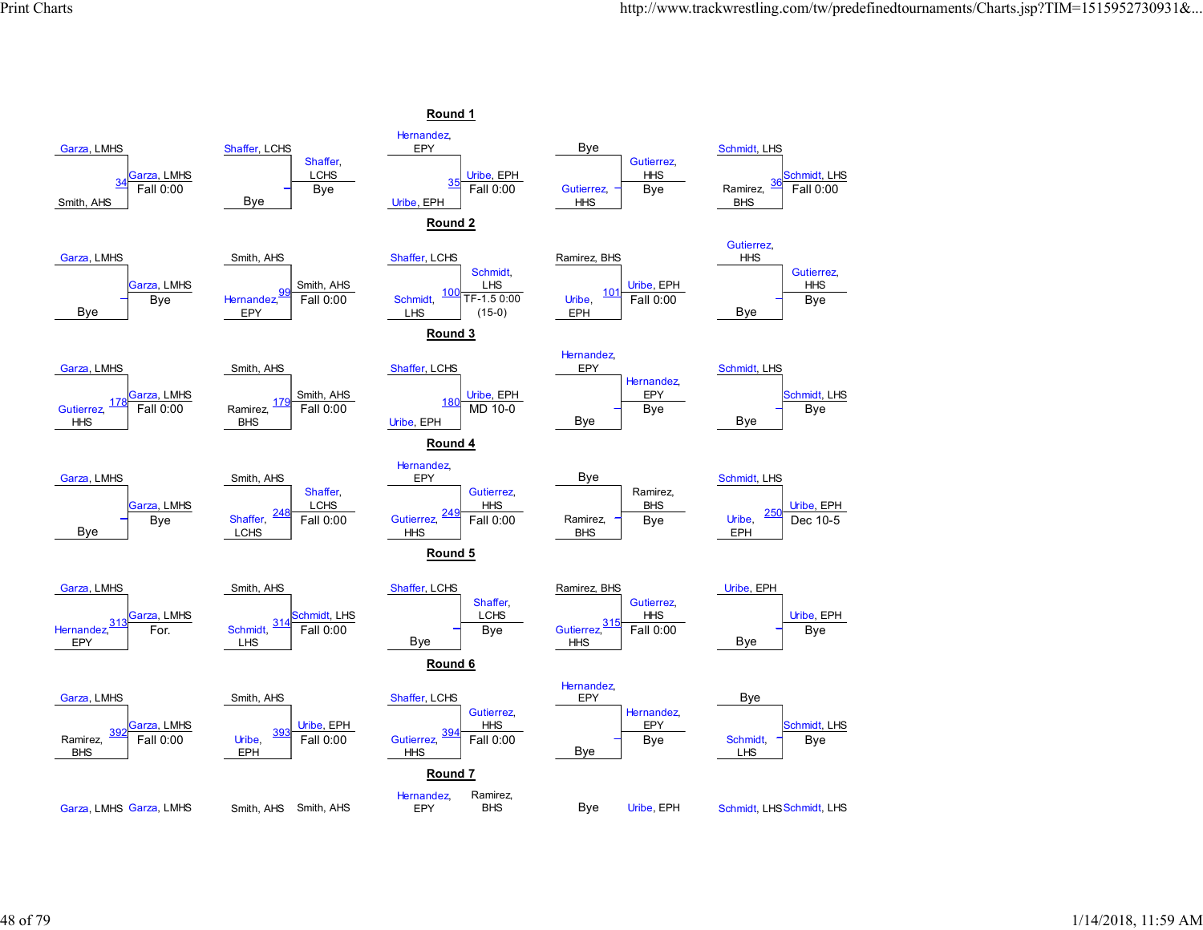## Round 1

| Wrestler 1 | Wrestler 2 | Bout | Winner | Result |
|---|---|---|---|---|
| Garza, LMHS | Smith, AHS | 34 | Garza, LMHS | Fall 0:00 |
| Shaffer, LCHS | Bye | | Shaffer, LCHS | Bye |
| Hernandez, EPY | Uribe, EPH | 35 | Uribe, EPH | Fall 0:00 |
| Bye | Gutierrez, HHS | | Gutierrez, HHS | Bye |
| Schmidt, LHS | Ramirez, BHS | 36 | Schmidt, LHS | Fall 0:00 |

## Round 2

| Wrestler 1 | Wrestler 2 | Bout | Winner | Result |
|---|---|---|---|---|
| Garza, LMHS | Bye | | Garza, LMHS | Bye |
| Smith, AHS | Hernandez, EPY | 99 | Smith, AHS | Fall 0:00 |
| Shaffer, LCHS | Schmidt, LHS | 100 | Schmidt, LHS | TF-1.5 0:00 (15-0) |
| Ramirez, BHS | Uribe, EPH | 101 | Uribe, EPH | Fall 0:00 |
| Gutierrez, HHS | Bye | | Gutierrez, HHS | Bye |

## Round 3

| Wrestler 1 | Wrestler 2 | Bout | Winner | Result |
|---|---|---|---|---|
| Garza, LMHS | Gutierrez, HHS | 178 | Garza, LMHS | Fall 0:00 |
| Smith, AHS | Ramirez, BHS | 179 | Smith, AHS | Fall 0:00 |
| Shaffer, LCHS | Uribe, EPH | 180 | Uribe, EPH | MD 10-0 |
| Hernandez, EPY | Bye | | Hernandez, EPY | Bye |
| Schmidt, LHS | Bye | | Schmidt, LHS | Bye |

## Round 4

| Wrestler 1 | Wrestler 2 | Bout | Winner | Result |
|---|---|---|---|---|
| Garza, LMHS | Bye | | Garza, LMHS | Bye |
| Smith, AHS | Shaffer, LCHS | 248 | Shaffer, LCHS | Fall 0:00 |
| Hernandez, EPY | Gutierrez, HHS | 249 | Gutierrez, HHS | Fall 0:00 |
| Bye | Ramirez, BHS | | Ramirez, BHS | Bye |
| Schmidt, LHS | Uribe, EPH | 250 | Uribe, EPH | Dec 10-5 |

## Round 5

| Wrestler 1 | Wrestler 2 | Bout | Winner | Result |
|---|---|---|---|---|
| Garza, LMHS | Hernandez, EPY | 313 | Garza, LMHS | For. |
| Smith, AHS | Schmidt, LHS | 314 | Schmidt, LHS | Fall 0:00 |
| Shaffer, LCHS | Bye | | Shaffer, LCHS | Bye |
| Ramirez, BHS | Gutierrez, HHS | 315 | Gutierrez, HHS | Fall 0:00 |
| Uribe, EPH | Bye | | Uribe, EPH | Bye |

## Round 6

| Wrestler 1 | Wrestler 2 | Bout | Winner | Result |
|---|---|---|---|---|
| Garza, LMHS | Ramirez, BHS | 392 | Garza, LMHS | Fall 0:00 |
| Smith, AHS | Uribe, EPH | 393 | Uribe, EPH | Fall 0:00 |
| Shaffer, LCHS | Gutierrez, HHS | 394 | Gutierrez, HHS | Fall 0:00 |
| Hernandez, EPY | Bye | | Hernandez, EPY | Bye |
| Bye | Schmidt, LHS | | Schmidt, LHS | Bye |

## Round 7

| Wrestler 1 | Wrestler 2 |
|---|---|
| Garza, LMHS | Garza, LMHS |
| Smith, AHS | Smith, AHS |
| Hernandez, EPY | Ramirez, BHS |
| Bye | Uribe, EPH |
| Schmidt, LHS | Schmidt, LHS |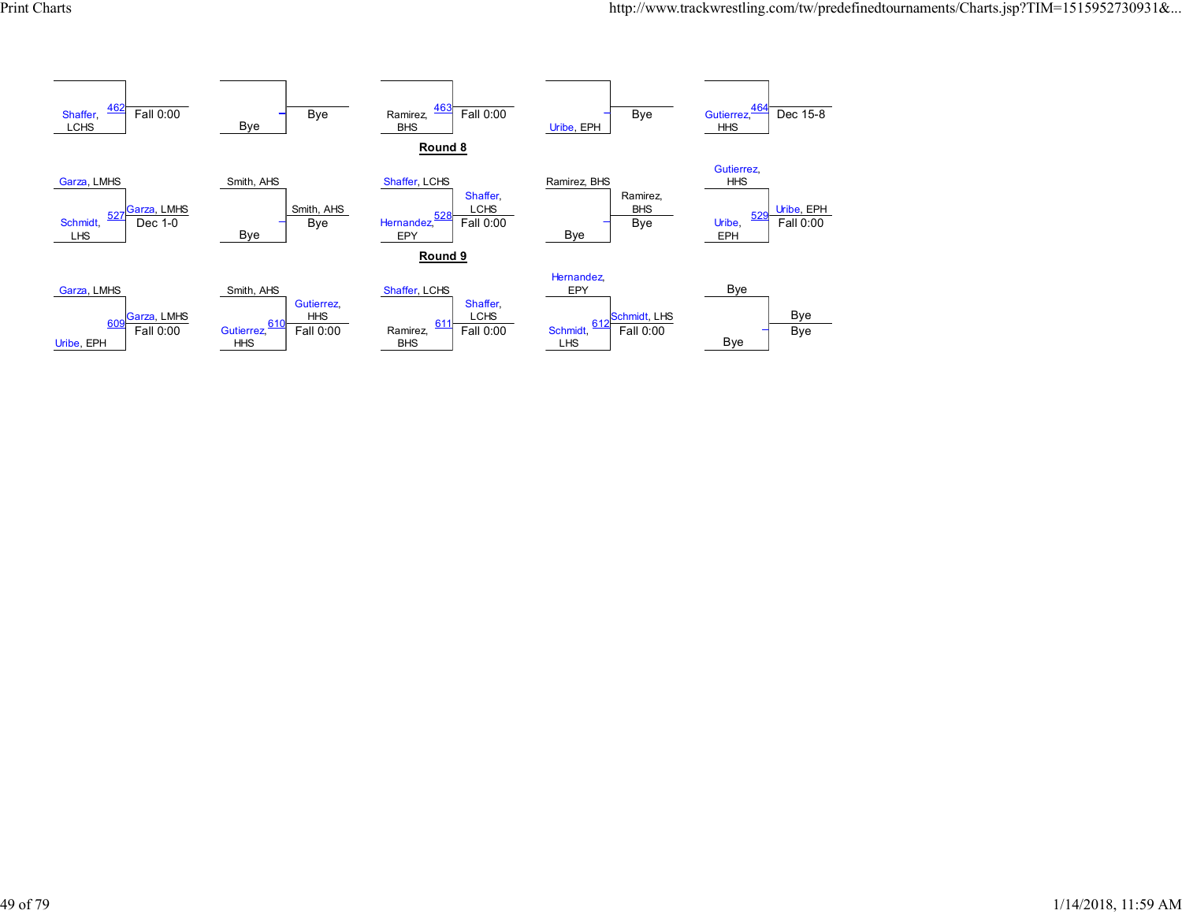| Wrestler | Match | Result |
|---|---|---|
| Shaffer, LCHS | 462 | Fall 0:00 |
| Bye | | Bye |
| Ramirez, BHS | 463 | Fall 0:00 |
| Uribe, EPH | | Bye |
| Gutierrez, HHS | 464 | Dec 15-8 |

## Round 8

| Top | Bottom | Match | Winner | Result |
|---|---|---|---|---|
| Garza, LMHS | Schmidt, LHS | 527 | Garza, LMHS | Dec 1-0 |
| Smith, AHS | Bye | | Smith, AHS | Bye |
| Shaffer, LCHS | Hernandez, EPY | 528 | Shaffer, LCHS | Fall 0:00 |
| Ramirez, BHS | Bye | | Ramirez, BHS | Bye |
| Gutierrez, HHS | Uribe, EPH | 529 | Uribe, EPH | Fall 0:00 |

## Round 9

| Top | Bottom | Match | Winner | Result |
|---|---|---|---|---|
| Garza, LMHS | Uribe, EPH | 609 | Garza, LMHS | Fall 0:00 |
| Smith, AHS | Gutierrez, HHS | 610 | Gutierrez, HHS | Fall 0:00 |
| Shaffer, LCHS | Ramirez, BHS | 611 | Shaffer, LCHS | Fall 0:00 |
| Hernandez, EPY | Schmidt, LHS | 612 | Schmidt, LHS | Fall 0:00 |
| Bye | Bye | | Bye | Bye |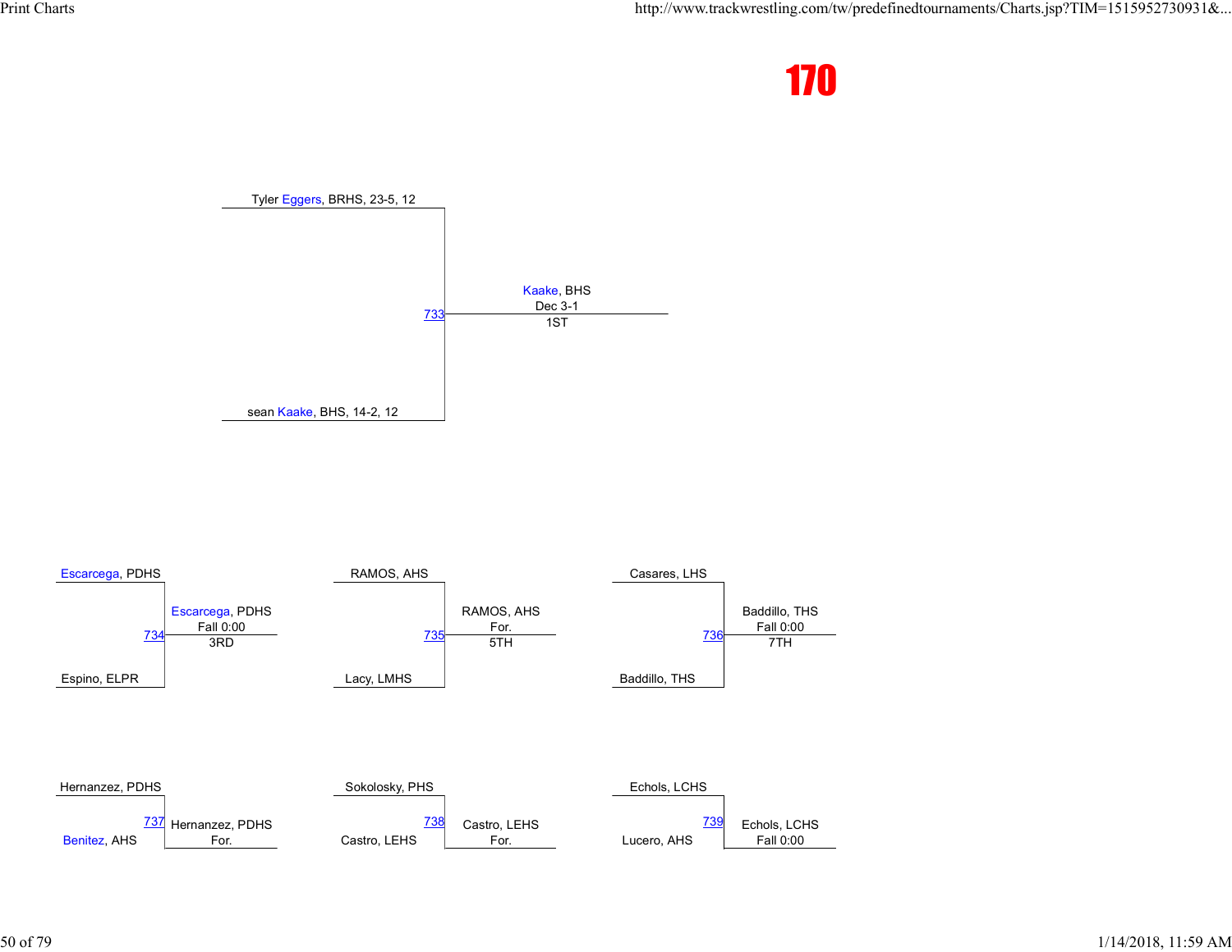# 170

## Championship

| Wrestler | Match | Result |
| --- | --- | --- |
| Tyler Eggers, BRHS, 23-5, 12 | 733 | Kaake, BHS |
| sean Kaake, BHS, 14-2, 12 | | Dec 3-1 |
| | | 1ST |

## Placement Matches

| Wrestler | Match | Result |
| --- | --- | --- |
| Escarcega, PDHS | 734 | Escarcega, PDHS |
| Espino, ELPR | | Fall 0:00 |
| | | 3RD |
| RAMOS, AHS | 735 | RAMOS, AHS |
| Lacy, LMHS | | For. |
| | | 5TH |
| Casares, LHS | 736 | Baddillo, THS |
| Baddillo, THS | | Fall 0:00 |
| | | 7TH |
| Hernanzez, PDHS | 737 | Hernanzez, PDHS |
| Benitez, AHS | | For. |
| Sokolosky, PHS | 738 | Castro, LEHS |
| Castro, LEHS | | For. |
| Echols, LCHS | 739 | Echols, LCHS |
| Lucero, AHS | | Fall 0:00 |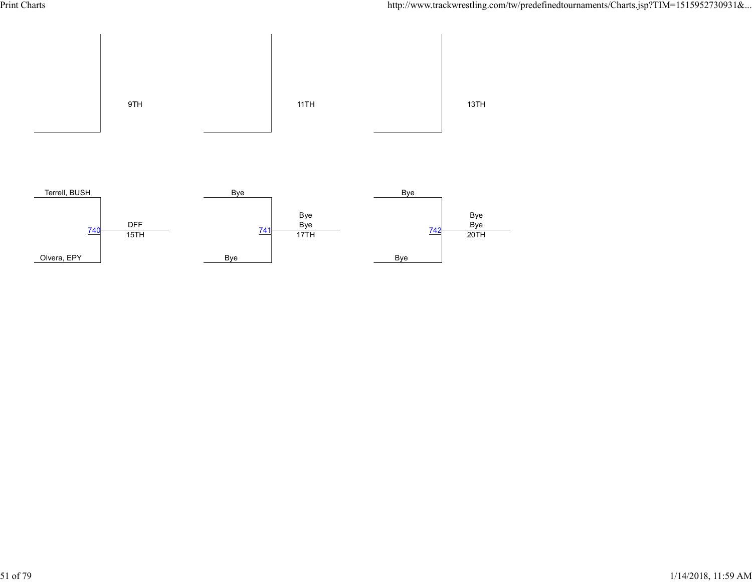9TH

11TH

13TH

Terrell, BUSH

740 — DFF

15TH

Olvera, EPY

Bye

741 — Bye Bye

17TH

Bye

Bye

742 — Bye Bye

20TH

Bye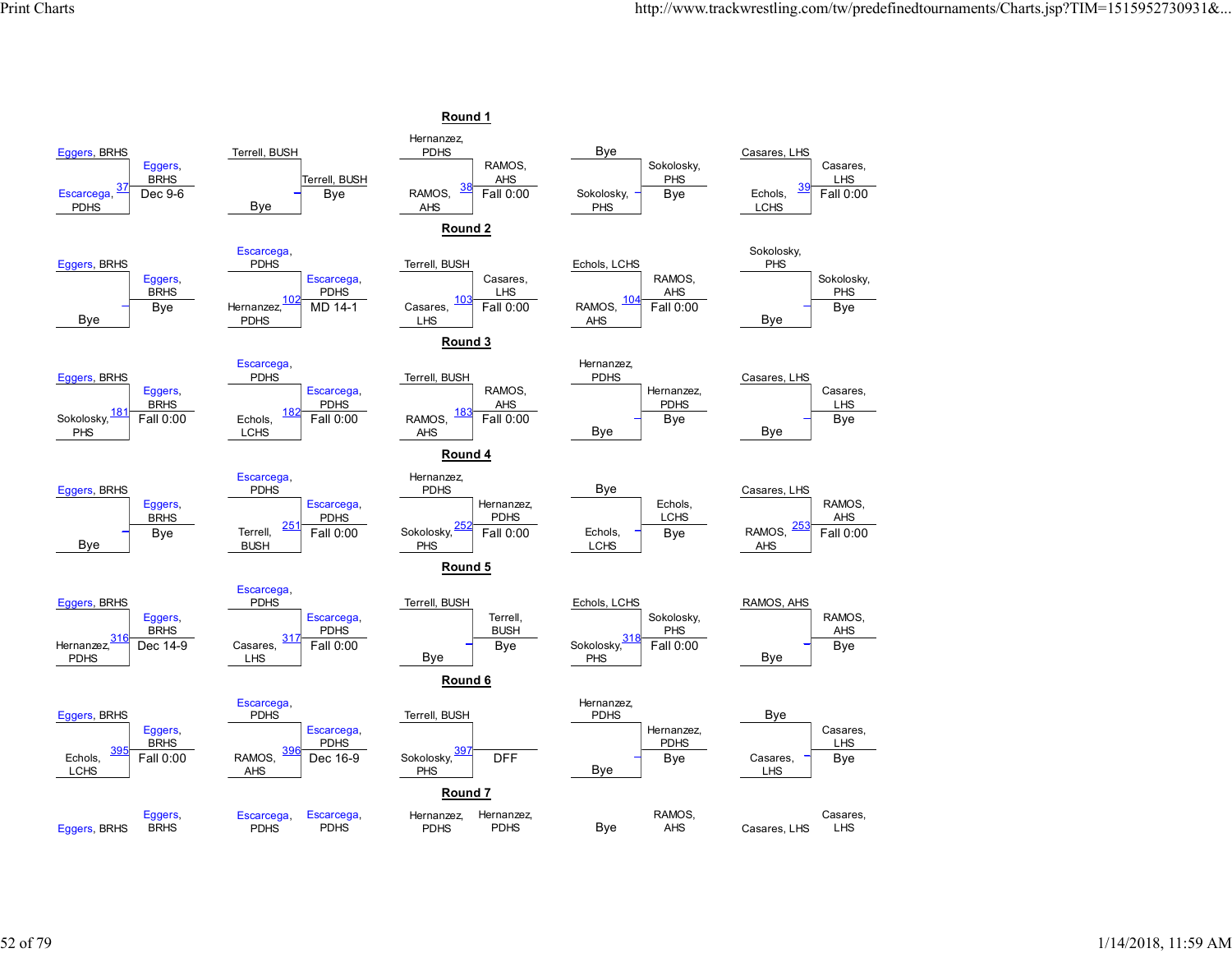## Round 1

| Match | Top | Bottom | Winner | Result |
|---|---|---|---|---|
| 37 | Eggers, BRHS | Escarcega, PDHS | Eggers, BRHS | Dec 9-6 |
| – | Terrell, BUSH | Bye | Terrell, BUSH | Bye |
| 38 | Hernanzez, PDHS | RAMOS, AHS | RAMOS, AHS | Fall 0:00 |
| – | Bye | Sokolosky, PHS | Sokolosky, PHS | Bye |
| 39 | Casares, LHS | Echols, LCHS | Casares, LHS | Fall 0:00 |

## Round 2

| Match | Top | Bottom | Winner | Result |
|---|---|---|---|---|
| – | Eggers, BRHS | Bye | Eggers, BRHS | Bye |
| 102 | Escarcega, PDHS | Hernanzez, PDHS | Escarcega, PDHS | MD 14-1 |
| 103 | Terrell, BUSH | Casares, LHS | Casares, LHS | Fall 0:00 |
| 104 | Echols, LCHS | RAMOS, AHS | RAMOS, AHS | Fall 0:00 |
| – | Sokolosky, PHS | Bye | Sokolosky, PHS | Bye |

## Round 3

| Match | Top | Bottom | Winner | Result |
|---|---|---|---|---|
| 181 | Eggers, BRHS | Sokolosky, PHS | Eggers, BRHS | Fall 0:00 |
| 182 | Escarcega, PDHS | Echols, LCHS | Escarcega, PDHS | Fall 0:00 |
| 183 | Terrell, BUSH | RAMOS, AHS | RAMOS, AHS | Fall 0:00 |
| – | Hernanzez, PDHS | Bye | Hernanzez, PDHS | Bye |
| – | Casares, LHS | Bye | Casares, LHS | Bye |

## Round 4

| Match | Top | Bottom | Winner | Result |
|---|---|---|---|---|
| – | Eggers, BRHS | Bye | Eggers, BRHS | Bye |
| 251 | Escarcega, PDHS | Terrell, BUSH | Escarcega, PDHS | Fall 0:00 |
| 252 | Hernanzez, PDHS | Sokolosky, PHS | Hernanzez, PDHS | Fall 0:00 |
| – | Bye | Echols, LCHS | Echols, LCHS | Bye |
| 253 | Casares, LHS | RAMOS, AHS | RAMOS, AHS | Fall 0:00 |

## Round 5

| Match | Top | Bottom | Winner | Result |
|---|---|---|---|---|
| 316 | Eggers, BRHS | Hernanzez, PDHS | Eggers, BRHS | Dec 14-9 |
| 317 | Escarcega, PDHS | Casares, LHS | Escarcega, PDHS | Fall 0:00 |
| – | Terrell, BUSH | Bye | Terrell, BUSH | Bye |
| 318 | Echols, LCHS | Sokolosky, PHS | Sokolosky, PHS | Fall 0:00 |
| – | RAMOS, AHS | Bye | RAMOS, AHS | Bye |

## Round 6

| Match | Top | Bottom | Winner | Result |
|---|---|---|---|---|
| 395 | Eggers, BRHS | Echols, LCHS | Eggers, BRHS | Fall 0:00 |
| 396 | Escarcega, PDHS | RAMOS, AHS | Escarcega, PDHS | Dec 16-9 |
| 397 | Terrell, BUSH | Sokolosky, PHS | | DFF |
| – | Hernanzez, PDHS | Bye | Hernanzez, PDHS | Bye |
| – | Bye | Casares, LHS | Casares, LHS | Bye |

## Round 7

| Top | Winner |
|---|---|
| Eggers, BRHS | Eggers, BRHS |
| Escarcega, PDHS | Escarcega, PDHS |
| Hernanzez, PDHS | Hernanzez, PDHS |
| Bye | RAMOS, AHS |
| Casares, LHS | Casares, LHS |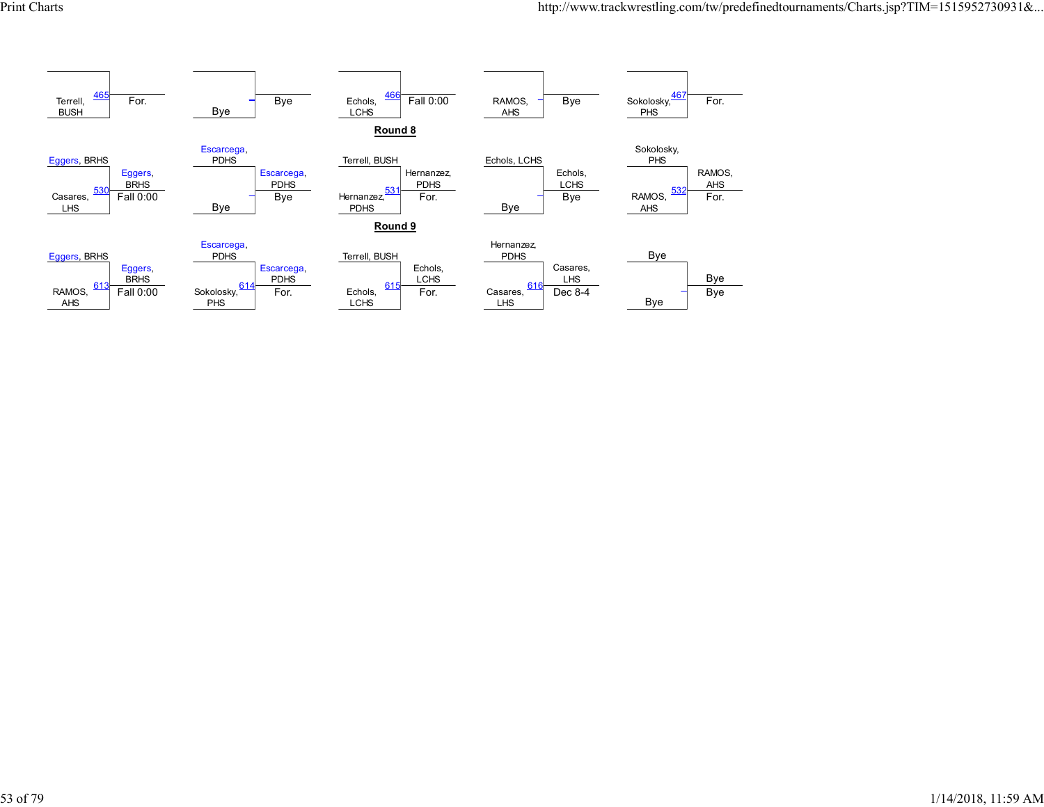| Top | Bottom | Bout | Winner | Result |
|---|---|---|---|---|
| | Terrell, BUSH | 465 | | For. |
| | Bye | | | Bye |
| | Echols, LCHS | 466 | | Fall 0:00 |
| | RAMOS, AHS | | | Bye |
| | Sokolosky, PHS | 467 | | For. |

**Round 8**

| Top | Bottom | Bout | Winner | Result |
|---|---|---|---|---|
| Eggers, BRHS | Casares, LHS | 530 | Eggers, BRHS | Fall 0:00 |
| Escarcega, PDHS | Bye | | Escarcega, PDHS | Bye |
| Terrell, BUSH | Hernanzez, PDHS | 531 | Hernanzez, PDHS | For. |
| Echols, LCHS | Bye | | Echols, LCHS | Bye |
| Sokolosky, PHS | RAMOS, AHS | 532 | RAMOS, AHS | For. |

**Round 9**

| Top | Bottom | Bout | Winner | Result |
|---|---|---|---|---|
| Eggers, BRHS | RAMOS, AHS | 613 | Eggers, BRHS | Fall 0:00 |
| Escarcega, PDHS | Sokolosky, PHS | 614 | Escarcega, PDHS | For. |
| Terrell, BUSH | Echols, LCHS | 615 | Echols, LCHS | For. |
| Hernanzez, PDHS | Casares, LHS | 616 | Casares, LHS | Dec 8-4 |
| Bye | Bye | | Bye | Bye |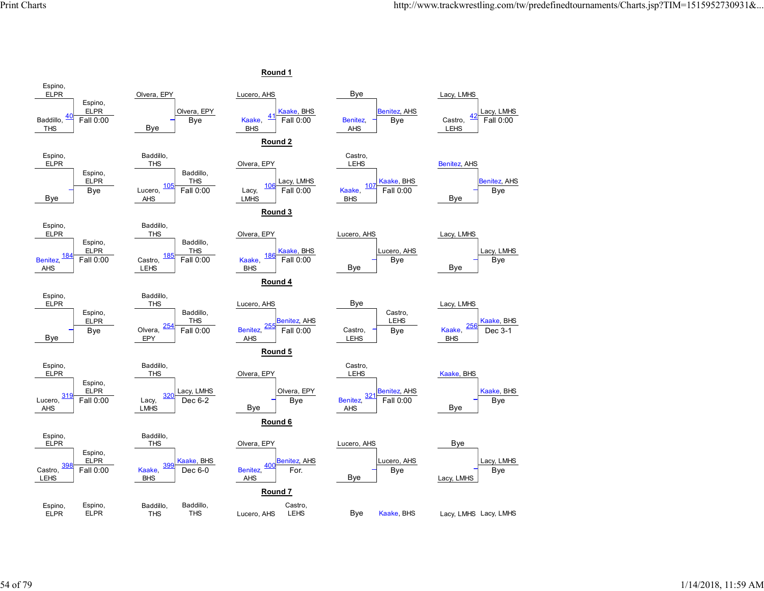## Round 1

| Match | Wrestler 1 | Wrestler 2 | Winner | Result |
|---|---|---|---|---|
| 40 | Espino, ELPR | Baddillo, THS | Espino, ELPR | Fall 0:00 |
| – | Olvera, EPY | Bye | Olvera, EPY | Bye |
| 41 | Lucero, AHS | Kaake, BHS | Kaake, BHS | Fall 0:00 |
| – | Bye | Benitez, AHS | Benitez, AHS | Bye |
| 42 | Lacy, LMHS | Castro, LEHS | Lacy, LMHS | Fall 0:00 |

## Round 2

| Match | Wrestler 1 | Wrestler 2 | Winner | Result |
|---|---|---|---|---|
| – | Espino, ELPR | Bye | Espino, ELPR | Bye |
| 105 | Baddillo, THS | Lucero, AHS | Baddillo, THS | Fall 0:00 |
| 106 | Olvera, EPY | Lacy, LMHS | Lacy, LMHS | Fall 0:00 |
| 107 | Castro, LEHS | Kaake, BHS | Kaake, BHS | Fall 0:00 |
| – | Benitez, AHS | Bye | Benitez, AHS | Bye |

## Round 3

| Match | Wrestler 1 | Wrestler 2 | Winner | Result |
|---|---|---|---|---|
| 184 | Espino, ELPR | Benitez, AHS | Espino, ELPR | Fall 0:00 |
| 185 | Baddillo, THS | Castro, LEHS | Baddillo, THS | Fall 0:00 |
| 186 | Olvera, EPY | Kaake, BHS | Kaake, BHS | Fall 0:00 |
| – | Lucero, AHS | Bye | Lucero, AHS | Bye |
| – | Lacy, LMHS | Bye | Lacy, LMHS | Bye |

## Round 4

| Match | Wrestler 1 | Wrestler 2 | Winner | Result |
|---|---|---|---|---|
| – | Espino, ELPR | Bye | Espino, ELPR | Bye |
| 254 | Baddillo, THS | Olvera, EPY | Baddillo, THS | Fall 0:00 |
| 255 | Lucero, AHS | Benitez, AHS | Benitez, AHS | Fall 0:00 |
| – | Bye | Castro, LEHS | Castro, LEHS | Bye |
| 256 | Lacy, LMHS | Kaake, BHS | Kaake, BHS | Dec 3-1 |

## Round 5

| Match | Wrestler 1 | Wrestler 2 | Winner | Result |
|---|---|---|---|---|
| 319 | Espino, ELPR | Lucero, AHS | Espino, ELPR | Fall 0:00 |
| 320 | Baddillo, THS | Lacy, LMHS | Lacy, LMHS | Dec 6-2 |
| – | Olvera, EPY | Bye | Olvera, EPY | Bye |
| 321 | Castro, LEHS | Benitez, AHS | Benitez, AHS | Fall 0:00 |
| – | Kaake, BHS | Bye | Kaake, BHS | Bye |

## Round 6

| Match | Wrestler 1 | Wrestler 2 | Winner | Result |
|---|---|---|---|---|
| 398 | Espino, ELPR | Castro, LEHS | Espino, ELPR | Fall 0:00 |
| 399 | Baddillo, THS | Kaake, BHS | Kaake, BHS | Dec 6-0 |
| 400 | Olvera, EPY | Benitez, AHS | Benitez, AHS | For. |
| – | Lucero, AHS | Bye | Lucero, AHS | Bye |
| – | Bye | Lacy, LMHS | Lacy, LMHS | Bye |

## Round 7

| Wrestler 1 | Wrestler 2 |
|---|---|
| Espino, ELPR | Espino, ELPR |
| Baddillo, THS | Baddillo, THS |
| Lucero, AHS | Castro, LEHS |
| Bye | Kaake, BHS |
| Lacy, LMHS | Lacy, LMHS |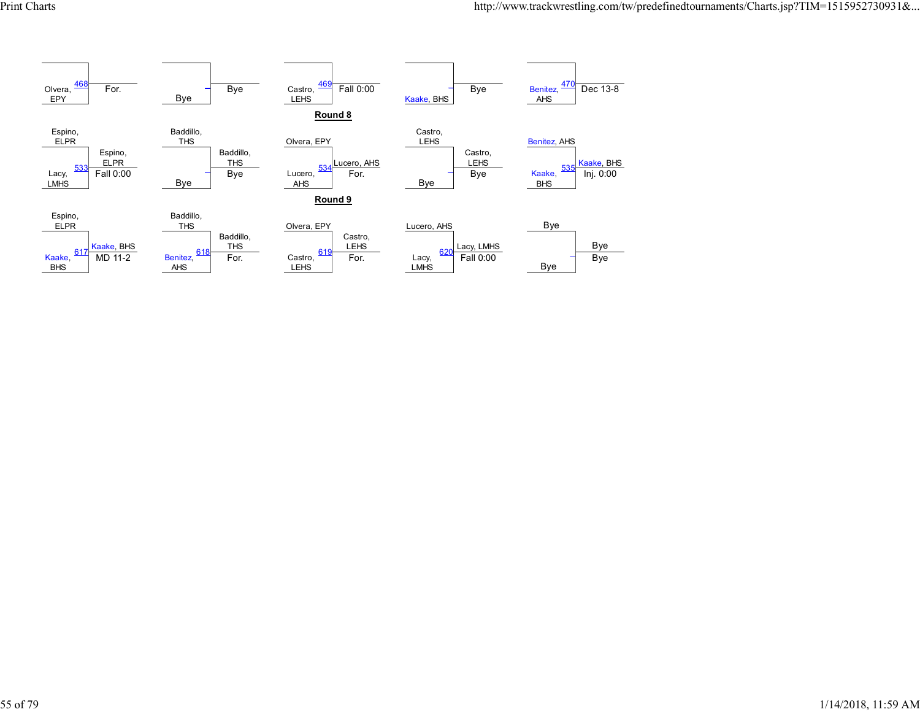| Bout | Wrestler 1 | Wrestler 2 | Winner | Result |
|---|---|---|---|---|
| 468 | | Olvera, EPY | | For. |
| – | | Bye | Bye | |
| 469 | | Castro, LEHS | | Fall 0:00 |
| – | | Kaake, BHS | Bye | |
| 470 | | Benitez, AHS | | Dec 13-8 |

## Round 8

| Bout | Wrestler 1 | Wrestler 2 | Winner | Result |
|---|---|---|---|---|
| 533 | Espino, ELPR | Lacy, LMHS | Espino, ELPR | Fall 0:00 |
| – | Baddillo, THS | Bye | Baddillo, THS | Bye |
| 534 | Olvera, EPY | Lucero, AHS | Lucero, AHS | For. |
| – | Castro, LEHS | Bye | Castro, LEHS | Bye |
| 535 | Benitez, AHS | Kaake, BHS | Kaake, BHS | Inj. 0:00 |

## Round 9

| Bout | Wrestler 1 | Wrestler 2 | Winner | Result |
|---|---|---|---|---|
| 617 | Espino, ELPR | Kaake, BHS | Kaake, BHS | MD 11-2 |
| 618 | Baddillo, THS | Benitez, AHS | Baddillo, THS | For. |
| 619 | Olvera, EPY | Castro, LEHS | Castro, LEHS | For. |
| 620 | Lucero, AHS | Lacy, LMHS | Lacy, LMHS | Fall 0:00 |
| – | Bye | Bye | Bye | Bye |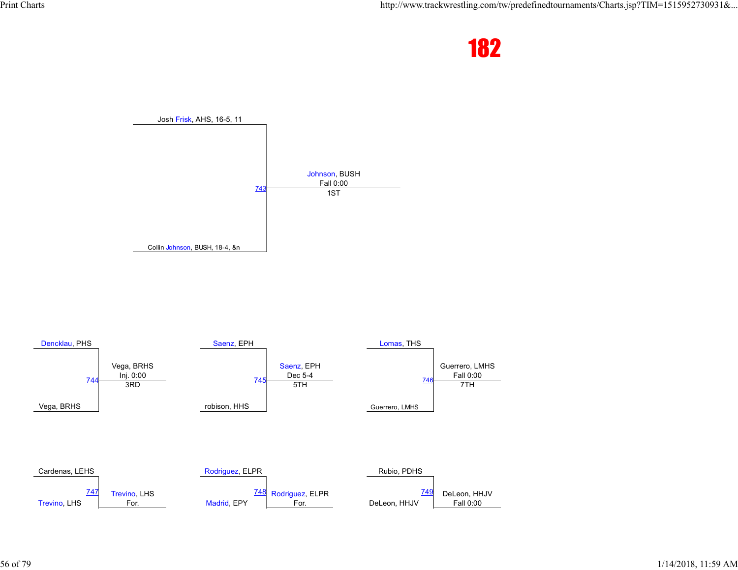# 182

**Match 743 (1ST)**

- Josh Frisk, AHS, 16-5, 11
- Collin Johnson, BUSH, 18-4, &n

Winner: Johnson, BUSH — Fall 0:00 — 1ST

**Match 744 (3RD)**

- Dencklau, PHS
- Vega, BRHS

Winner: Vega, BRHS — Inj. 0:00 — 3RD

**Match 745 (5TH)**

- Saenz, EPH
- robison, HHS

Winner: Saenz, EPH — Dec 5-4 — 5TH

**Match 746 (7TH)**

- Lomas, THS
- Guerrero, LMHS

Winner: Guerrero, LMHS — Fall 0:00 — 7TH

**Match 747**

- Cardenas, LEHS
- Trevino, LHS

Winner: Trevino, LHS — For.

**Match 748**

- Rodriguez, ELPR
- Madrid, EPY

Winner: Rodriguez, ELPR — For.

**Match 749**

- Rubio, PDHS
- DeLeon, HHJV

Winner: DeLeon, HHJV — Fall 0:00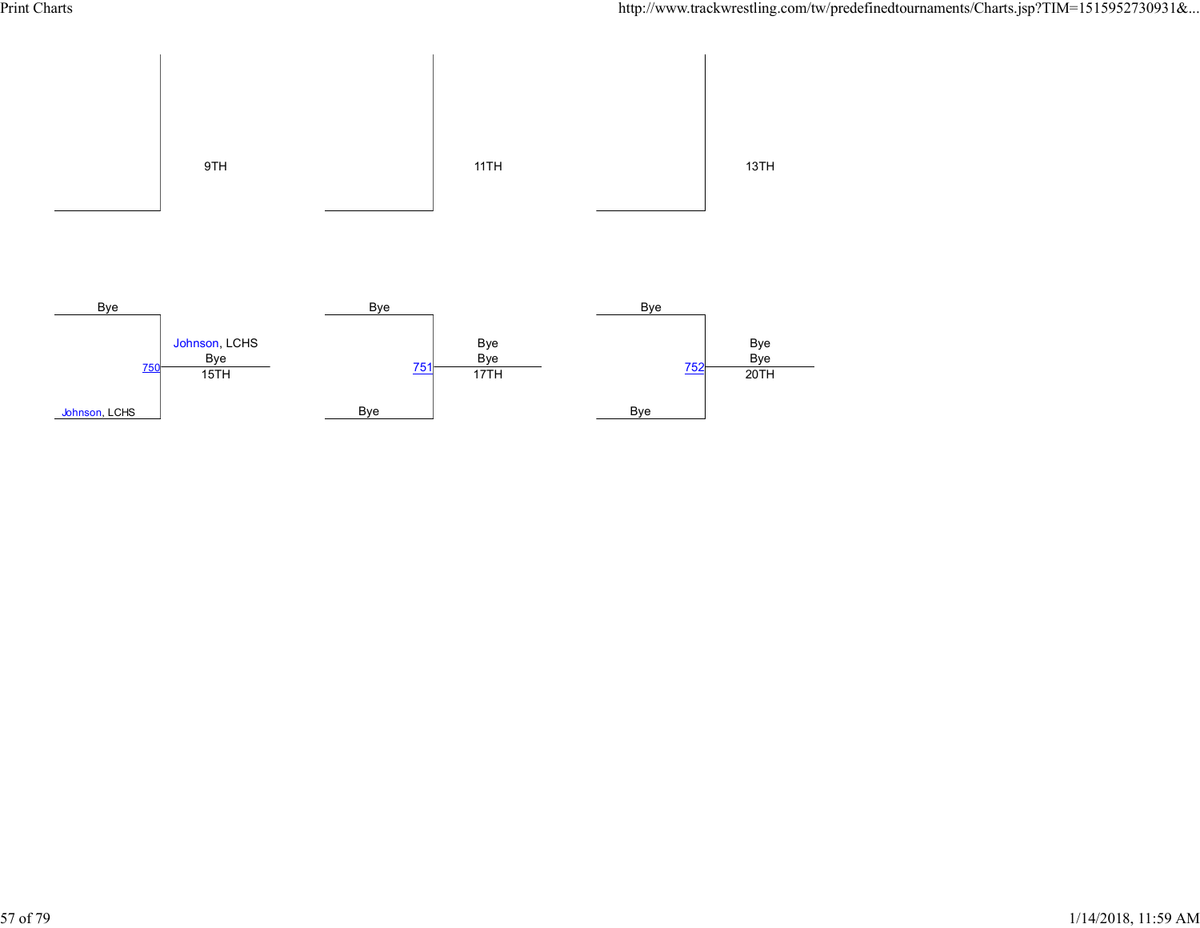9TH

11TH

13TH

| Match | Top | Bottom | Winner | Result | Place |
|---|---|---|---|---|---|
| 750 | Bye | Johnson, LCHS | Johnson, LCHS | Bye | 15TH |
| 751 | Bye | Bye | Bye | Bye | 17TH |
| 752 | Bye | Bye | Bye | Bye | 20TH |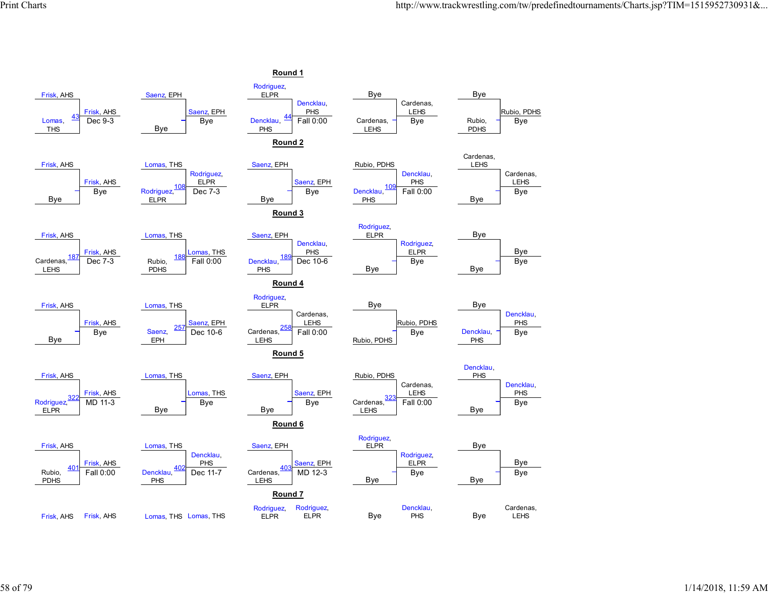## Round 1

| Wrestler 1 | Wrestler 2 | Bout | Winner | Result |
|---|---|---|---|---|
| Frisk, AHS | Lomas, THS | 43 | Frisk, AHS | Dec 9-3 |
| Saenz, EPH | Bye | - | Saenz, EPH | Bye |
| Rodriguez, ELPR | Dencklau, PHS | 44 | Dencklau, PHS | Fall 0:00 |
| Bye | Cardenas, LEHS | - | Cardenas, LEHS | Bye |
| Bye | Rubio, PDHS | - | Rubio, PDHS | Bye |

## Round 2

| Wrestler 1 | Wrestler 2 | Bout | Winner | Result |
|---|---|---|---|---|
| Frisk, AHS | Bye | - | Frisk, AHS | Bye |
| Lomas, THS | Rodriguez, ELPR | 108 | Rodriguez, ELPR | Dec 7-3 |
| Saenz, EPH | Bye | - | Saenz, EPH | Bye |
| Rubio, PDHS | Dencklau, PHS | 109 | Dencklau, PHS | Fall 0:00 |
| Cardenas, LEHS | Bye | - | Cardenas, LEHS | Bye |

## Round 3

| Wrestler 1 | Wrestler 2 | Bout | Winner | Result |
|---|---|---|---|---|
| Frisk, AHS | Cardenas, LEHS | 187 | Frisk, AHS | Dec 7-3 |
| Lomas, THS | Rubio, PDHS | 188 | Lomas, THS | Fall 0:00 |
| Saenz, EPH | Dencklau, PHS | 189 | Dencklau, PHS | Dec 10-6 |
| Rodriguez, ELPR | Bye | - | Rodriguez, ELPR | Bye |
| Bye | Bye | - | Bye | Bye |

## Round 4

| Wrestler 1 | Wrestler 2 | Bout | Winner | Result |
|---|---|---|---|---|
| Frisk, AHS | Bye | - | Frisk, AHS | Bye |
| Lomas, THS | Saenz, EPH | 257 | Saenz, EPH | Dec 10-6 |
| Rodriguez, ELPR | Cardenas, LEHS | 258 | Cardenas, LEHS | Fall 0:00 |
| Bye | Rubio, PDHS | - | Rubio, PDHS | Bye |
| Bye | Dencklau, PHS | - | Dencklau, PHS | Bye |

## Round 5

| Wrestler 1 | Wrestler 2 | Bout | Winner | Result |
|---|---|---|---|---|
| Frisk, AHS | Rodriguez, ELPR | 322 | Frisk, AHS | MD 11-3 |
| Lomas, THS | Bye | - | Lomas, THS | Bye |
| Saenz, EPH | Bye | - | Saenz, EPH | Bye |
| Rubio, PDHS | Cardenas, LEHS | 323 | Cardenas, LEHS | Fall 0:00 |
| Dencklau, PHS | Bye | - | Dencklau, PHS | Bye |

## Round 6

| Wrestler 1 | Wrestler 2 | Bout | Winner | Result |
|---|---|---|---|---|
| Frisk, AHS | Rubio, PDHS | 401 | Frisk, AHS | Fall 0:00 |
| Lomas, THS | Dencklau, PHS | 402 | Dencklau, PHS | Dec 11-7 |
| Saenz, EPH | Cardenas, LEHS | 403 | Saenz, EPH | MD 12-3 |
| Rodriguez, ELPR | Bye | - | Rodriguez, ELPR | Bye |
| Bye | Bye | - | Bye | Bye |

## Round 7

| Wrestler 1 | Wrestler 2 |
|---|---|
| Frisk, AHS | Frisk, AHS |
| Lomas, THS | Lomas, THS |
| Rodriguez, ELPR | Rodriguez, ELPR |
| Bye | Dencklau, PHS |
| Bye | Cardenas, LEHS |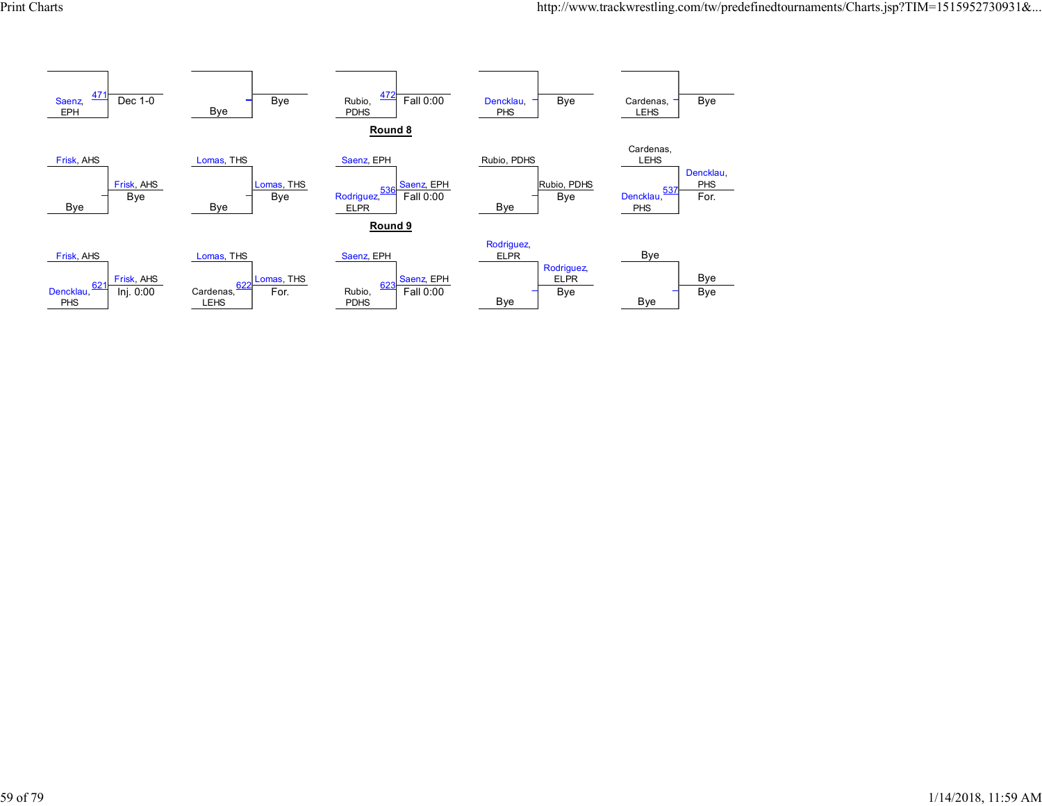| Wrestler | Bout | Winner | Result |
| --- | --- | --- | --- |
| Saenz, EPH | 471 | | Dec 1-0 |
| Bye | | Bye | |
| Rubio, PDHS | 472 | | Fall 0:00 |
| Dencklau, PHS | | Bye | |
| Cardenas, LEHS | | Bye | |

**Round 8**

| Top Wrestler | Bottom Wrestler | Bout | Winner | Result |
| --- | --- | --- | --- | --- |
| Frisk, AHS | Bye | | Frisk, AHS | Bye |
| Lomas, THS | Bye | | Lomas, THS | Bye |
| Saenz, EPH | Rodriguez, ELPR | 536 | Saenz, EPH | Fall 0:00 |
| Rubio, PDHS | Bye | | Rubio, PDHS | Bye |
| Cardenas, LEHS | Dencklau, PHS | 537 | Dencklau, PHS | For. |

**Round 9**

| Top Wrestler | Bottom Wrestler | Bout | Winner | Result |
| --- | --- | --- | --- | --- |
| Frisk, AHS | Dencklau, PHS | 621 | Frisk, AHS | Inj. 0:00 |
| Lomas, THS | Cardenas, LEHS | 622 | Lomas, THS | For. |
| Saenz, EPH | Rubio, PDHS | 623 | Saenz, EPH | Fall 0:00 |
| Rodriguez, ELPR | Bye | | Rodriguez, ELPR | Bye |
| Bye | Bye | | Bye | Bye |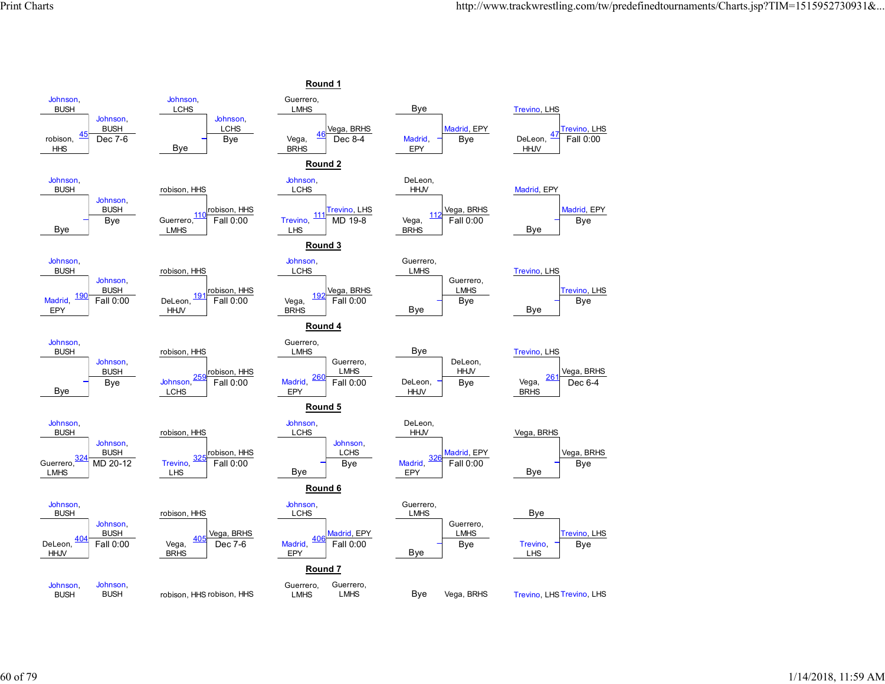## Round 1

| Wrestler 1 | Wrestler 2 | Bout | Winner | Result |
|---|---|---|---|---|
| Johnson, BUSH | robison, HHS | 45 | Johnson, BUSH | Dec 7-6 |
| Johnson, LCHS | Bye | | Johnson, LCHS | Bye |
| Guerrero, LMHS | Vega, BRHS | 46 | Vega, BRHS | Dec 8-4 |
| Bye | Madrid, EPY | | Madrid, EPY | Bye |
| Trevino, LHS | DeLeon, HHJV | 47 | Trevino, LHS | Fall 0:00 |

## Round 2

| Wrestler 1 | Wrestler 2 | Bout | Winner | Result |
|---|---|---|---|---|
| Johnson, BUSH | Bye | | Johnson, BUSH | Bye |
| robison, HHS | Guerrero, LMHS | 110 | robison, HHS | Fall 0:00 |
| Johnson, LCHS | Trevino, LHS | 111 | Trevino, LHS | MD 19-8 |
| DeLeon, HHJV | Vega, BRHS | 112 | Vega, BRHS | Fall 0:00 |
| Madrid, EPY | Bye | | Madrid, EPY | Bye |

## Round 3

| Wrestler 1 | Wrestler 2 | Bout | Winner | Result |
|---|---|---|---|---|
| Johnson, BUSH | Madrid, EPY | 190 | Johnson, BUSH | Fall 0:00 |
| robison, HHS | DeLeon, HHJV | 191 | robison, HHS | Fall 0:00 |
| Johnson, LCHS | Vega, BRHS | 192 | Vega, BRHS | Fall 0:00 |
| Guerrero, LMHS | Bye | | Guerrero, LMHS | Bye |
| Trevino, LHS | Bye | | Trevino, LHS | Bye |

## Round 4

| Wrestler 1 | Wrestler 2 | Bout | Winner | Result |
|---|---|---|---|---|
| Johnson, BUSH | Bye | | Johnson, BUSH | Bye |
| robison, HHS | Johnson, LCHS | 259 | robison, HHS | Fall 0:00 |
| Guerrero, LMHS | Madrid, EPY | 260 | Guerrero, LMHS | Fall 0:00 |
| Bye | DeLeon, HHJV | | DeLeon, HHJV | Bye |
| Trevino, LHS | Vega, BRHS | 261 | Vega, BRHS | Dec 6-4 |

## Round 5

| Wrestler 1 | Wrestler 2 | Bout | Winner | Result |
|---|---|---|---|---|
| Johnson, BUSH | Guerrero, LMHS | 324 | Johnson, BUSH | MD 20-12 |
| robison, HHS | Trevino, LHS | 325 | robison, HHS | Fall 0:00 |
| Johnson, LCHS | Bye | | Johnson, LCHS | Bye |
| DeLeon, HHJV | Madrid, EPY | 326 | Madrid, EPY | Fall 0:00 |
| Vega, BRHS | Bye | | Vega, BRHS | Bye |

## Round 6

| Wrestler 1 | Wrestler 2 | Bout | Winner | Result |
|---|---|---|---|---|
| Johnson, BUSH | DeLeon, HHJV | 404 | Johnson, BUSH | Fall 0:00 |
| robison, HHS | Vega, BRHS | 405 | Vega, BRHS | Dec 7-6 |
| Johnson, LCHS | Madrid, EPY | 406 | Madrid, EPY | Fall 0:00 |
| Guerrero, LMHS | Bye | | Guerrero, LMHS | Bye |
| Bye | Trevino, LHS | | Trevino, LHS | Bye |

## Round 7

| Wrestler | Winner |
|---|---|
| Johnson, BUSH | Johnson, BUSH |
| robison, HHS | robison, HHS |
| Guerrero, LMHS | Guerrero, LMHS |
| Bye | Vega, BRHS |
| Trevino, LHS | Trevino, LHS |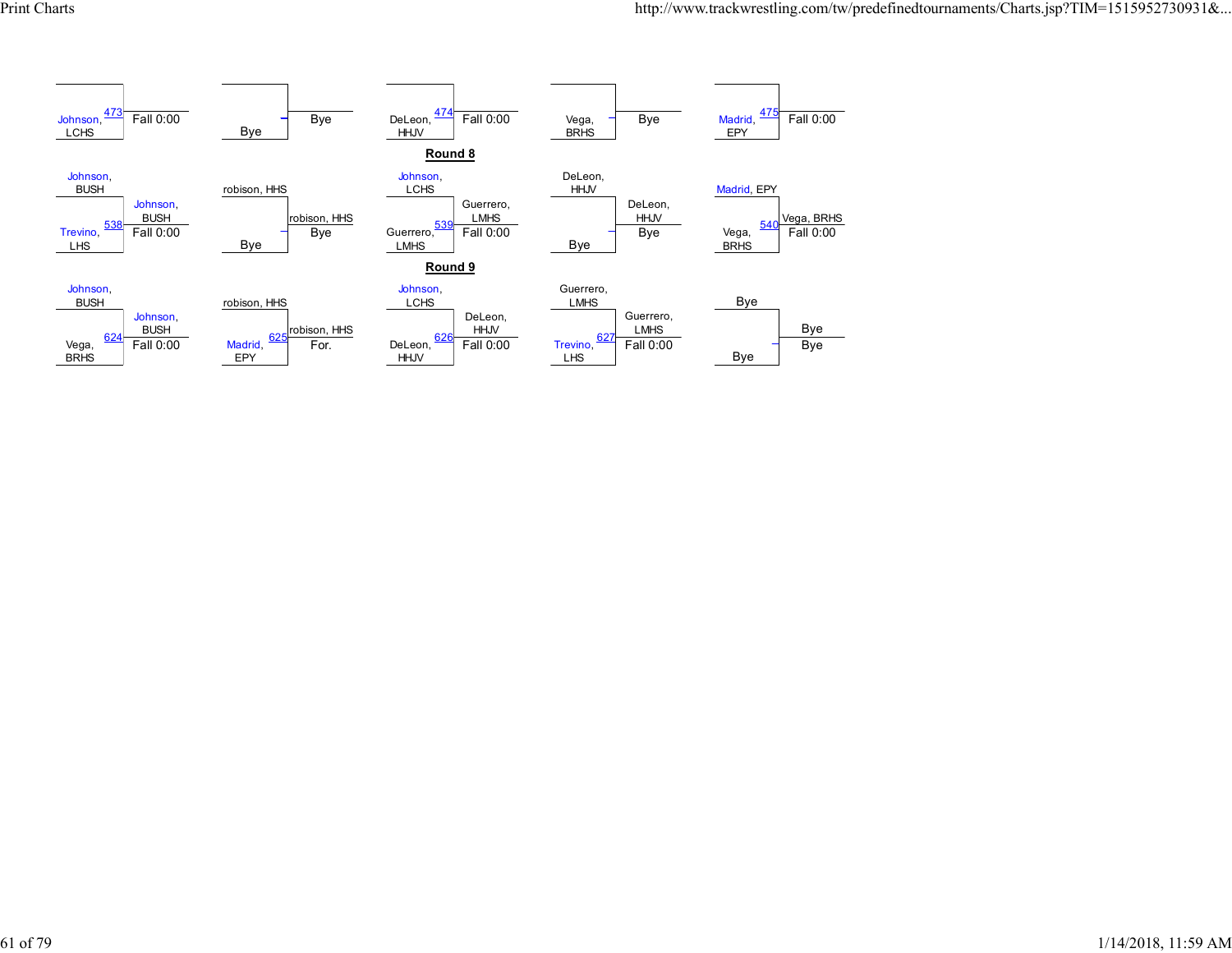| Wrestler 1 | Wrestler 2 | Bout | Winner | Result |
|---|---|---|---|---|
| | Johnson, LCHS | 473 | | Fall 0:00 |
| | Bye | | Bye | |
| | DeLeon, HHJV | 474 | | Fall 0:00 |
| | Vega, BRHS | | Bye | |
| | Madrid, EPY | 475 | | Fall 0:00 |

## Round 8

| Wrestler 1 | Wrestler 2 | Bout | Winner | Result |
|---|---|---|---|---|
| Johnson, BUSH | Trevino, LHS | 538 | Johnson, BUSH | Fall 0:00 |
| robison, HHS | Bye | | robison, HHS | Bye |
| Johnson, LCHS | Guerrero, LMHS | 539 | Guerrero, LMHS | Fall 0:00 |
| DeLeon, HHJV | Bye | | DeLeon, HHJV | Bye |
| Madrid, EPY | Vega, BRHS | 540 | Vega, BRHS | Fall 0:00 |

## Round 9

| Wrestler 1 | Wrestler 2 | Bout | Winner | Result |
|---|---|---|---|---|
| Johnson, BUSH | Vega, BRHS | 624 | Johnson, BUSH | Fall 0:00 |
| robison, HHS | Madrid, EPY | 625 | robison, HHS | For. |
| Johnson, LCHS | DeLeon, HHJV | 626 | DeLeon, HHJV | Fall 0:00 |
| Guerrero, LMHS | Trevino, LHS | 627 | Guerrero, LMHS | Fall 0:00 |
| Bye | Bye | | Bye | Bye |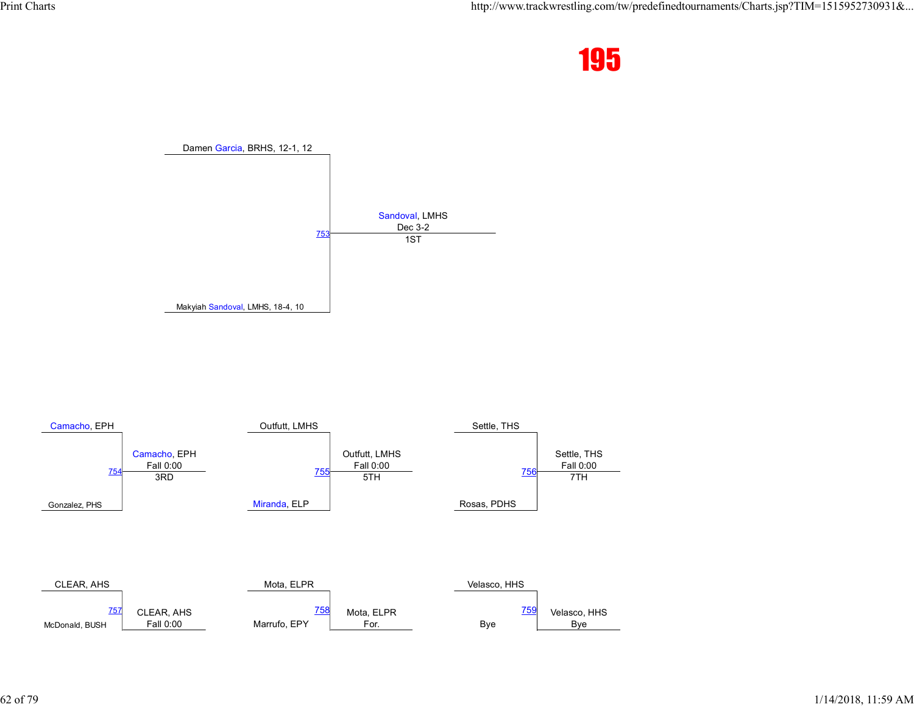# 195

## 1st Place Match (753)

- Damen Garcia, BRHS, 12-1, 12
- Makyiah Sandoval, LMHS, 18-4, 10

**Sandoval, LMHS** — Dec 3-2 — 1ST

## 3rd Place Match (754)

- Camacho, EPH
- Gonzalez, PHS

**Camacho, EPH** — Fall 0:00 — 3RD

## 5th Place Match (755)

- Outfutt, LMHS
- Miranda, ELP

**Outfutt, LMHS** — Fall 0:00 — 5TH

## 7th Place Match (756)

- Settle, THS
- Rosas, PDHS

**Settle, THS** — Fall 0:00 — 7TH

## 757

- CLEAR, AHS
- McDonald, BUSH

**CLEAR, AHS** — Fall 0:00

## 758

- Mota, ELPR
- Marrufo, EPY

**Mota, ELPR** — For.

## 759

- Velasco, HHS
- Bye

**Velasco, HHS** — Bye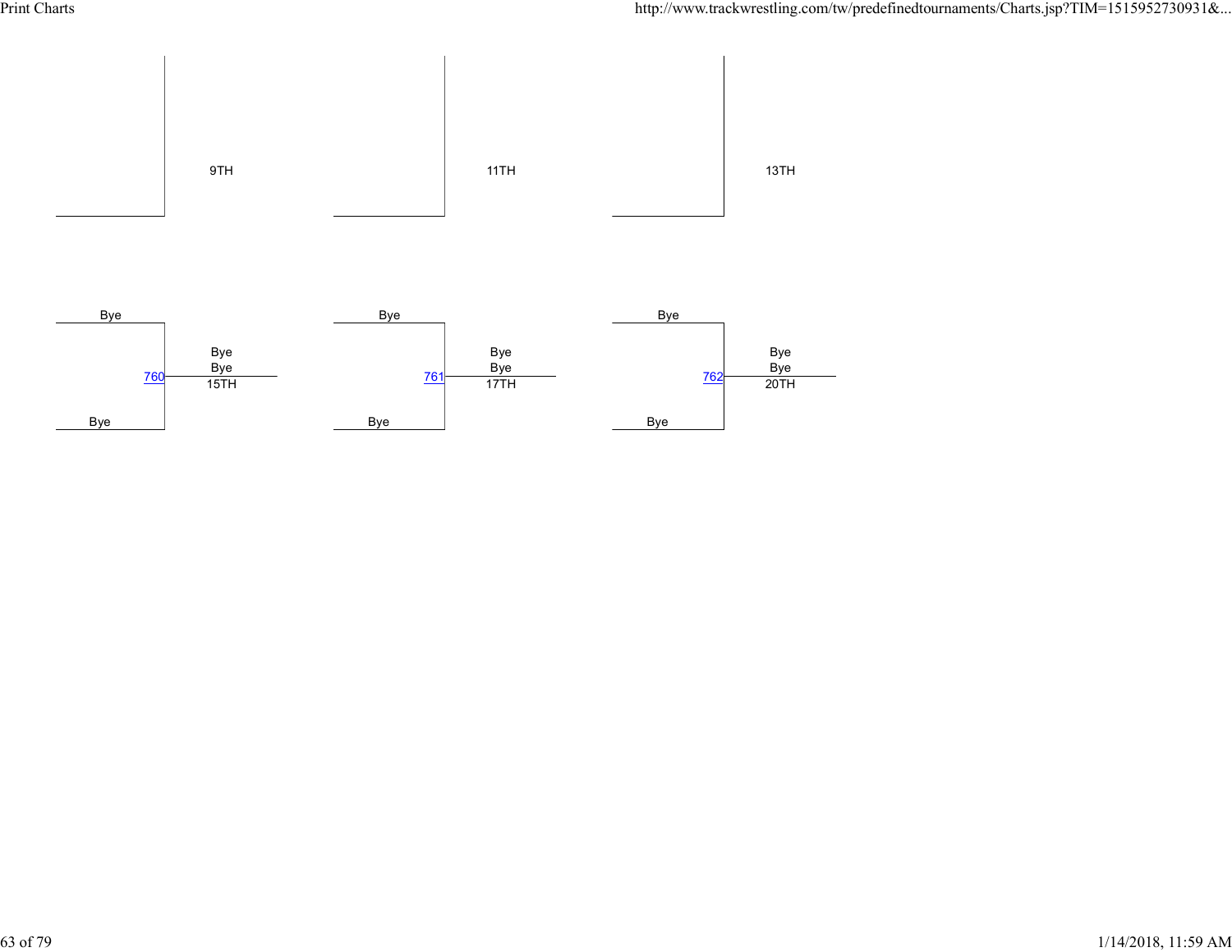9TH

11TH

13TH

Bye

760

Bye

Bye

Bye

15TH

Bye

761

Bye

Bye

Bye

17TH

Bye

762

Bye

Bye

Bye

20TH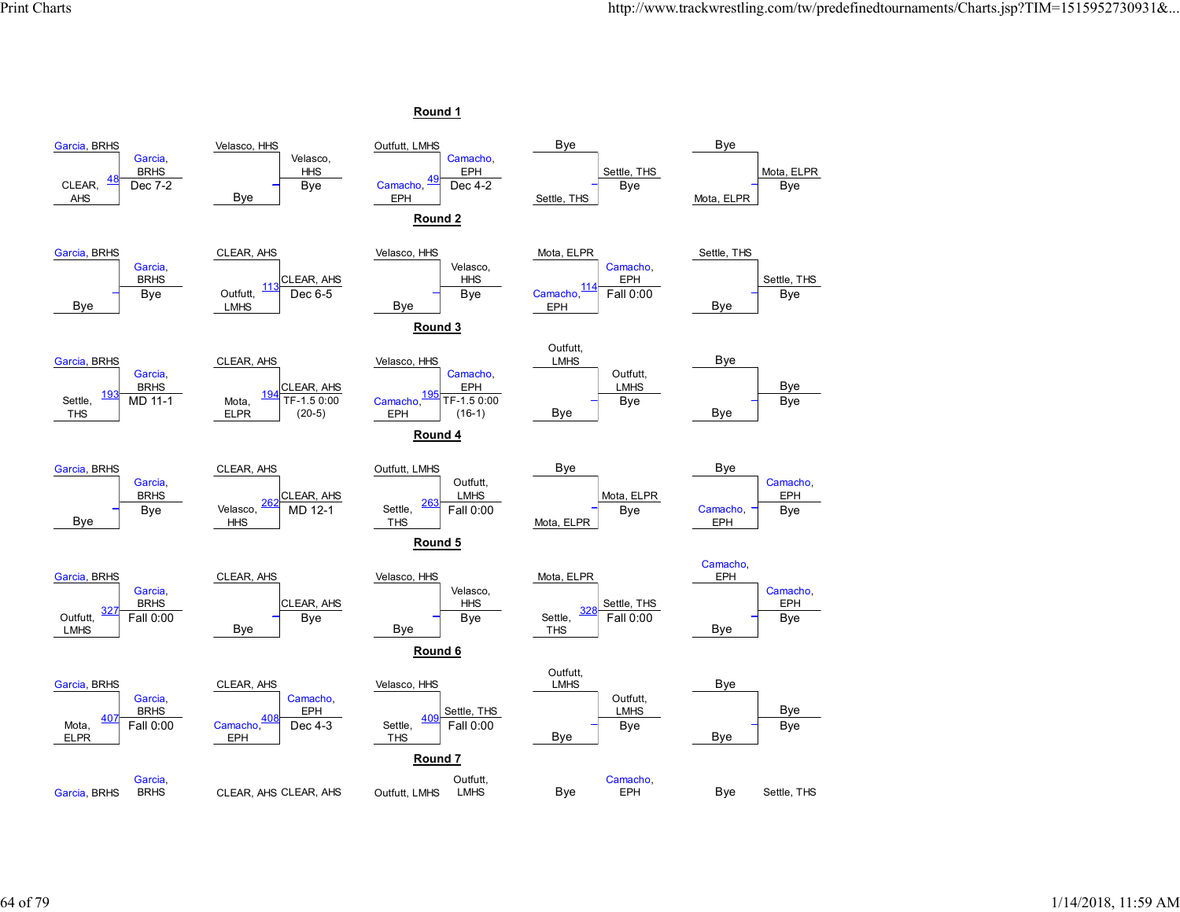## Round 1

| Match | Wrestler 1 | Wrestler 2 | Bout | Winner | Result |
|---|---|---|---|---|---|
| 1 | Garcia, BRHS | CLEAR, AHS | 48 | Garcia, BRHS | Dec 7-2 |
| 2 | Velasco, HHS | Bye | | Velasco, HHS | Bye |
| 3 | Outfutt, LMHS | Camacho, EPH | 49 | Camacho, EPH | Dec 4-2 |
| 4 | Bye | Settle, THS | | Settle, THS | Bye |
| 5 | Bye | Mota, ELPR | | Mota, ELPR | Bye |

## Round 2

| Match | Wrestler 1 | Wrestler 2 | Bout | Winner | Result |
|---|---|---|---|---|---|
| 1 | Garcia, BRHS | Bye | | Garcia, BRHS | Bye |
| 2 | CLEAR, AHS | Outfutt, LMHS | 113 | CLEAR, AHS | Dec 6-5 |
| 3 | Velasco, HHS | Bye | | Velasco, HHS | Bye |
| 4 | Mota, ELPR | Camacho, EPH | 114 | Camacho, EPH | Fall 0:00 |
| 5 | Settle, THS | Bye | | Settle, THS | Bye |

## Round 3

| Match | Wrestler 1 | Wrestler 2 | Bout | Winner | Result |
|---|---|---|---|---|---|
| 1 | Garcia, BRHS | Settle, THS | 193 | Garcia, BRHS | MD 11-1 |
| 2 | CLEAR, AHS | Mota, ELPR | 194 | CLEAR, AHS | TF-1.5 0:00 (20-5) |
| 3 | Velasco, HHS | Camacho, EPH | 195 | Camacho, EPH | TF-1.5 0:00 (16-1) |
| 4 | Outfutt, LMHS | Bye | | Outfutt, LMHS | Bye |
| 5 | Bye | Bye | | Bye | Bye |

## Round 4

| Match | Wrestler 1 | Wrestler 2 | Bout | Winner | Result |
|---|---|---|---|---|---|
| 1 | Garcia, BRHS | Bye | | Garcia, BRHS | Bye |
| 2 | CLEAR, AHS | Velasco, HHS | 262 | CLEAR, AHS | MD 12-1 |
| 3 | Outfutt, LMHS | Settle, THS | 263 | Outfutt, LMHS | Fall 0:00 |
| 4 | Bye | Mota, ELPR | | Mota, ELPR | Bye |
| 5 | Bye | Camacho, EPH | | Camacho, EPH | Bye |

## Round 5

| Match | Wrestler 1 | Wrestler 2 | Bout | Winner | Result |
|---|---|---|---|---|---|
| 1 | Garcia, BRHS | Outfutt, LMHS | 327 | Garcia, BRHS | Fall 0:00 |
| 2 | CLEAR, AHS | Bye | | CLEAR, AHS | Bye |
| 3 | Velasco, HHS | Bye | | Velasco, HHS | Bye |
| 4 | Mota, ELPR | Settle, THS | 328 | Settle, THS | Fall 0:00 |
| 5 | Camacho, EPH | Bye | | Camacho, EPH | Bye |

## Round 6

| Match | Wrestler 1 | Wrestler 2 | Bout | Winner | Result |
|---|---|---|---|---|---|
| 1 | Garcia, BRHS | Mota, ELPR | 407 | Garcia, BRHS | Fall 0:00 |
| 2 | CLEAR, AHS | Camacho, EPH | 408 | Camacho, EPH | Dec 4-3 |
| 3 | Velasco, HHS | Settle, THS | 409 | Settle, THS | Fall 0:00 |
| 4 | Outfutt, LMHS | Bye | | Outfutt, LMHS | Bye |
| 5 | Bye | Bye | | Bye | Bye |

## Round 7

| Match | Wrestler | Winner |
|---|---|---|
| 1 | Garcia, BRHS | Garcia, BRHS |
| 2 | CLEAR, AHS | CLEAR, AHS |
| 3 | Outfutt, LMHS | Outfutt, LMHS |
| 4 | Bye | Camacho, EPH |
| 5 | Bye | Settle, THS |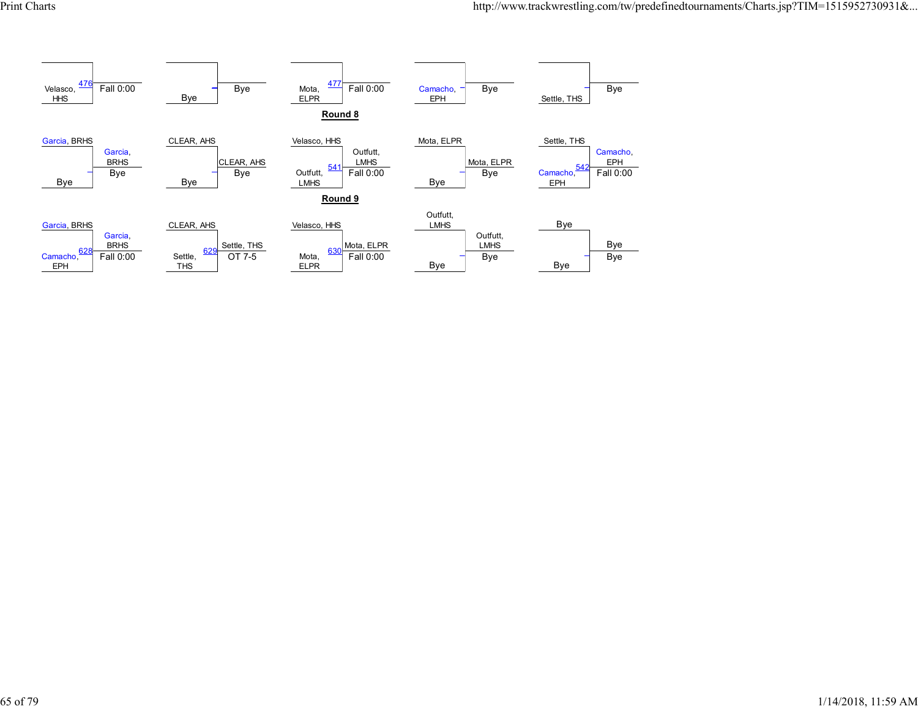| Wrestler 1 | Wrestler 2 | Bout | Winner | Result |
|---|---|---|---|---|
| Velasco, HHS | | 476 | | Fall 0:00 |
| | Bye | | | Bye |
| Mota, ELPR | | 477 | | Fall 0:00 |
| Camacho, EPH | | | | Bye |
| | Settle, THS | | | Bye |

**Round 8**

| Wrestler 1 | Wrestler 2 | Bout | Winner | Result |
|---|---|---|---|---|
| Garcia, BRHS | Bye | | Garcia, BRHS | Bye |
| CLEAR, AHS | Bye | | CLEAR, AHS | Bye |
| Velasco, HHS | Outfutt, LMHS | 541 | Outfutt, LMHS | Fall 0:00 |
| Mota, ELPR | Bye | | Mota, ELPR | Bye |
| Settle, THS | Camacho, EPH | 542 | Camacho, EPH | Fall 0:00 |

**Round 9**

| Wrestler 1 | Wrestler 2 | Bout | Winner | Result |
|---|---|---|---|---|
| Garcia, BRHS | Camacho, EPH | 628 | Garcia, BRHS | Fall 0:00 |
| CLEAR, AHS | Settle, THS | 629 | Settle, THS | OT 7-5 |
| Velasco, HHS | Mota, ELPR | 630 | Mota, ELPR | Fall 0:00 |
| Outfutt, LMHS | Bye | | Outfutt, LMHS | Bye |
| Bye | Bye | | Bye | Bye |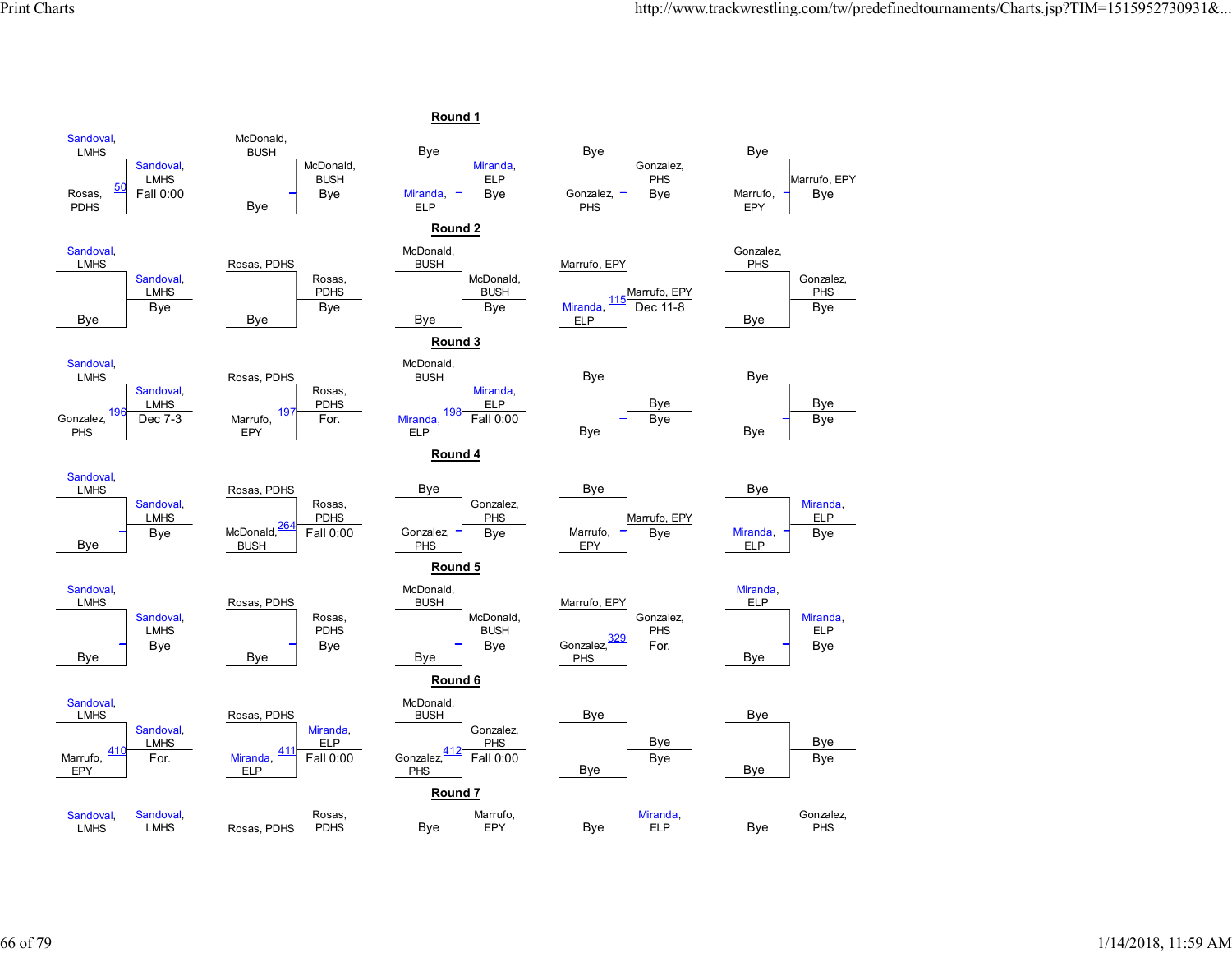## Round 1

| Wrestler 1 | Wrestler 2 | Bout | Winner | Result |
|---|---|---|---|---|
| Sandoval, LMHS | Rosas, PDHS | 50 | Sandoval, LMHS | Fall 0:00 |
| McDonald, BUSH | Bye | | McDonald, BUSH | Bye |
| Bye | Miranda, ELP | | Miranda, ELP | Bye |
| Bye | Gonzalez, PHS | | Gonzalez, PHS | Bye |
| Bye | Marrufo, EPY | | Marrufo, EPY | Bye |

## Round 2

| Wrestler 1 | Wrestler 2 | Bout | Winner | Result |
|---|---|---|---|---|
| Sandoval, LMHS | Bye | | Sandoval, LMHS | Bye |
| Rosas, PDHS | Bye | | Rosas, PDHS | Bye |
| McDonald, BUSH | Bye | | McDonald, BUSH | Bye |
| Marrufo, EPY | Miranda, ELP | 115 | Marrufo, EPY | Dec 11-8 |
| Gonzalez, PHS | Bye | | Gonzalez, PHS | Bye |

## Round 3

| Wrestler 1 | Wrestler 2 | Bout | Winner | Result |
|---|---|---|---|---|
| Sandoval, LMHS | Gonzalez, PHS | 196 | Sandoval, LMHS | Dec 7-3 |
| Rosas, PDHS | Marrufo, EPY | 197 | Rosas, PDHS | For. |
| McDonald, BUSH | Miranda, ELP | 198 | Miranda, ELP | Fall 0:00 |
| Bye | Bye | | Bye | Bye |
| Bye | Bye | | Bye | Bye |

## Round 4

| Wrestler 1 | Wrestler 2 | Bout | Winner | Result |
|---|---|---|---|---|
| Sandoval, LMHS | Bye | | Sandoval, LMHS | Bye |
| Rosas, PDHS | McDonald, BUSH | 264 | Rosas, PDHS | Fall 0:00 |
| Bye | Gonzalez, PHS | | Gonzalez, PHS | Bye |
| Bye | Marrufo, EPY | | Marrufo, EPY | Bye |
| Bye | Miranda, ELP | | Miranda, ELP | Bye |

## Round 5

| Wrestler 1 | Wrestler 2 | Bout | Winner | Result |
|---|---|---|---|---|
| Sandoval, LMHS | Bye | | Sandoval, LMHS | Bye |
| Rosas, PDHS | Bye | | Rosas, PDHS | Bye |
| McDonald, BUSH | Bye | | McDonald, BUSH | Bye |
| Marrufo, EPY | Gonzalez, PHS | 329 | Gonzalez, PHS | For. |
| Miranda, ELP | Bye | | Miranda, ELP | Bye |

## Round 6

| Wrestler 1 | Wrestler 2 | Bout | Winner | Result |
|---|---|---|---|---|
| Sandoval, LMHS | Marrufo, EPY | 410 | Sandoval, LMHS | For. |
| Rosas, PDHS | Miranda, ELP | 411 | Miranda, ELP | Fall 0:00 |
| McDonald, BUSH | Gonzalez, PHS | 412 | Gonzalez, PHS | Fall 0:00 |
| Bye | Bye | | Bye | Bye |
| Bye | Bye | | Bye | Bye |

## Round 7

| Wrestler 1 | Winner |
|---|---|
| Sandoval, LMHS | Sandoval, LMHS |
| Rosas, PDHS | Rosas, PDHS |
| Bye | Marrufo, EPY |
| Bye | Miranda, ELP |
| Bye | Gonzalez, PHS |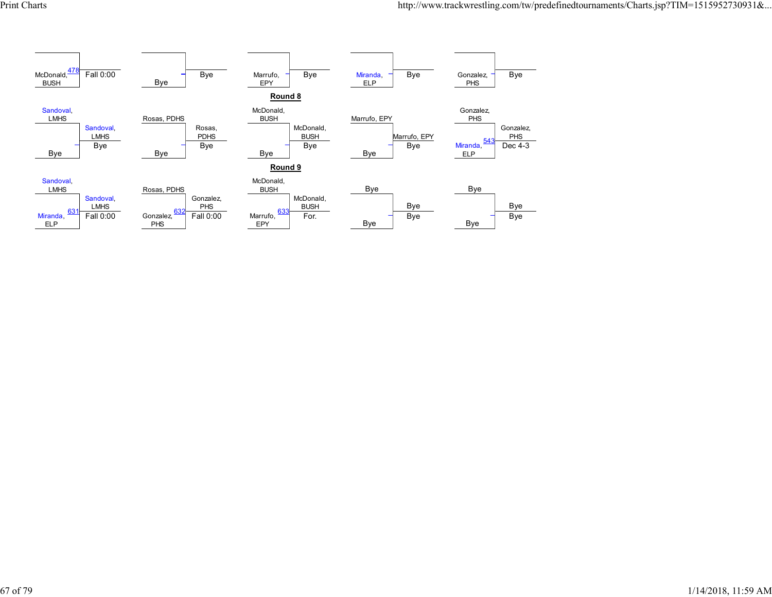| Wrestler 1 | Wrestler 2 | Winner | Result |
|---|---|---|---|
| McDonald, BUSH (478) | | | Fall 0:00 |
| | Bye | | Bye |
| | Marrufo, EPY | | Bye |
| | Miranda, ELP | | Bye |
| | Gonzalez, PHS | | Bye |

**Round 8**

| Wrestler 1 | Wrestler 2 | Winner | Result |
|---|---|---|---|
| Sandoval, LMHS | Bye | Sandoval, LMHS | Bye |
| Rosas, PDHS | Bye | Rosas, PDHS | Bye |
| McDonald, BUSH | Bye | McDonald, BUSH | Bye |
| Marrufo, EPY | Bye | Marrufo, EPY | Bye |
| Gonzalez, PHS | Miranda, ELP (543) | Gonzalez, PHS | Dec 4-3 |

**Round 9**

| Wrestler 1 | Wrestler 2 | Winner | Result |
|---|---|---|---|
| Sandoval, LMHS | Miranda, ELP (631) | Sandoval, LMHS | Fall 0:00 |
| Rosas, PDHS | Gonzalez, PHS (632) | Gonzalez, PHS | Fall 0:00 |
| McDonald, BUSH | Marrufo, EPY (633) | McDonald, BUSH | For. |
| Bye | Bye | Bye | Bye |
| Bye | Bye | Bye | Bye |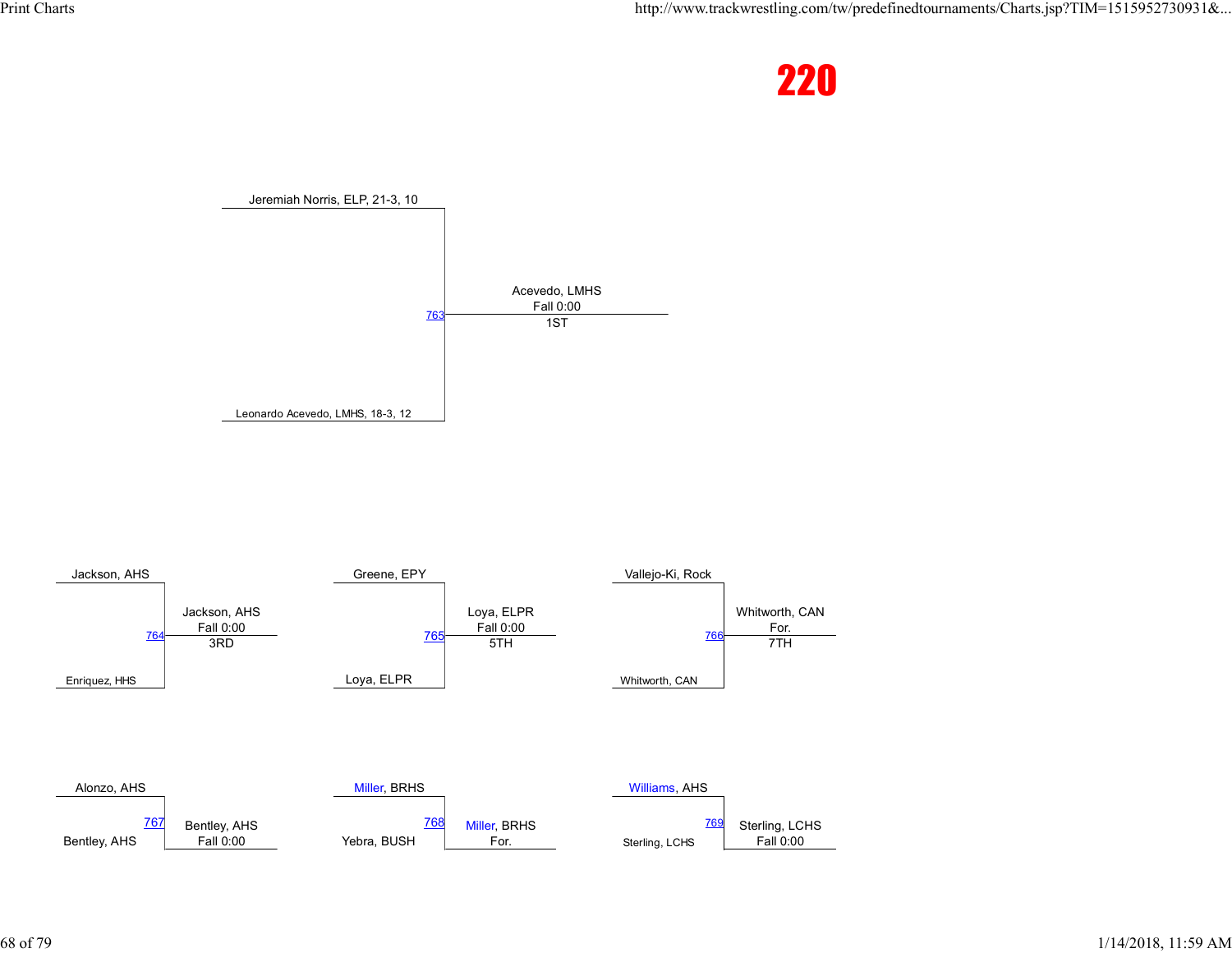# 220

## 1ST

| Match | Wrestler 1 | Wrestler 2 | Winner | Result |
| --- | --- | --- | --- | --- |
| 763 | Jeremiah Norris, ELP, 21-3, 10 | Leonardo Acevedo, LMHS, 18-3, 12 | Acevedo, LMHS | Fall 0:00 |

## 3RD

| Match | Wrestler 1 | Wrestler 2 | Winner | Result |
| --- | --- | --- | --- | --- |
| 764 | Jackson, AHS | Enriquez, HHS | Jackson, AHS | Fall 0:00 |

## 5TH

| Match | Wrestler 1 | Wrestler 2 | Winner | Result |
| --- | --- | --- | --- | --- |
| 765 | Greene, EPY | Loya, ELPR | Loya, ELPR | Fall 0:00 |

## 7TH

| Match | Wrestler 1 | Wrestler 2 | Winner | Result |
| --- | --- | --- | --- | --- |
| 766 | Vallejo-Ki, Rock | Whitworth, CAN | Whitworth, CAN | For. |

## Other Matches

| Match | Wrestler 1 | Wrestler 2 | Winner | Result |
| --- | --- | --- | --- | --- |
| 767 | Alonzo, AHS | Bentley, AHS | Bentley, AHS | Fall 0:00 |
| 768 | Miller, BRHS | Yebra, BUSH | Miller, BRHS | For. |
| 769 | Williams, AHS | Sterling, LCHS | Sterling, LCHS | Fall 0:00 |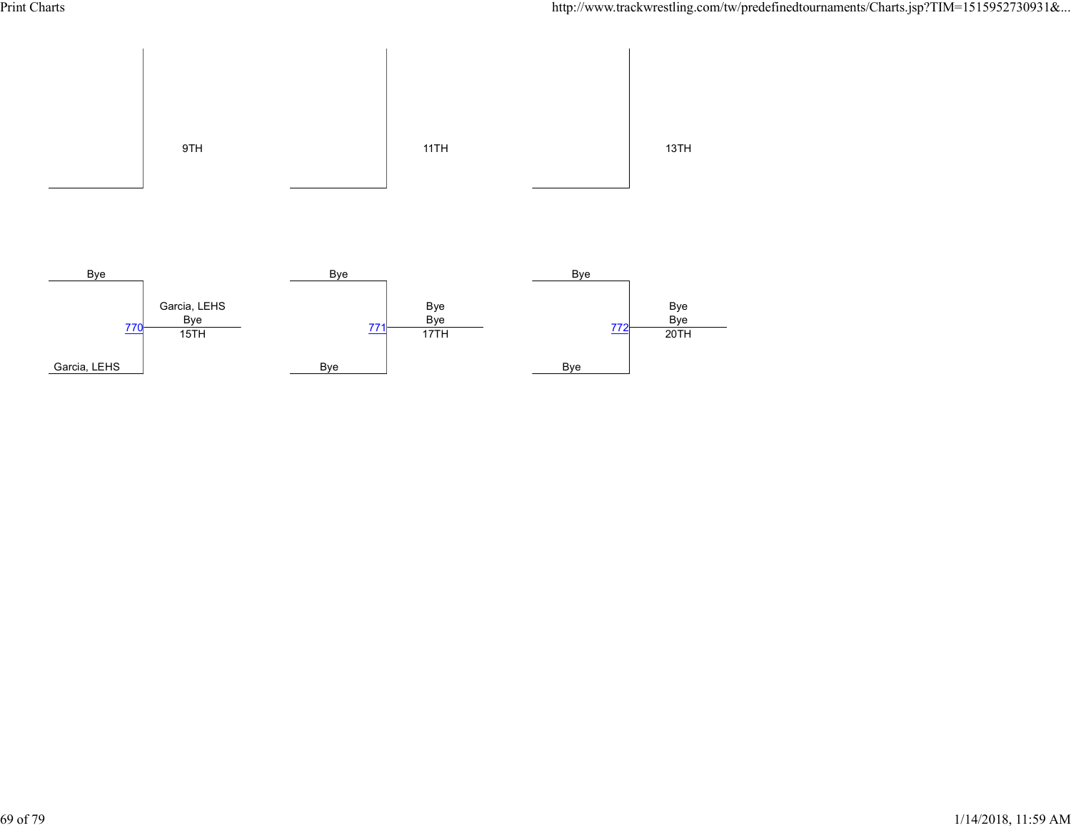9TH

11TH

13TH

| Match | Top | Bottom | Result | Place |
|---|---|---|---|---|
| 770 | Bye | Garcia, LEHS | Garcia, LEHS / Bye | 15TH |
| 771 | Bye | Bye | Bye / Bye | 17TH |
| 772 | Bye | Bye | Bye / Bye | 20TH |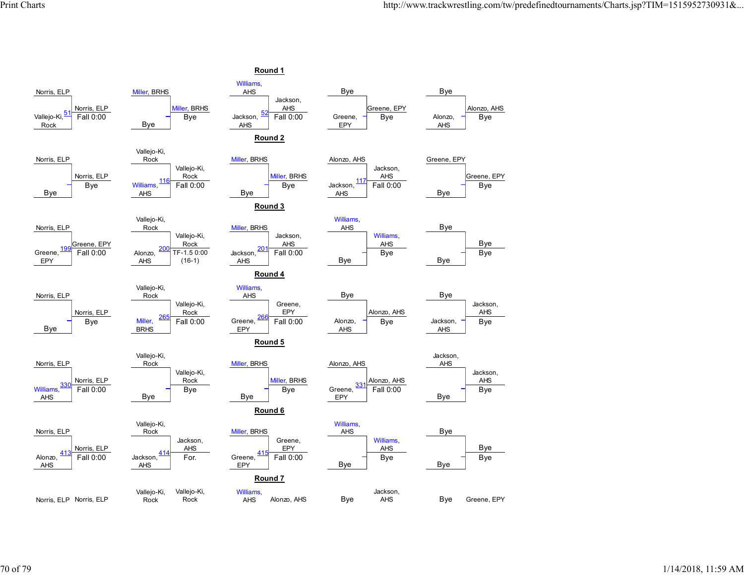## Round 1

| Match | Top | Bottom | Winner | Result |
|---|---|---|---|---|
| 51 | Norris, ELP | Vallejo-Ki, Rock | Norris, ELP | Fall 0:00 |
| | Miller, BRHS | Bye | Miller, BRHS | Bye |
| 52 | Williams, AHS | Jackson, AHS | Jackson, AHS | Fall 0:00 |
| | Bye | Greene, EPY | Greene, EPY | Bye |
| | Bye | Alonzo, AHS | Alonzo, AHS | Bye |

## Round 2

| Match | Top | Bottom | Winner | Result |
|---|---|---|---|---|
| | Norris, ELP | Bye | Norris, ELP | Bye |
| 116 | Vallejo-Ki, Rock | Williams, AHS | Vallejo-Ki, Rock | Fall 0:00 |
| | Miller, BRHS | Bye | Miller, BRHS | Bye |
| 117 | Alonzo, AHS | Jackson, AHS | Jackson, AHS | Fall 0:00 |
| | Greene, EPY | Bye | Greene, EPY | Bye |

## Round 3

| Match | Top | Bottom | Winner | Result |
|---|---|---|---|---|
| 199 | Norris, ELP | Greene, EPY | Greene, EPY | Fall 0:00 |
| 200 | Vallejo-Ki, Rock | Alonzo, AHS | Vallejo-Ki, Rock | TF-1.5 0:00 (16-1) |
| 201 | Miller, BRHS | Jackson, AHS | Jackson, AHS | Fall 0:00 |
| | Williams, AHS | Bye | Williams, AHS | Bye |
| | Bye | Bye | Bye | Bye |

## Round 4

| Match | Top | Bottom | Winner | Result |
|---|---|---|---|---|
| | Norris, ELP | Bye | Norris, ELP | Bye |
| 265 | Vallejo-Ki, Rock | Miller, BRHS | Vallejo-Ki, Rock | Fall 0:00 |
| 266 | Williams, AHS | Greene, EPY | Greene, EPY | Fall 0:00 |
| | Bye | Alonzo, AHS | Alonzo, AHS | Bye |
| | Bye | Jackson, AHS | Jackson, AHS | Bye |

## Round 5

| Match | Top | Bottom | Winner | Result |
|---|---|---|---|---|
| 330 | Norris, ELP | Williams, AHS | Norris, ELP | Fall 0:00 |
| | Vallejo-Ki, Rock | Bye | Vallejo-Ki, Rock | Bye |
| | Miller, BRHS | Bye | Miller, BRHS | Bye |
| 331 | Alonzo, AHS | Greene, EPY | Alonzo, AHS | Fall 0:00 |
| | Jackson, AHS | Bye | Jackson, AHS | Bye |

## Round 6

| Match | Top | Bottom | Winner | Result |
|---|---|---|---|---|
| 413 | Norris, ELP | Alonzo, AHS | Norris, ELP | Fall 0:00 |
| 414 | Vallejo-Ki, Rock | Jackson, AHS | Jackson, AHS | For. |
| 415 | Miller, BRHS | Greene, EPY | Greene, EPY | Fall 0:00 |
| | Williams, AHS | Bye | Williams, AHS | Bye |
| | Bye | Bye | Bye | Bye |

## Round 7

| Top | Bottom |
|---|---|
| Norris, ELP | Norris, ELP |
| Vallejo-Ki, Rock | Vallejo-Ki, Rock |
| Williams, AHS | Alonzo, AHS |
| Bye | Jackson, AHS |
| Bye | Greene, EPY |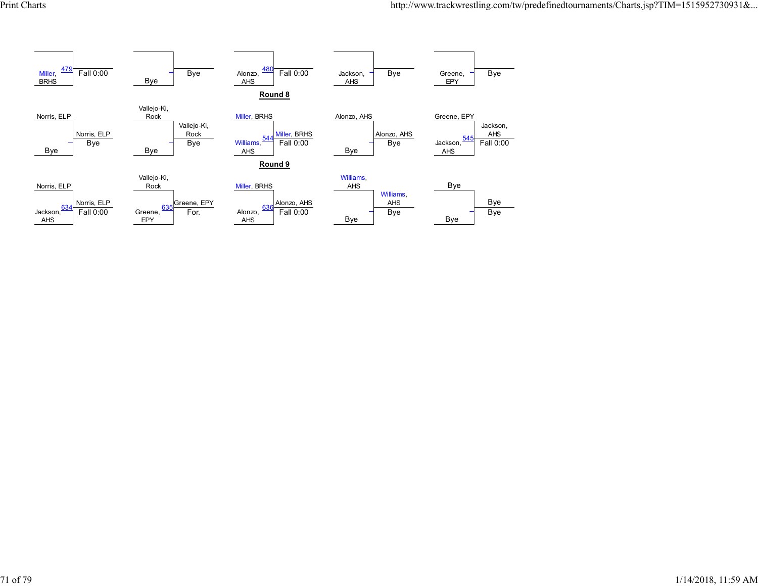| Wrestler 1 | Wrestler 2 | Bout | Winner | Result |
|---|---|---|---|---|
| Miller, BRHS | | 479 | | Fall 0:00 |
| | Bye | | | Bye |
| Alonzo, AHS | | 480 | | Fall 0:00 |
| Jackson, AHS | | | | Bye |
| Greene, EPY | | | | Bye |

## Round 8

| Wrestler 1 | Wrestler 2 | Bout | Winner | Result |
|---|---|---|---|---|
| Norris, ELP | Bye | | Norris, ELP | Bye |
| Vallejo-Ki, Rock | Bye | | Vallejo-Ki, Rock | Bye |
| Miller, BRHS | Williams, AHS | 544 | Miller, BRHS | Fall 0:00 |
| Alonzo, AHS | Bye | | Alonzo, AHS | Bye |
| Greene, EPY | Jackson, AHS | 545 | Jackson, AHS | Fall 0:00 |

## Round 9

| Wrestler 1 | Wrestler 2 | Bout | Winner | Result |
|---|---|---|---|---|
| Norris, ELP | Jackson, AHS | 634 | Norris, ELP | Fall 0:00 |
| Vallejo-Ki, Rock | Greene, EPY | 635 | Greene, EPY | For. |
| Miller, BRHS | Alonzo, AHS | 636 | Alonzo, AHS | Fall 0:00 |
| Williams, AHS | Bye | | Williams, AHS | Bye |
| Bye | Bye | | Bye | Bye |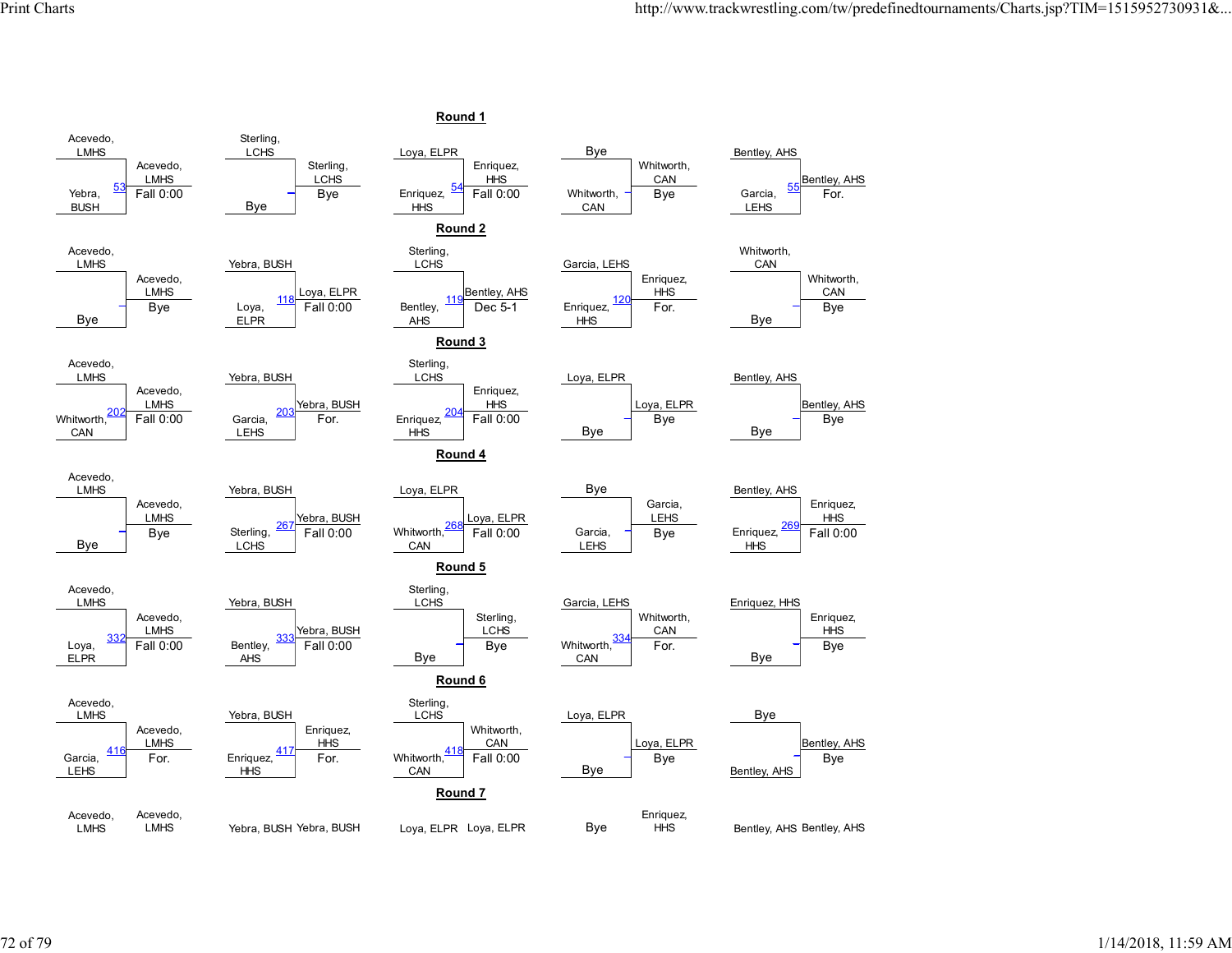## Round 1

| Top Wrestler | Bottom Wrestler | Bout | Winner | Result |
|---|---|---|---|---|
| Acevedo, LMHS | Yebra, BUSH | 53 | Acevedo, LMHS | Fall 0:00 |
| Sterling, LCHS | Bye | | Sterling, LCHS | Bye |
| Loya, ELPR | Enriquez, HHS | 54 | Enriquez, HHS | Fall 0:00 |
| Bye | Whitworth, CAN | | Whitworth, CAN | Bye |
| Bentley, AHS | Garcia, LEHS | 55 | Bentley, AHS | For. |

## Round 2

| Top Wrestler | Bottom Wrestler | Bout | Winner | Result |
|---|---|---|---|---|
| Acevedo, LMHS | Bye | | Acevedo, LMHS | Bye |
| Yebra, BUSH | Loya, ELPR | 118 | Loya, ELPR | Fall 0:00 |
| Sterling, LCHS | Bentley, AHS | 119 | Bentley, AHS | Dec 5-1 |
| Garcia, LEHS | Enriquez, HHS | 120 | Enriquez, HHS | For. |
| Whitworth, CAN | Bye | | Whitworth, CAN | Bye |

## Round 3

| Top Wrestler | Bottom Wrestler | Bout | Winner | Result |
|---|---|---|---|---|
| Acevedo, LMHS | Whitworth, CAN | 202 | Acevedo, LMHS | Fall 0:00 |
| Yebra, BUSH | Garcia, LEHS | 203 | Yebra, BUSH | For. |
| Sterling, LCHS | Enriquez, HHS | 204 | Enriquez, HHS | Fall 0:00 |
| Loya, ELPR | Bye | | Loya, ELPR | Bye |
| Bentley, AHS | Bye | | Bentley, AHS | Bye |

## Round 4

| Top Wrestler | Bottom Wrestler | Bout | Winner | Result |
|---|---|---|---|---|
| Acevedo, LMHS | Bye | | Acevedo, LMHS | Bye |
| Yebra, BUSH | Sterling, LCHS | 267 | Yebra, BUSH | Fall 0:00 |
| Loya, ELPR | Whitworth, CAN | 268 | Loya, ELPR | Fall 0:00 |
| Bye | Garcia, LEHS | | Garcia, LEHS | Bye |
| Bentley, AHS | Enriquez, HHS | 269 | Enriquez, HHS | Fall 0:00 |

## Round 5

| Top Wrestler | Bottom Wrestler | Bout | Winner | Result |
|---|---|---|---|---|
| Acevedo, LMHS | Loya, ELPR | 332 | Acevedo, LMHS | Fall 0:00 |
| Yebra, BUSH | Bentley, AHS | 333 | Yebra, BUSH | Fall 0:00 |
| Sterling, LCHS | Bye | | Sterling, LCHS | Bye |
| Garcia, LEHS | Whitworth, CAN | 334 | Whitworth, CAN | For. |
| Enriquez, HHS | Bye | | Enriquez, HHS | Bye |

## Round 6

| Top Wrestler | Bottom Wrestler | Bout | Winner | Result |
|---|---|---|---|---|
| Acevedo, LMHS | Garcia, LEHS | 416 | Acevedo, LMHS | For. |
| Yebra, BUSH | Enriquez, HHS | 417 | Enriquez, HHS | For. |
| Sterling, LCHS | Whitworth, CAN | 418 | Whitworth, CAN | Fall 0:00 |
| Loya, ELPR | Bye | | Loya, ELPR | Bye |
| Bye | Bentley, AHS | | Bentley, AHS | Bye |

## Round 7

| Top Wrestler | Winner |
|---|---|
| Acevedo, LMHS | Acevedo, LMHS |
| Yebra, BUSH | Yebra, BUSH |
| Loya, ELPR | Loya, ELPR |
| Bye | Enriquez, HHS |
| Bentley, AHS | Bentley, AHS |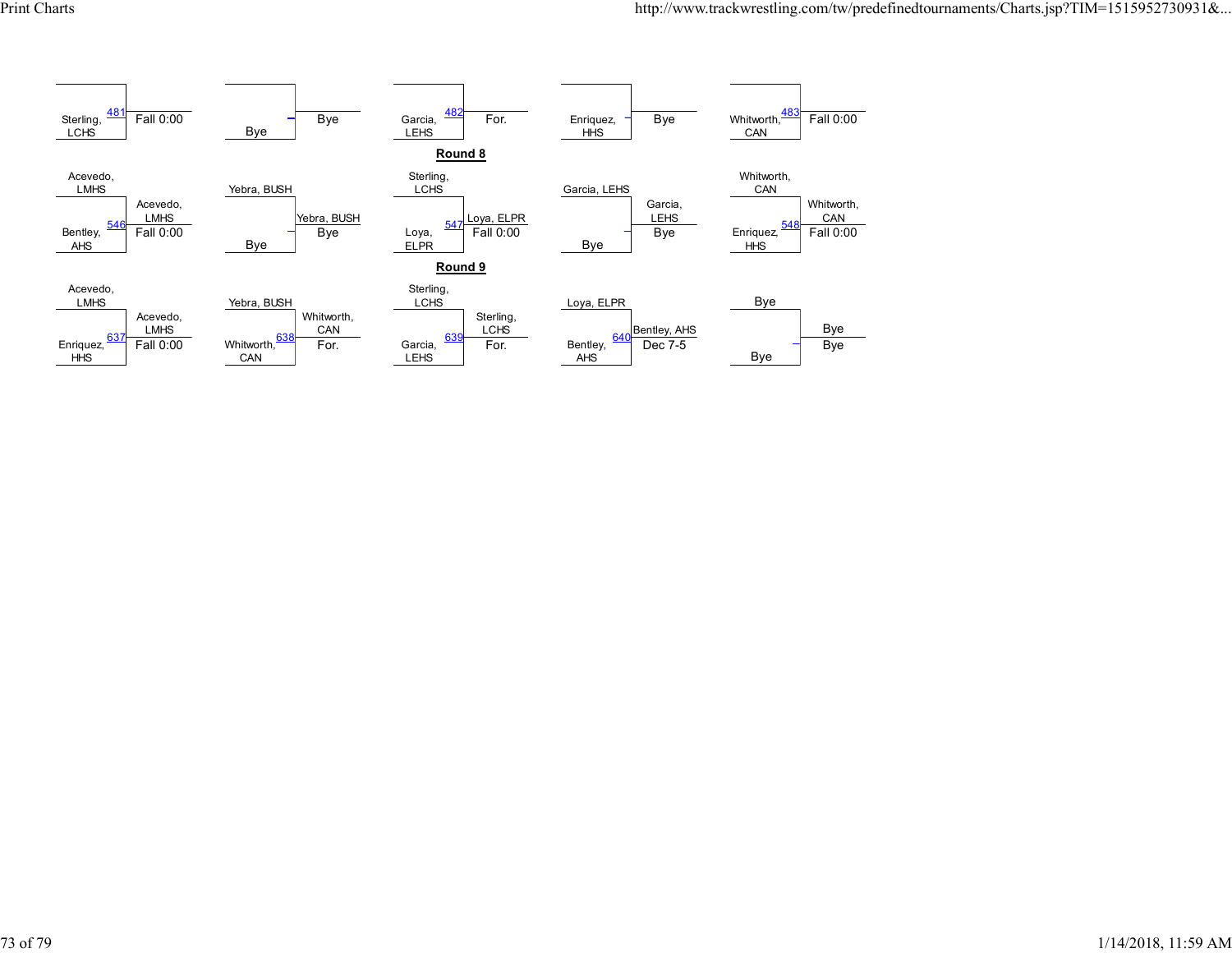| Wrestler 1 | Wrestler 2 | Bout | Winner | Result |
|---|---|---|---|---|
| | Sterling, LCHS | 481 | | Fall 0:00 |
| | Bye | | Bye | |
| | Garcia, LEHS | 482 | | For. |
| | Enriquez, HHS | | Bye | |
| | Whitworth, CAN | 483 | | Fall 0:00 |

## Round 8

| Wrestler 1 | Wrestler 2 | Bout | Winner | Result |
|---|---|---|---|---|
| Acevedo, LMHS | Bentley, AHS | 546 | Acevedo, LMHS | Fall 0:00 |
| Yebra, BUSH | Bye | | Yebra, BUSH | Bye |
| Sterling, LCHS | Loya, ELPR | 547 | Loya, ELPR | Fall 0:00 |
| Garcia, LEHS | Bye | | Garcia, LEHS | Bye |
| Whitworth, CAN | Enriquez, HHS | 548 | Whitworth, CAN | Fall 0:00 |

## Round 9

| Wrestler 1 | Wrestler 2 | Bout | Winner | Result |
|---|---|---|---|---|
| Acevedo, LMHS | Enriquez, HHS | 637 | Acevedo, LMHS | Fall 0:00 |
| Yebra, BUSH | Whitworth, CAN | 638 | Whitworth, CAN | For. |
| Sterling, LCHS | Garcia, LEHS | 639 | Sterling, LCHS | For. |
| Loya, ELPR | Bentley, AHS | 640 | Bentley, AHS | Dec 7-5 |
| Bye | Bye | | Bye | Bye |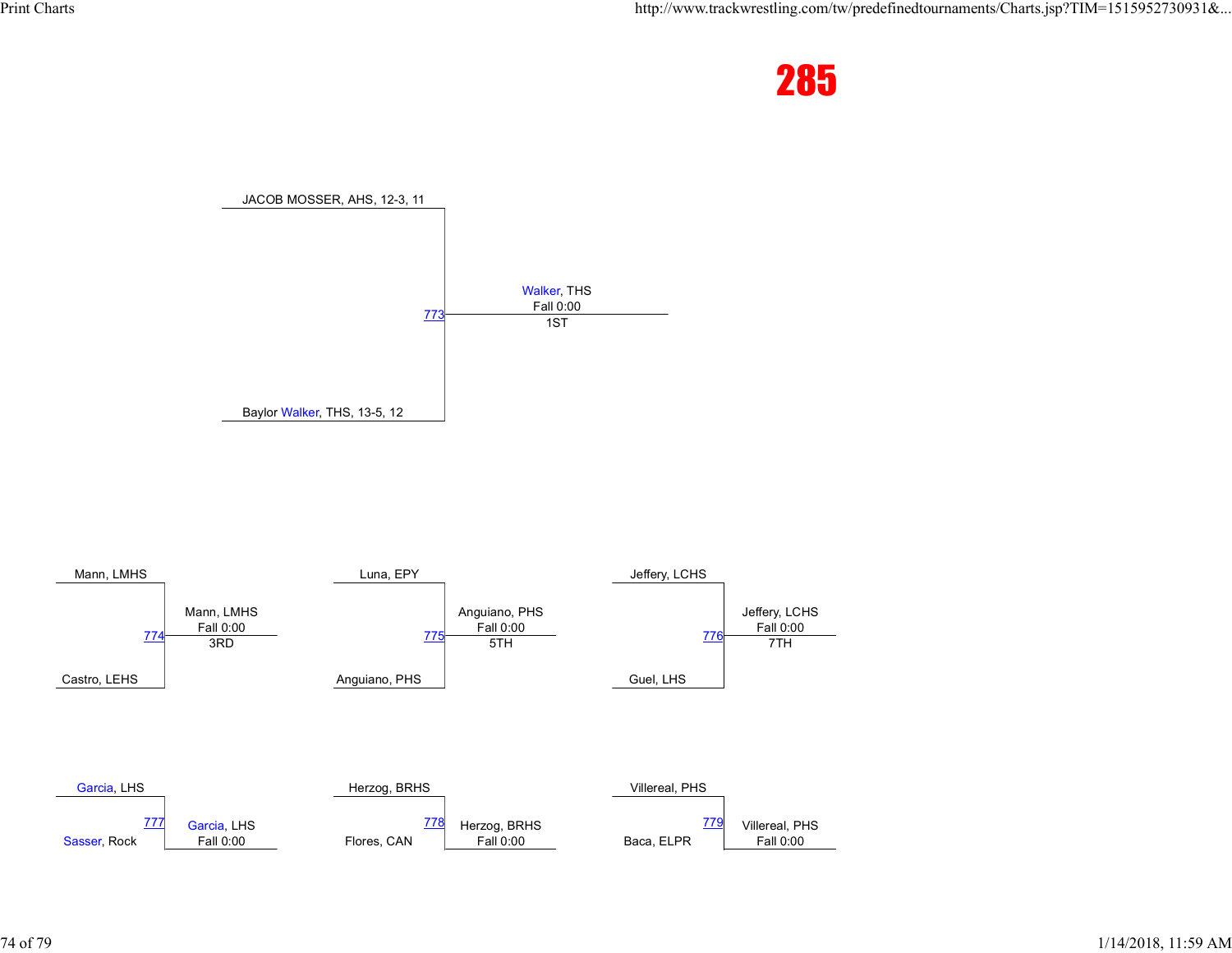# 285

## Match 773 — 1ST

| Wrestler 1 | Wrestler 2 | Winner | Result |
| --- | --- | --- | --- |
| JACOB MOSSER, AHS, 12-3, 11 | Baylor Walker, THS, 13-5, 12 | Walker, THS | Fall 0:00 |

## Match 774 — 3RD

| Wrestler 1 | Wrestler 2 | Winner | Result |
| --- | --- | --- | --- |
| Mann, LMHS | Castro, LEHS | Mann, LMHS | Fall 0:00 |

## Match 775 — 5TH

| Wrestler 1 | Wrestler 2 | Winner | Result |
| --- | --- | --- | --- |
| Luna, EPY | Anguiano, PHS | Anguiano, PHS | Fall 0:00 |

## Match 776 — 7TH

| Wrestler 1 | Wrestler 2 | Winner | Result |
| --- | --- | --- | --- |
| Jeffery, LCHS | Guel, LHS | Jeffery, LCHS | Fall 0:00 |

## Match 777

| Wrestler 1 | Wrestler 2 | Winner | Result |
| --- | --- | --- | --- |
| Garcia, LHS | Sasser, Rock | Garcia, LHS | Fall 0:00 |

## Match 778

| Wrestler 1 | Wrestler 2 | Winner | Result |
| --- | --- | --- | --- |
| Herzog, BRHS | Flores, CAN | Herzog, BRHS | Fall 0:00 |

## Match 779

| Wrestler 1 | Wrestler 2 | Winner | Result |
| --- | --- | --- | --- |
| Villereal, PHS | Baca, ELPR | Villereal, PHS | Fall 0:00 |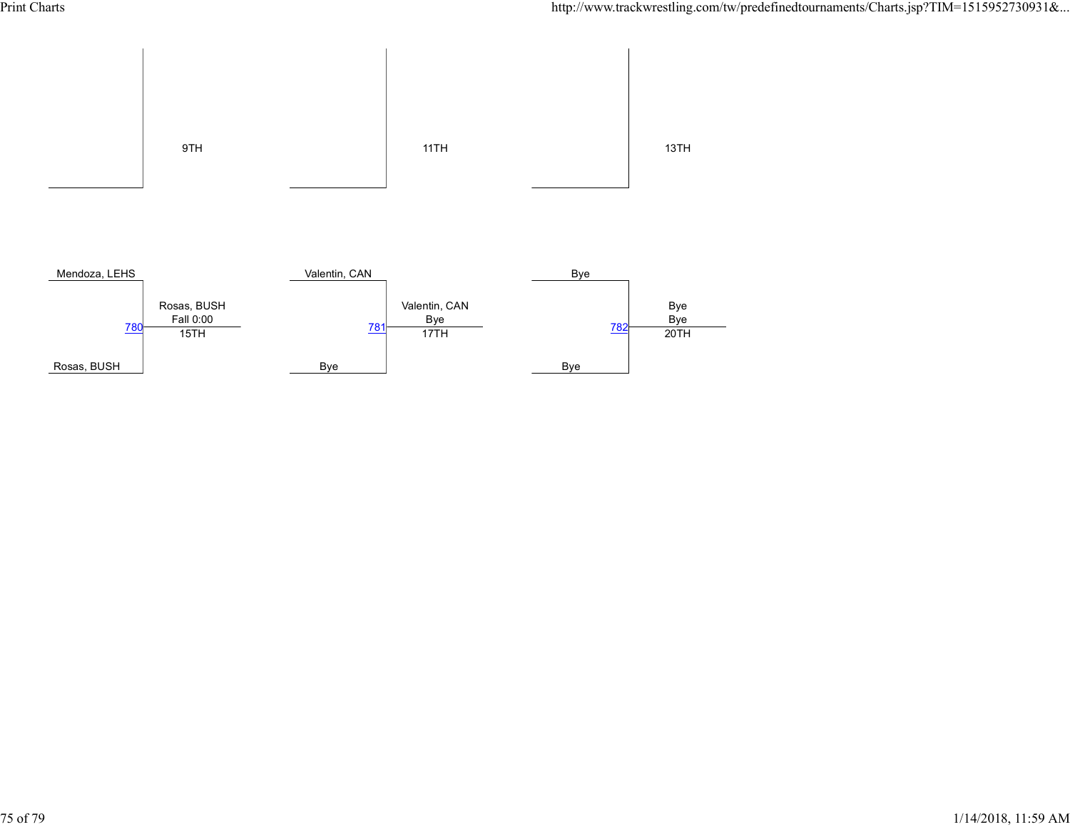9TH

11TH

13TH

| Match | Wrestler 1 | Wrestler 2 | Winner | Result | Place |
|---|---|---|---|---|---|
| 780 | Mendoza, LEHS | Rosas, BUSH | Rosas, BUSH | Fall 0:00 | 15TH |
| 781 | Valentin, CAN | Bye | Valentin, CAN | Bye | 17TH |
| 782 | Bye | Bye | Bye | Bye | 20TH |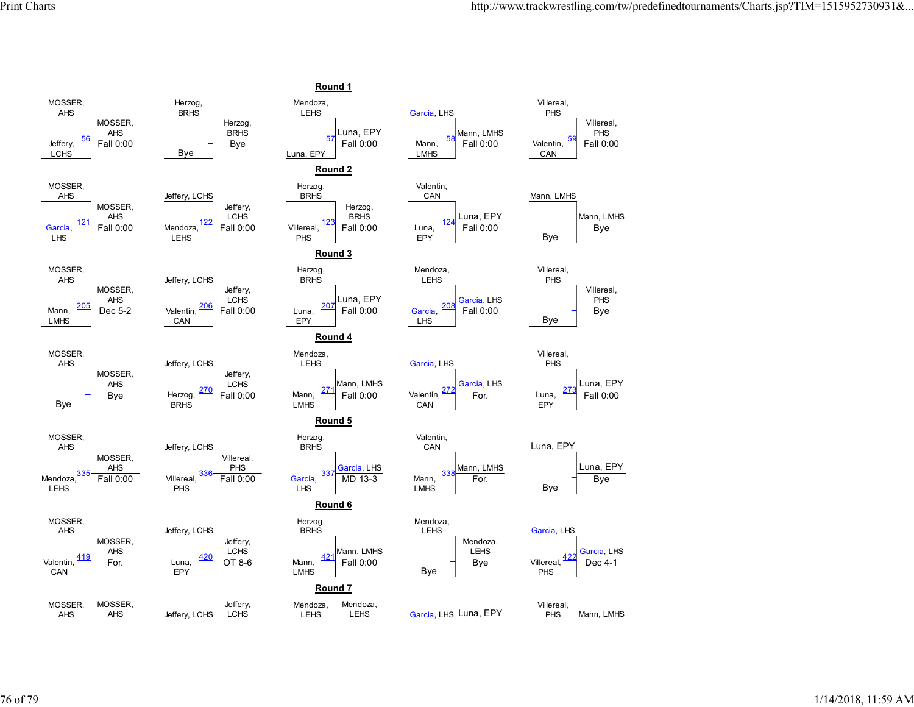Print Charts

## Round 1

| Bout | Wrestler 1 | Wrestler 2 | Winner | Result |
|---|---|---|---|---|
| 56 | MOSSER, AHS | Jeffery, LCHS | MOSSER, AHS | Fall 0:00 |
| – | Herzog, BRHS | Bye | Herzog, BRHS | Bye |
| 57 | Mendoza, LEHS | Luna, EPY | Luna, EPY | Fall 0:00 |
| 58 | Garcia, LHS | Mann, LMHS | Mann, LMHS | Fall 0:00 |
| 59 | Villereal, PHS | Valentin, CAN | Villereal, PHS | Fall 0:00 |

## Round 2

| Bout | Wrestler 1 | Wrestler 2 | Winner | Result |
|---|---|---|---|---|
| 121 | MOSSER, AHS | Garcia, LHS | MOSSER, AHS | Fall 0:00 |
| 122 | Jeffery, LCHS | Mendoza, LEHS | Jeffery, LCHS | Fall 0:00 |
| 123 | Herzog, BRHS | Villereal, PHS | Herzog, BRHS | Fall 0:00 |
| 124 | Valentin, CAN | Luna, EPY | Luna, EPY | Fall 0:00 |
| – | Mann, LMHS | Bye | Mann, LMHS | Bye |

## Round 3

| Bout | Wrestler 1 | Wrestler 2 | Winner | Result |
|---|---|---|---|---|
| 205 | MOSSER, AHS | Mann, LMHS | MOSSER, AHS | Dec 5-2 |
| 206 | Jeffery, LCHS | Valentin, CAN | Jeffery, LCHS | Fall 0:00 |
| 207 | Herzog, BRHS | Luna, EPY | Luna, EPY | Fall 0:00 |
| 208 | Mendoza, LEHS | Garcia, LHS | Garcia, LHS | Fall 0:00 |
| – | Villereal, PHS | Bye | Villereal, PHS | Bye |

## Round 4

| Bout | Wrestler 1 | Wrestler 2 | Winner | Result |
|---|---|---|---|---|
| – | MOSSER, AHS | Bye | MOSSER, AHS | Bye |
| 270 | Jeffery, LCHS | Herzog, BRHS | Jeffery, LCHS | Fall 0:00 |
| 271 | Mendoza, LEHS | Mann, LMHS | Mann, LMHS | Fall 0:00 |
| 272 | Garcia, LHS | Valentin, CAN | Garcia, LHS | For. |
| 273 | Villereal, PHS | Luna, EPY | Luna, EPY | Fall 0:00 |

## Round 5

| Bout | Wrestler 1 | Wrestler 2 | Winner | Result |
|---|---|---|---|---|
| 335 | MOSSER, AHS | Mendoza, LEHS | MOSSER, AHS | Fall 0:00 |
| 336 | Jeffery, LCHS | Villereal, PHS | Villereal, PHS | Fall 0:00 |
| 337 | Herzog, BRHS | Garcia, LHS | Garcia, LHS | MD 13-3 |
| 338 | Valentin, CAN | Mann, LMHS | Mann, LMHS | For. |
| – | Luna, EPY | Bye | Luna, EPY | Bye |

## Round 6

| Bout | Wrestler 1 | Wrestler 2 | Winner | Result |
|---|---|---|---|---|
| 419 | MOSSER, AHS | Valentin, CAN | MOSSER, AHS | For. |
| 420 | Jeffery, LCHS | Luna, EPY | Jeffery, LCHS | OT 8-6 |
| 421 | Herzog, BRHS | Mann, LMHS | Mann, LMHS | Fall 0:00 |
| – | Mendoza, LEHS | Bye | Mendoza, LEHS | Bye |
| 422 | Garcia, LHS | Villereal, PHS | Garcia, LHS | Dec 4-1 |

## Round 7

| Wrestler 1 | Wrestler 2 |
|---|---|
| MOSSER, AHS | MOSSER, AHS |
| Jeffery, LCHS | Jeffery, LCHS |
| Mendoza, LEHS | Mendoza, LEHS |
| Garcia, LHS | Luna, EPY |
| Villereal, PHS | Mann, LMHS |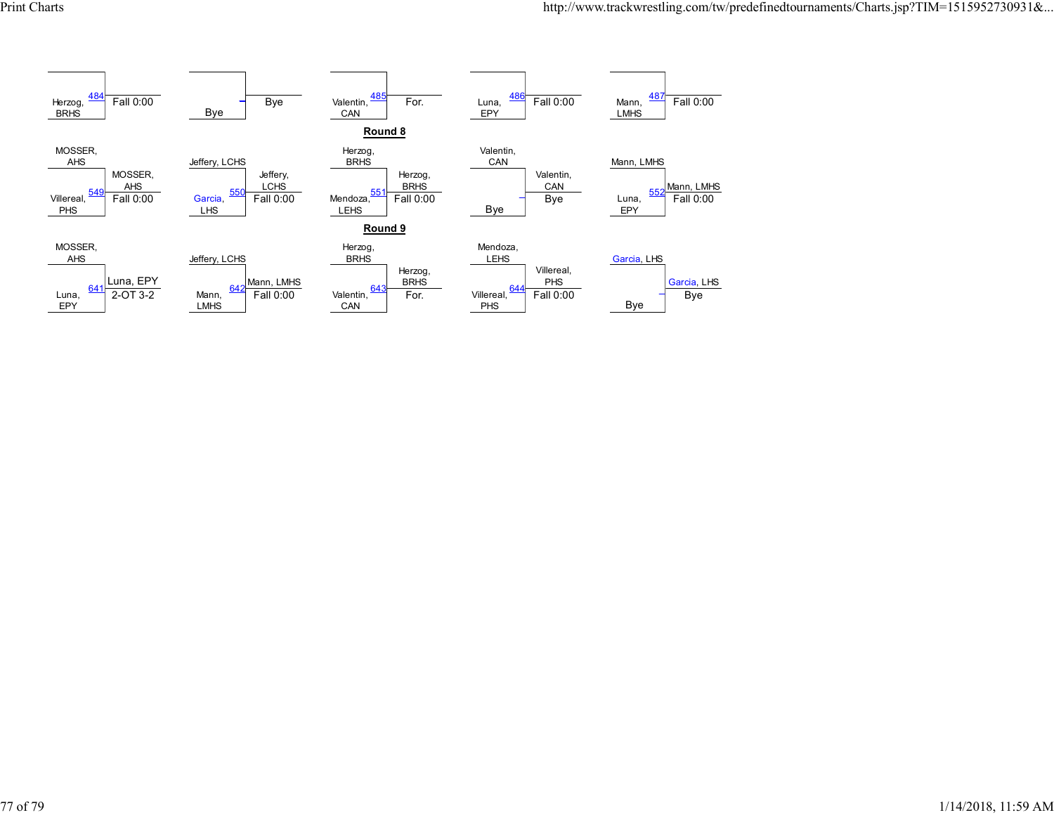| Top | Bottom | Bout | Winner | Result |
|---|---|---|---|---|
| | Herzog, BRHS | 484 | | Fall 0:00 |
| | Bye | | Bye | |
| | Valentin, CAN | 485 | | For. |
| | Luna, EPY | 486 | | Fall 0:00 |
| | Mann, LMHS | 487 | | Fall 0:00 |

**Round 8**

| Top | Bottom | Bout | Winner | Result |
|---|---|---|---|---|
| MOSSER, AHS | Villereal, PHS | 549 | MOSSER, AHS | Fall 0:00 |
| Jeffery, LCHS | Garcia, LHS | 550 | Jeffery, LCHS | Fall 0:00 |
| Herzog, BRHS | Mendoza, LEHS | 551 | Herzog, BRHS | Fall 0:00 |
| Valentin, CAN | Bye | | Valentin, CAN | Bye |
| Mann, LMHS | Luna, EPY | 552 | Mann, LMHS | Fall 0:00 |

**Round 9**

| Top | Bottom | Bout | Winner | Result |
|---|---|---|---|---|
| MOSSER, AHS | Luna, EPY | 641 | Luna, EPY | 2-OT 3-2 |
| Jeffery, LCHS | Mann, LMHS | 642 | Mann, LMHS | Fall 0:00 |
| Herzog, BRHS | Valentin, CAN | 643 | Herzog, BRHS | For. |
| Mendoza, LEHS | Villereal, PHS | 644 | Villereal, PHS | Fall 0:00 |
| Garcia, LHS | Bye | | Garcia, LHS | Bye |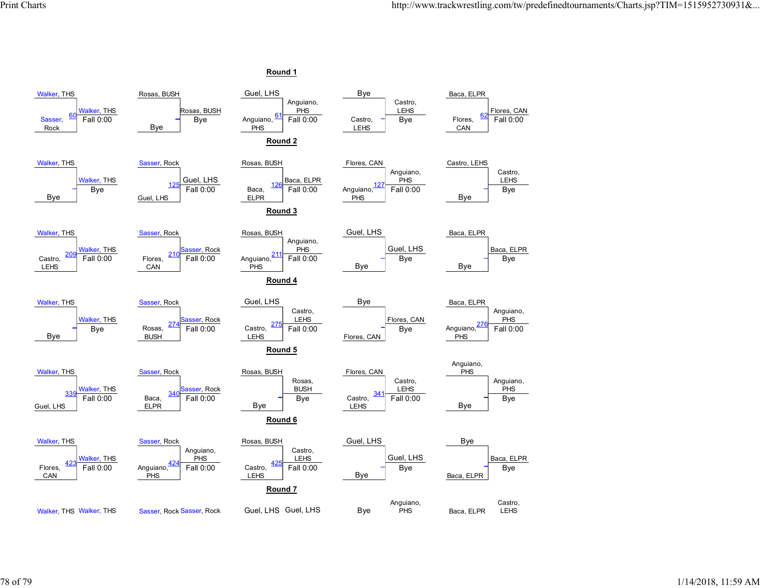## Round 1

| Wrestler 1 | Wrestler 2 | Bout | Winner | Result |
|---|---|---|---|---|
| Walker, THS | Sasser, Rock | 60 | Walker, THS | Fall 0:00 |
| Rosas, BUSH | Bye | | Rosas, BUSH | Bye |
| Guel, LHS | Anguiano, PHS | 61 | Anguiano, PHS | Fall 0:00 |
| Bye | Castro, LEHS | | Castro, LEHS | Bye |
| Baca, ELPR | Flores, CAN | 62 | Flores, CAN | Fall 0:00 |

## Round 2

| Wrestler 1 | Wrestler 2 | Bout | Winner | Result |
|---|---|---|---|---|
| Walker, THS | Bye | | Walker, THS | Bye |
| Sasser, Rock | Guel, LHS | 125 | Guel, LHS | Fall 0:00 |
| Rosas, BUSH | Baca, ELPR | 126 | Baca, ELPR | Fall 0:00 |
| Flores, CAN | Anguiano, PHS | 127 | Anguiano, PHS | Fall 0:00 |
| Castro, LEHS | Bye | | Castro, LEHS | Bye |

## Round 3

| Wrestler 1 | Wrestler 2 | Bout | Winner | Result |
|---|---|---|---|---|
| Walker, THS | Castro, LEHS | 209 | Walker, THS | Fall 0:00 |
| Sasser, Rock | Flores, CAN | 210 | Sasser, Rock | Fall 0:00 |
| Rosas, BUSH | Anguiano, PHS | 211 | Anguiano, PHS | Fall 0:00 |
| Guel, LHS | Bye | | Guel, LHS | Bye |
| Baca, ELPR | Bye | | Baca, ELPR | Bye |

## Round 4

| Wrestler 1 | Wrestler 2 | Bout | Winner | Result |
|---|---|---|---|---|
| Walker, THS | Bye | | Walker, THS | Bye |
| Sasser, Rock | Rosas, BUSH | 274 | Sasser, Rock | Fall 0:00 |
| Guel, LHS | Castro, LEHS | 275 | Castro, LEHS | Fall 0:00 |
| Bye | Flores, CAN | | Flores, CAN | Bye |
| Baca, ELPR | Anguiano, PHS | 276 | Anguiano, PHS | Fall 0:00 |

## Round 5

| Wrestler 1 | Wrestler 2 | Bout | Winner | Result |
|---|---|---|---|---|
| Walker, THS | Guel, LHS | 339 | Walker, THS | Fall 0:00 |
| Sasser, Rock | Baca, ELPR | 340 | Sasser, Rock | Fall 0:00 |
| Rosas, BUSH | Bye | | Rosas, BUSH | Bye |
| Flores, CAN | Castro, LEHS | 341 | Castro, LEHS | Fall 0:00 |
| Anguiano, PHS | Bye | | Anguiano, PHS | Bye |

## Round 6

| Wrestler 1 | Wrestler 2 | Bout | Winner | Result |
|---|---|---|---|---|
| Walker, THS | Flores, CAN | 423 | Walker, THS | Fall 0:00 |
| Sasser, Rock | Anguiano, PHS | 424 | Anguiano, PHS | Fall 0:00 |
| Rosas, BUSH | Castro, LEHS | 425 | Castro, LEHS | Fall 0:00 |
| Guel, LHS | Bye | | Guel, LHS | Bye |
| Bye | Baca, ELPR | | Baca, ELPR | Bye |

## Round 7

| Wrestler 1 | Wrestler 2 |
|---|---|
| Walker, THS | Walker, THS |
| Sasser, Rock | Sasser, Rock |
| Guel, LHS | Guel, LHS |
| Bye | Anguiano, PHS |
| Baca, ELPR | Castro, LEHS |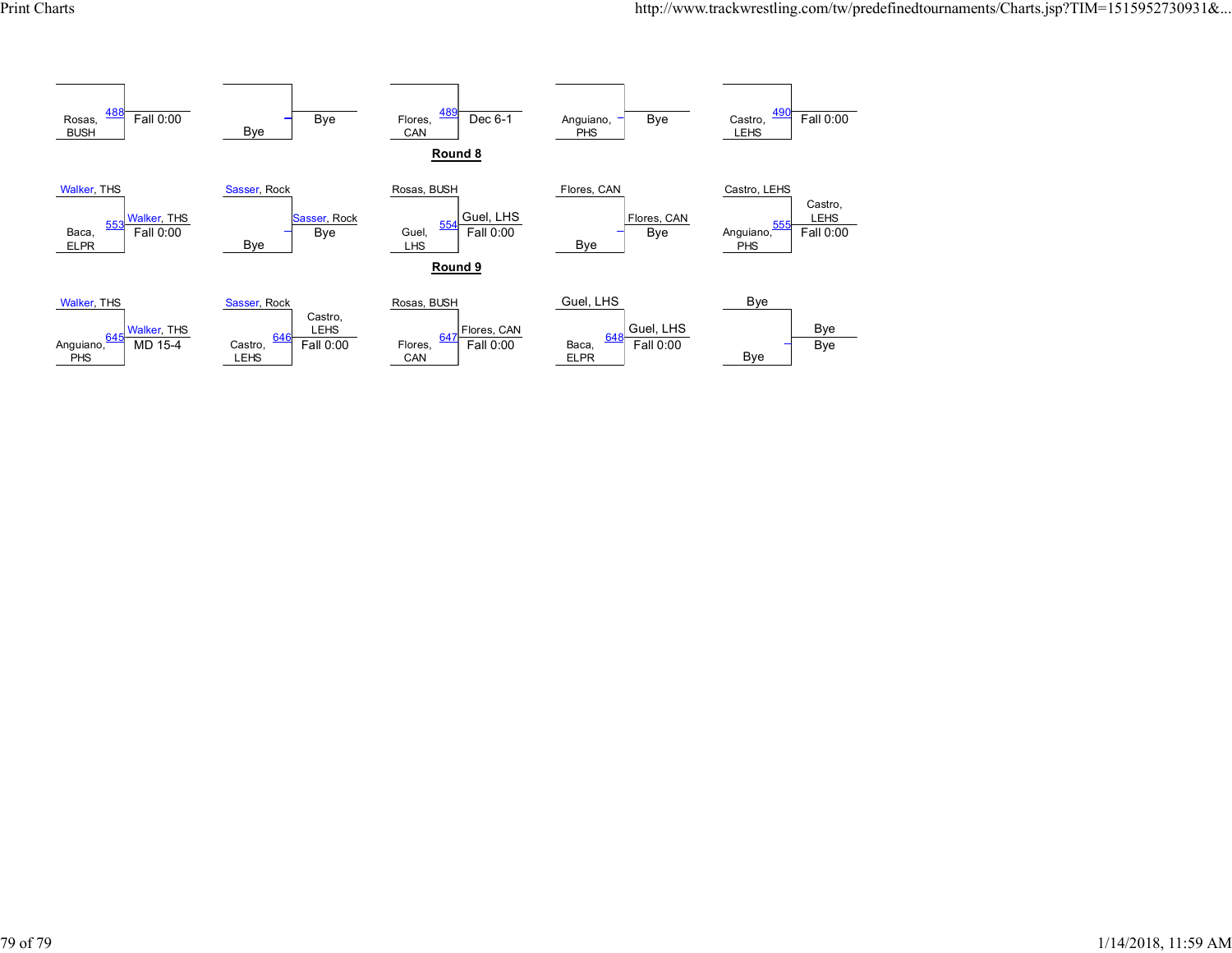Rosas, BUSH 488 Fall 0:00

Bye — Bye

Flores, CAN 489 Dec 6-1

Anguiano, PHS — Bye

Castro, LEHS 490 Fall 0:00

**Round 8**

Walker, THS
Baca, ELPR 553 Walker, THS Fall 0:00

Sasser, Rock
Bye — Sasser, Rock Bye

Rosas, BUSH
Guel, LHS 554 Guel, LHS Fall 0:00

Flores, CAN
Bye — Flores, CAN Bye

Castro, LEHS
Anguiano, PHS 555 Castro, LEHS Fall 0:00

**Round 9**

Walker, THS
Anguiano, PHS 645 Walker, THS MD 15-4

Sasser, Rock
Castro, LEHS 646 Castro, LEHS Fall 0:00

Rosas, BUSH
Flores, CAN 647 Flores, CAN Fall 0:00

Guel, LHS
Baca, ELPR 648 Guel, LHS Fall 0:00

Bye
Bye — Bye Bye